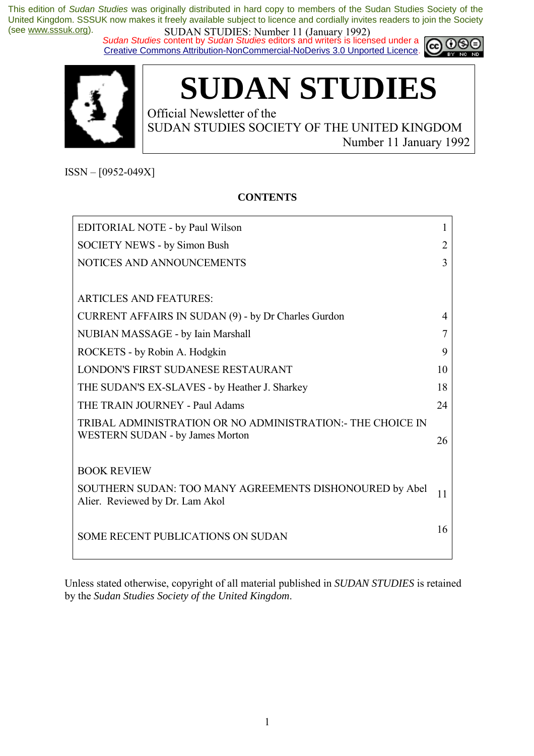This edition of *Sudan Studies* was originally distributed in hard copy to members of the Sudan Studies Society of the United Kingdom. SSSUK now makes it freely available subject to licence and cordially invites readers to join the Society (see www.sssuk.org).

*Sudan Studies* content by *Sudan Studies* editors and writers is licensed under a Creative Commons Attribution-NonCommercial-NoDerivs 3.0 Unported Licence.

# SUDAN STUDIES

Official Newsletter of the
SUDAN STUDIES SOCIETY OF THE UNITED KINGDOM
Number 11 January 1992

ISSN – [0952-049X]

**CONTENTS**

| | |
|---|---|
| EDITORIAL NOTE - by Paul Wilson | 1 |
| SOCIETY NEWS - by Simon Bush | 2 |
| NOTICES AND ANNOUNCEMENTS | 3 |
| | |
| ARTICLES AND FEATURES: | |
| CURRENT AFFAIRS IN SUDAN (9) - by Dr Charles Gurdon | 4 |
| NUBIAN MASSAGE - by Iain Marshall | 7 |
| ROCKETS - by Robin A. Hodgkin | 9 |
| LONDON'S FIRST SUDANESE RESTAURANT | 10 |
| THE SUDAN'S EX-SLAVES - by Heather J. Sharkey | 18 |
| THE TRAIN JOURNEY - Paul Adams | 24 |
| TRIBAL ADMINISTRATION OR NO ADMINISTRATION:- THE CHOICE IN WESTERN SUDAN - by James Morton | 26 |
| | |
| BOOK REVIEW | |
| SOUTHERN SUDAN: TOO MANY AGREEMENTS DISHONOURED by Abel Alier. Reviewed by Dr. Lam Akol | 11 |
| | |
| SOME RECENT PUBLICATIONS ON SUDAN | 16 |

Unless stated otherwise, copyright of all material published in *SUDAN STUDIES* is retained by the *Sudan Studies Society of the United Kingdom*.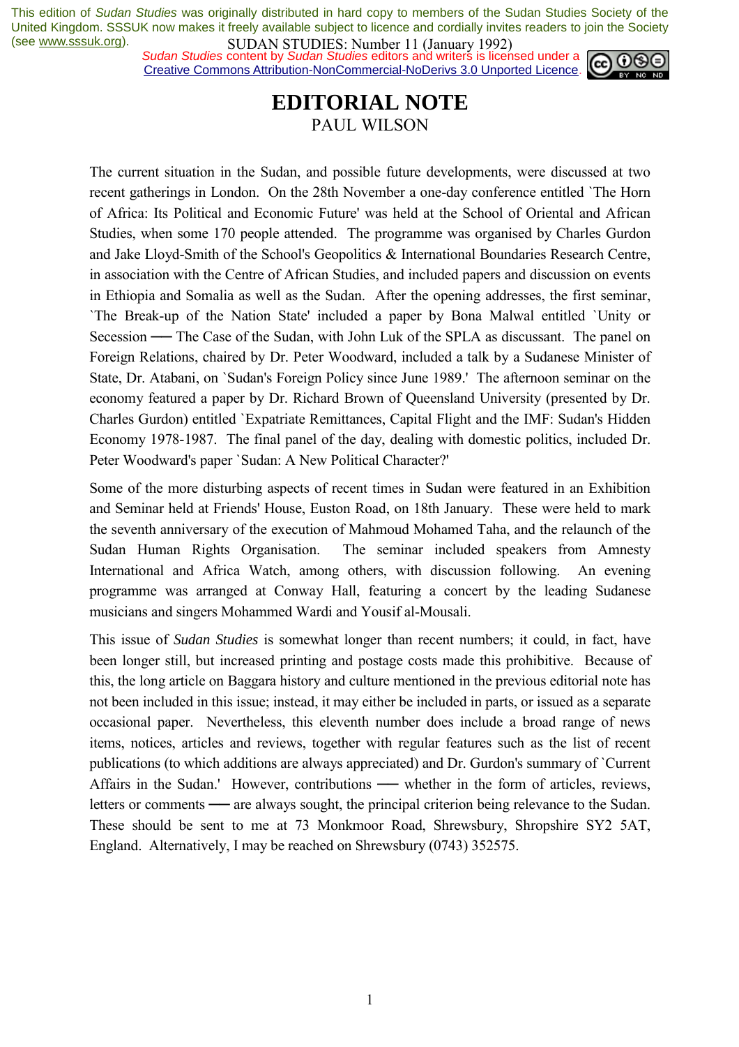# EDITORIAL NOTE

PAUL WILSON

The current situation in the Sudan, and possible future developments, were discussed at two recent gatherings in London. On the 28th November a one-day conference entitled `The Horn of Africa: Its Political and Economic Future' was held at the School of Oriental and African Studies, when some 170 people attended. The programme was organised by Charles Gurdon and Jake Lloyd-Smith of the School's Geopolitics & International Boundaries Research Centre, in association with the Centre of African Studies, and included papers and discussion on events in Ethiopia and Somalia as well as the Sudan. After the opening addresses, the first seminar, `The Break-up of the Nation State' included a paper by Bona Malwal entitled `Unity or Secession ── The Case of the Sudan, with John Luk of the SPLA as discussant. The panel on Foreign Relations, chaired by Dr. Peter Woodward, included a talk by a Sudanese Minister of State, Dr. Atabani, on `Sudan's Foreign Policy since June 1989.' The afternoon seminar on the economy featured a paper by Dr. Richard Brown of Queensland University (presented by Dr. Charles Gurdon) entitled `Expatriate Remittances, Capital Flight and the IMF: Sudan's Hidden Economy 1978-1987. The final panel of the day, dealing with domestic politics, included Dr. Peter Woodward's paper `Sudan: A New Political Character?'

Some of the more disturbing aspects of recent times in Sudan were featured in an Exhibition and Seminar held at Friends' House, Euston Road, on 18th January. These were held to mark the seventh anniversary of the execution of Mahmoud Mohamed Taha, and the relaunch of the Sudan Human Rights Organisation. The seminar included speakers from Amnesty International and Africa Watch, among others, with discussion following. An evening programme was arranged at Conway Hall, featuring a concert by the leading Sudanese musicians and singers Mohammed Wardi and Yousif al-Mousali.

This issue of *Sudan Studies* is somewhat longer than recent numbers; it could, in fact, have been longer still, but increased printing and postage costs made this prohibitive. Because of this, the long article on Baggara history and culture mentioned in the previous editorial note has not been included in this issue; instead, it may either be included in parts, or issued as a separate occasional paper. Nevertheless, this eleventh number does include a broad range of news items, notices, articles and reviews, together with regular features such as the list of recent publications (to which additions are always appreciated) and Dr. Gurdon's summary of `Current Affairs in the Sudan.' However, contributions ── whether in the form of articles, reviews, letters or comments ── are always sought, the principal criterion being relevance to the Sudan. These should be sent to me at 73 Monkmoor Road, Shrewsbury, Shropshire SY2 5AT, England. Alternatively, I may be reached on Shrewsbury (0743) 352575.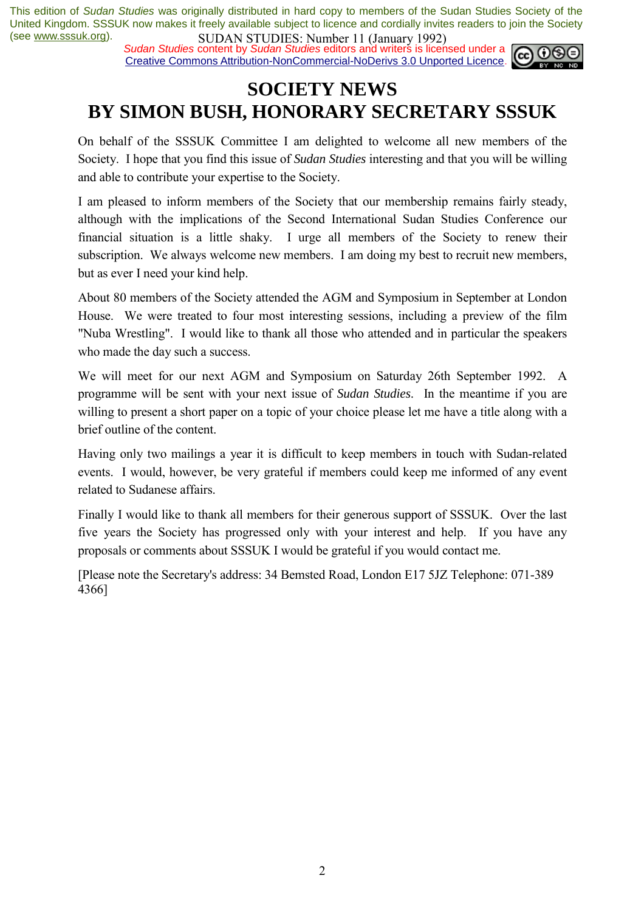# SOCIETY NEWS
# BY SIMON BUSH, HONORARY SECRETARY SSSUK

On behalf of the SSSUK Committee I am delighted to welcome all new members of the Society. I hope that you find this issue of *Sudan Studies* interesting and that you will be willing and able to contribute your expertise to the Society.

I am pleased to inform members of the Society that our membership remains fairly steady, although with the implications of the Second International Sudan Studies Conference our financial situation is a little shaky. I urge all members of the Society to renew their subscription. We always welcome new members. I am doing my best to recruit new members, but as ever I need your kind help.

About 80 members of the Society attended the AGM and Symposium in September at London House. We were treated to four most interesting sessions, including a preview of the film "Nuba Wrestling". I would like to thank all those who attended and in particular the speakers who made the day such a success.

We will meet for our next AGM and Symposium on Saturday 26th September 1992. A programme will be sent with your next issue of *Sudan Studies*. In the meantime if you are willing to present a short paper on a topic of your choice please let me have a title along with a brief outline of the content.

Having only two mailings a year it is difficult to keep members in touch with Sudan-related events. I would, however, be very grateful if members could keep me informed of any event related to Sudanese affairs.

Finally I would like to thank all members for their generous support of SSSUK. Over the last five years the Society has progressed only with your interest and help. If you have any proposals or comments about SSSUK I would be grateful if you would contact me.

[Please note the Secretary's address: 34 Bemsted Road, London E17 5JZ Telephone: 071-389 4366]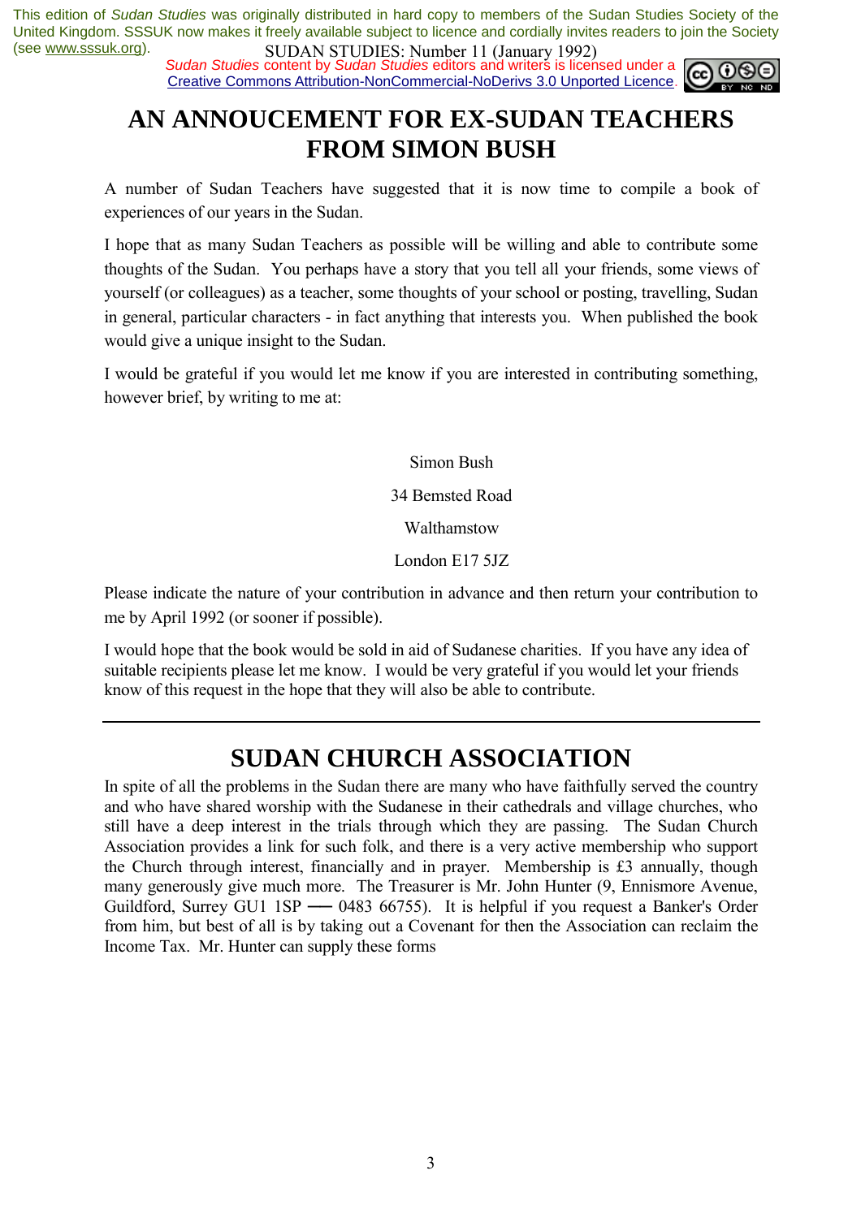# AN ANNOUCEMENT FOR EX-SUDAN TEACHERS FROM SIMON BUSH

A number of Sudan Teachers have suggested that it is now time to compile a book of experiences of our years in the Sudan.

I hope that as many Sudan Teachers as possible will be willing and able to contribute some thoughts of the Sudan. You perhaps have a story that you tell all your friends, some views of yourself (or colleagues) as a teacher, some thoughts of your school or posting, travelling, Sudan in general, particular characters - in fact anything that interests you. When published the book would give a unique insight to the Sudan.

I would be grateful if you would let me know if you are interested in contributing something, however brief, by writing to me at:

Simon Bush

34 Bemsted Road

Walthamstow

London E17 5JZ

Please indicate the nature of your contribution in advance and then return your contribution to me by April 1992 (or sooner if possible).

I would hope that the book would be sold in aid of Sudanese charities. If you have any idea of suitable recipients please let me know. I would be very grateful if you would let your friends know of this request in the hope that they will also be able to contribute.

---

# SUDAN CHURCH ASSOCIATION

In spite of all the problems in the Sudan there are many who have faithfully served the country and who have shared worship with the Sudanese in their cathedrals and village churches, who still have a deep interest in the trials through which they are passing. The Sudan Church Association provides a link for such folk, and there is a very active membership who support the Church through interest, financially and in prayer. Membership is £3 annually, though many generously give much more. The Treasurer is Mr. John Hunter (9, Ennismore Avenue, Guildford, Surrey GU1 1SP — 0483 66755). It is helpful if you request a Banker's Order from him, but best of all is by taking out a Covenant for then the Association can reclaim the Income Tax. Mr. Hunter can supply these forms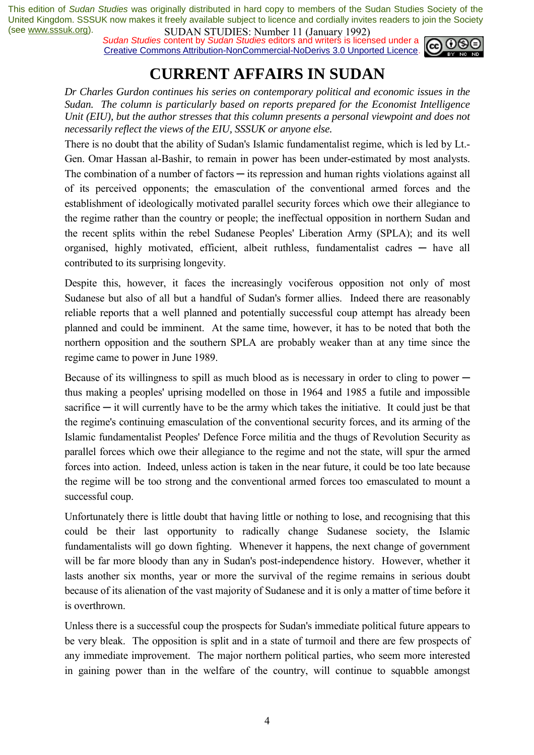This edition of *Sudan Studies* was originally distributed in hard copy to members of the Sudan Studies Society of the United Kingdom. SSSUK now makes it freely available subject to licence and cordially invites readers to join the Society (see www.sssuk.org).

*Sudan Studies* content by *Sudan Studies* editors and writers is licensed under a Creative Commons Attribution-NonCommercial-NoDerivs 3.0 Unported Licence.

# CURRENT AFFAIRS IN SUDAN

*Dr Charles Gurdon continues his series on contemporary political and economic issues in the Sudan. The column is particularly based on reports prepared for the Economist Intelligence Unit (EIU), but the author stresses that this column presents a personal viewpoint and does not necessarily reflect the views of the EIU, SSSUK or anyone else.*

There is no doubt that the ability of Sudan's Islamic fundamentalist regime, which is led by Lt.-Gen. Omar Hassan al-Bashir, to remain in power has been under-estimated by most analysts. The combination of a number of factors ─ its repression and human rights violations against all of its perceived opponents; the emasculation of the conventional armed forces and the establishment of ideologically motivated parallel security forces which owe their allegiance to the regime rather than the country or people; the ineffectual opposition in northern Sudan and the recent splits within the rebel Sudanese Peoples' Liberation Army (SPLA); and its well organised, highly motivated, efficient, albeit ruthless, fundamentalist cadres ─ have all contributed to its surprising longevity.

Despite this, however, it faces the increasingly vociferous opposition not only of most Sudanese but also of all but a handful of Sudan's former allies. Indeed there are reasonably reliable reports that a well planned and potentially successful coup attempt has already been planned and could be imminent. At the same time, however, it has to be noted that both the northern opposition and the southern SPLA are probably weaker than at any time since the regime came to power in June 1989.

Because of its willingness to spill as much blood as is necessary in order to cling to power ─ thus making a peoples' uprising modelled on those in 1964 and 1985 a futile and impossible sacrifice ─ it will currently have to be the army which takes the initiative. It could just be that the regime's continuing emasculation of the conventional security forces, and its arming of the Islamic fundamentalist Peoples' Defence Force militia and the thugs of Revolution Security as parallel forces which owe their allegiance to the regime and not the state, will spur the armed forces into action. Indeed, unless action is taken in the near future, it could be too late because the regime will be too strong and the conventional armed forces too emasculated to mount a successful coup.

Unfortunately there is little doubt that having little or nothing to lose, and recognising that this could be their last opportunity to radically change Sudanese society, the Islamic fundamentalists will go down fighting. Whenever it happens, the next change of government will be far more bloody than any in Sudan's post-independence history. However, whether it lasts another six months, year or more the survival of the regime remains in serious doubt because of its alienation of the vast majority of Sudanese and it is only a matter of time before it is overthrown.

Unless there is a successful coup the prospects for Sudan's immediate political future appears to be very bleak. The opposition is split and in a state of turmoil and there are few prospects of any immediate improvement. The major northern political parties, who seem more interested in gaining power than in the welfare of the country, will continue to squabble amongst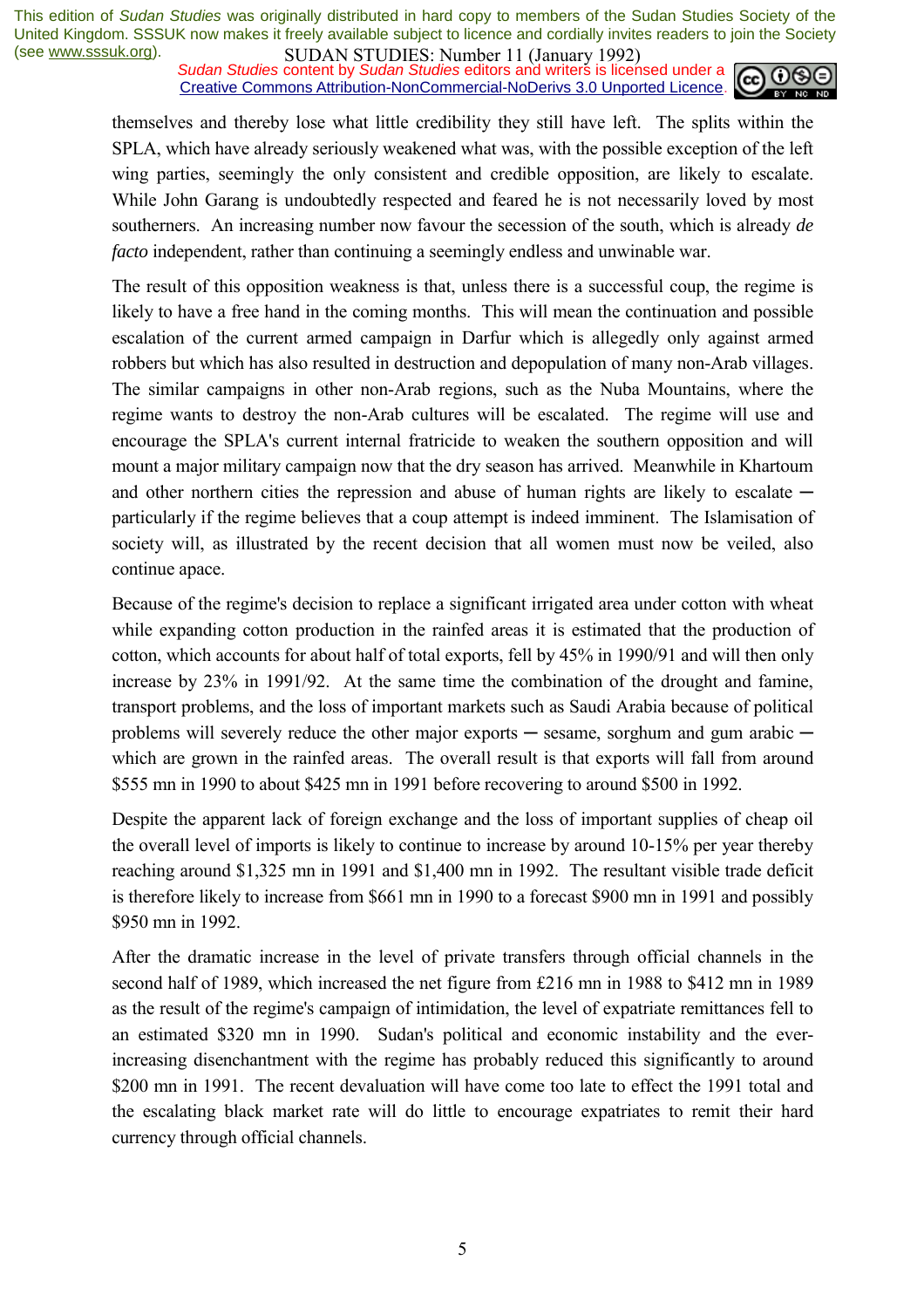themselves and thereby lose what little credibility they still have left. The splits within the SPLA, which have already seriously weakened what was, with the possible exception of the left wing parties, seemingly the only consistent and credible opposition, are likely to escalate. While John Garang is undoubtedly respected and feared he is not necessarily loved by most southerners. An increasing number now favour the secession of the south, which is already *de facto* independent, rather than continuing a seemingly endless and unwinable war.

The result of this opposition weakness is that, unless there is a successful coup, the regime is likely to have a free hand in the coming months. This will mean the continuation and possible escalation of the current armed campaign in Darfur which is allegedly only against armed robbers but which has also resulted in destruction and depopulation of many non-Arab villages. The similar campaigns in other non-Arab regions, such as the Nuba Mountains, where the regime wants to destroy the non-Arab cultures will be escalated. The regime will use and encourage the SPLA's current internal fratricide to weaken the southern opposition and will mount a major military campaign now that the dry season has arrived. Meanwhile in Khartoum and other northern cities the repression and abuse of human rights are likely to escalate ─ particularly if the regime believes that a coup attempt is indeed imminent. The Islamisation of society will, as illustrated by the recent decision that all women must now be veiled, also continue apace.

Because of the regime's decision to replace a significant irrigated area under cotton with wheat while expanding cotton production in the rainfed areas it is estimated that the production of cotton, which accounts for about half of total exports, fell by 45% in 1990/91 and will then only increase by 23% in 1991/92. At the same time the combination of the drought and famine, transport problems, and the loss of important markets such as Saudi Arabia because of political problems will severely reduce the other major exports ─ sesame, sorghum and gum arabic ─ which are grown in the rainfed areas. The overall result is that exports will fall from around $555 mn in 1990 to about $425 mn in 1991 before recovering to around $500 in 1992.

Despite the apparent lack of foreign exchange and the loss of important supplies of cheap oil the overall level of imports is likely to continue to increase by around 10-15% per year thereby reaching around $1,325 mn in 1991 and $1,400 mn in 1992. The resultant visible trade deficit is therefore likely to increase from $661 mn in 1990 to a forecast $900 mn in 1991 and possibly $950 mn in 1992.

After the dramatic increase in the level of private transfers through official channels in the second half of 1989, which increased the net figure from £216 mn in 1988 to $412 mn in 1989 as the result of the regime's campaign of intimidation, the level of expatriate remittances fell to an estimated $320 mn in 1990. Sudan's political and economic instability and the ever-increasing disenchantment with the regime has probably reduced this significantly to around $200 mn in 1991. The recent devaluation will have come too late to effect the 1991 total and the escalating black market rate will do little to encourage expatriates to remit their hard currency through official channels.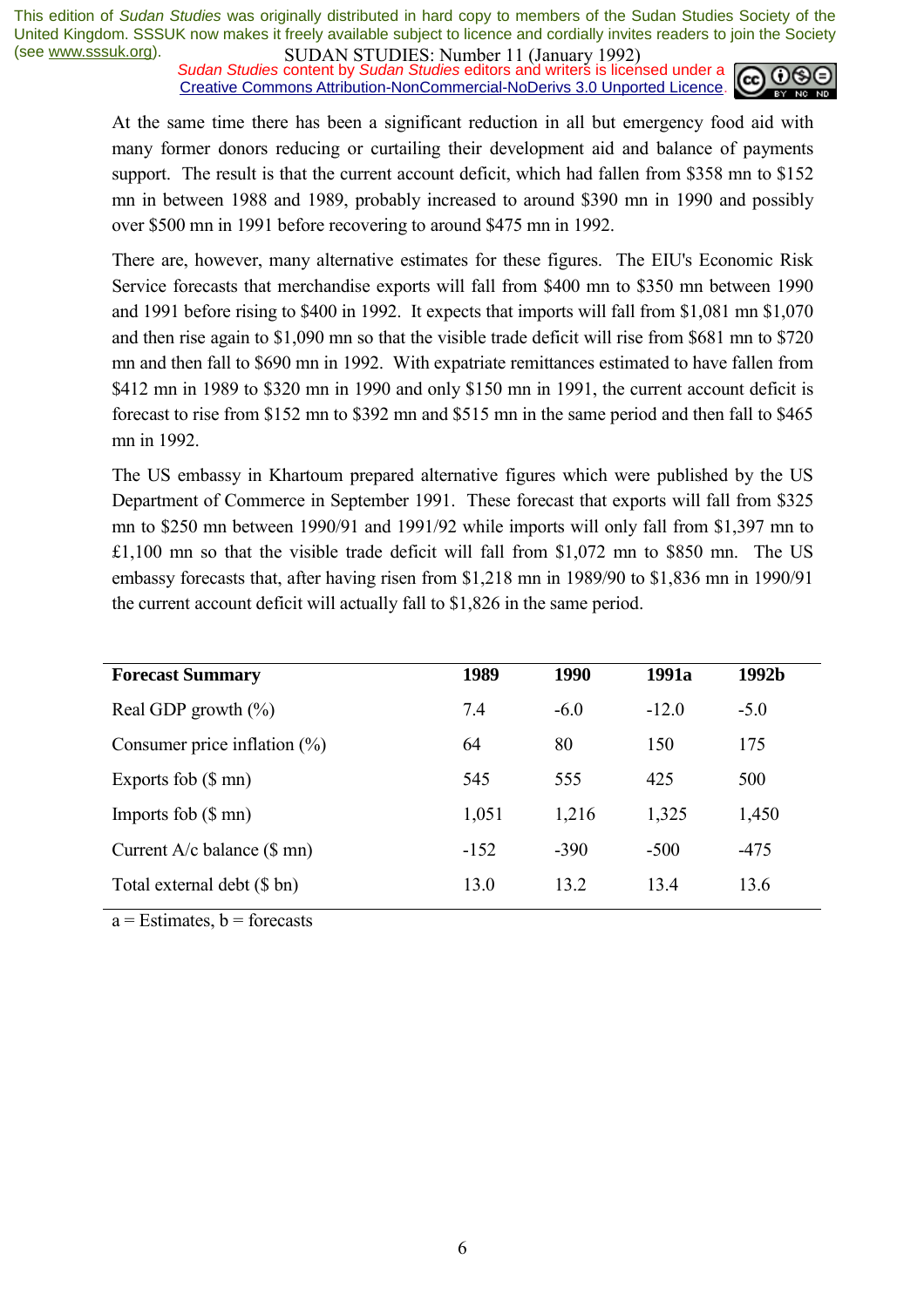At the same time there has been a significant reduction in all but emergency food aid with many former donors reducing or curtailing their development aid and balance of payments support. The result is that the current account deficit, which had fallen from $358 mn to $152 mn in between 1988 and 1989, probably increased to around $390 mn in 1990 and possibly over $500 mn in 1991 before recovering to around $475 mn in 1992.

There are, however, many alternative estimates for these figures. The EIU's Economic Risk Service forecasts that merchandise exports will fall from $400 mn to $350 mn between 1990 and 1991 before rising to $400 in 1992. It expects that imports will fall from $1,081 mn $1,070 and then rise again to $1,090 mn so that the visible trade deficit will rise from $681 mn to $720 mn and then fall to $690 mn in 1992. With expatriate remittances estimated to have fallen from $412 mn in 1989 to $320 mn in 1990 and only $150 mn in 1991, the current account deficit is forecast to rise from $152 mn to $392 mn and $515 mn in the same period and then fall to $465 mn in 1992.

The US embassy in Khartoum prepared alternative figures which were published by the US Department of Commerce in September 1991. These forecast that exports will fall from $325 mn to $250 mn between 1990/91 and 1991/92 while imports will only fall from $1,397 mn to £1,100 mn so that the visible trade deficit will fall from $1,072 mn to $850 mn. The US embassy forecasts that, after having risen from $1,218 mn in 1989/90 to $1,836 mn in 1990/91 the current account deficit will actually fall to $1,826 in the same period.

| **Forecast Summary** | **1989** | **1990** | **1991a** | **1992b** |
|---|---|---|---|---|
| Real GDP growth (%) | 7.4 | -6.0 | -12.0 | -5.0 |
| Consumer price inflation (%) | 64 | 80 | 150 | 175 |
| Exports fob ($ mn) | 545 | 555 | 425 | 500 |
| Imports fob ($ mn) | 1,051 | 1,216 | 1,325 | 1,450 |
| Current A/c balance ($ mn) | -152 | -390 | -500 | -475 |
| Total external debt ($ bn) | 13.0 | 13.2 | 13.4 | 13.6 |

a = Estimates, b = forecasts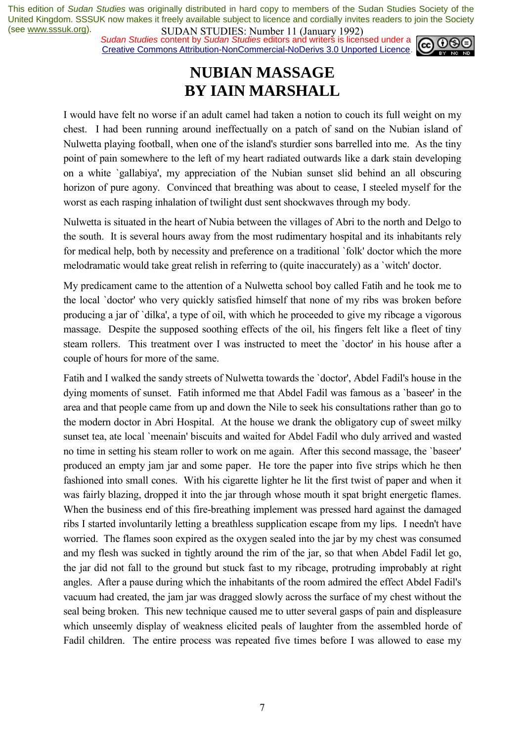This edition of *Sudan Studies* was originally distributed in hard copy to members of the Sudan Studies Society of the United Kingdom. SSSUK now makes it freely available subject to licence and cordially invites readers to join the Society (see www.sssuk.org).

*Sudan Studies* content by *Sudan Studies* editors and writers is licensed under a Creative Commons Attribution-NonCommercial-NoDerivs 3.0 Unported Licence.

# NUBIAN MASSAGE
# BY IAIN MARSHALL

I would have felt no worse if an adult camel had taken a notion to couch its full weight on my chest. I had been running around ineffectually on a patch of sand on the Nubian island of Nulwetta playing football, when one of the island's sturdier sons barrelled into me. As the tiny point of pain somewhere to the left of my heart radiated outwards like a dark stain developing on a white `gallabiya', my appreciation of the Nubian sunset slid behind an all obscuring horizon of pure agony. Convinced that breathing was about to cease, I steeled myself for the worst as each rasping inhalation of twilight dust sent shockwaves through my body.

Nulwetta is situated in the heart of Nubia between the villages of Abri to the north and Delgo to the south. It is several hours away from the most rudimentary hospital and its inhabitants rely for medical help, both by necessity and preference on a traditional `folk' doctor which the more melodramatic would take great relish in referring to (quite inaccurately) as a `witch' doctor.

My predicament came to the attention of a Nulwetta school boy called Fatih and he took me to the local `doctor' who very quickly satisfied himself that none of my ribs was broken before producing a jar of `dilka', a type of oil, with which he proceeded to give my ribcage a vigorous massage. Despite the supposed soothing effects of the oil, his fingers felt like a fleet of tiny steam rollers. This treatment over I was instructed to meet the `doctor' in his house after a couple of hours for more of the same.

Fatih and I walked the sandy streets of Nulwetta towards the `doctor', Abdel Fadil's house in the dying moments of sunset. Fatih informed me that Abdel Fadil was famous as a `baseer' in the area and that people came from up and down the Nile to seek his consultations rather than go to the modern doctor in Abri Hospital. At the house we drank the obligatory cup of sweet milky sunset tea, ate local `meenain' biscuits and waited for Abdel Fadil who duly arrived and wasted no time in setting his steam roller to work on me again. After this second massage, the `baseer' produced an empty jam jar and some paper. He tore the paper into five strips which he then fashioned into small cones. With his cigarette lighter he lit the first twist of paper and when it was fairly blazing, dropped it into the jar through whose mouth it spat bright energetic flames. When the business end of this fire-breathing implement was pressed hard against the damaged ribs I started involuntarily letting a breathless supplication escape from my lips. I needn't have worried. The flames soon expired as the oxygen sealed into the jar by my chest was consumed and my flesh was sucked in tightly around the rim of the jar, so that when Abdel Fadil let go, the jar did not fall to the ground but stuck fast to my ribcage, protruding improbably at right angles. After a pause during which the inhabitants of the room admired the effect Abdel Fadil's vacuum had created, the jam jar was dragged slowly across the surface of my chest without the seal being broken. This new technique caused me to utter several gasps of pain and displeasure which unseemly display of weakness elicited peals of laughter from the assembled horde of Fadil children. The entire process was repeated five times before I was allowed to ease my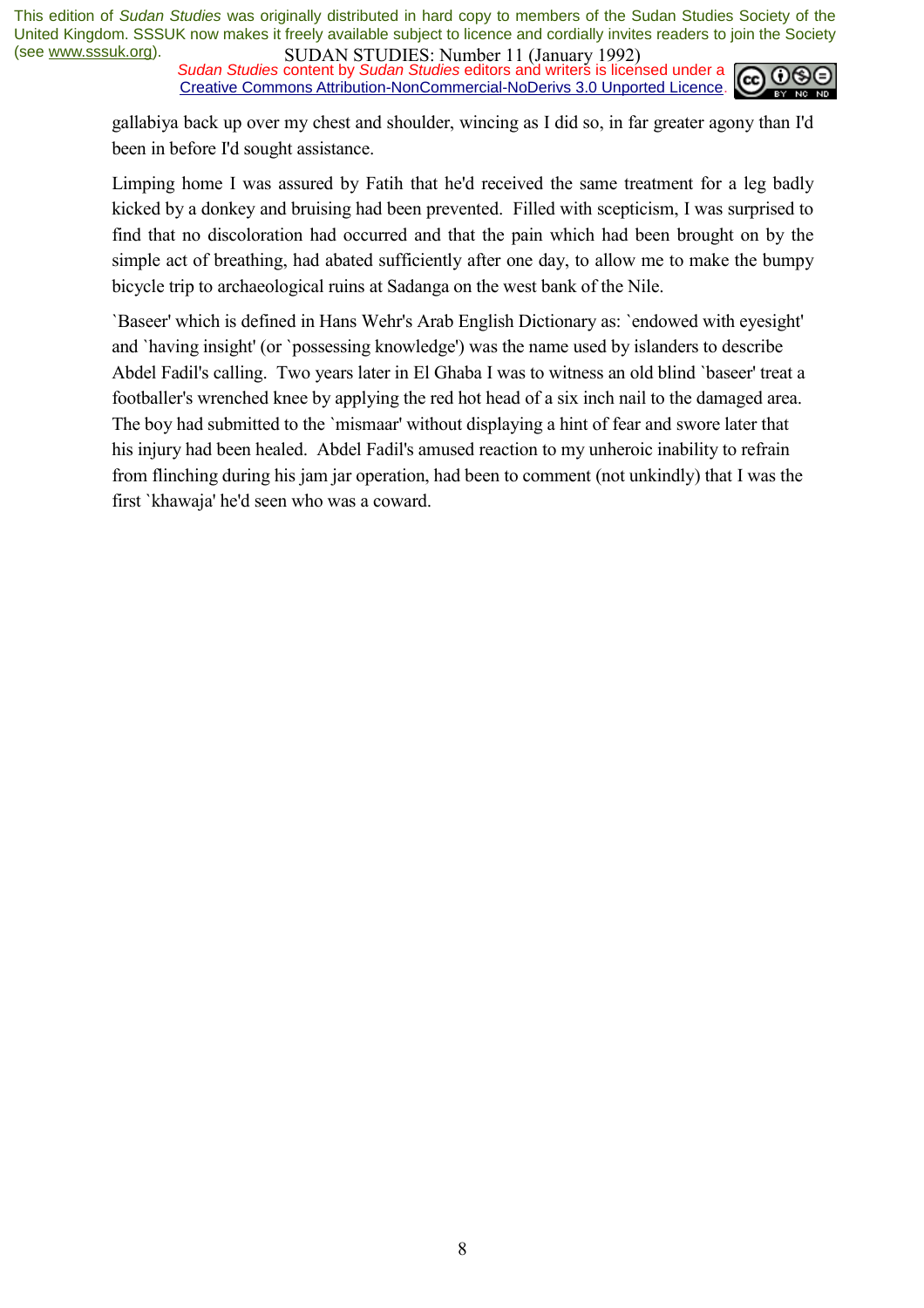gallabiya back up over my chest and shoulder, wincing as I did so, in far greater agony than I'd been in before I'd sought assistance.

Limping home I was assured by Fatih that he'd received the same treatment for a leg badly kicked by a donkey and bruising had been prevented. Filled with scepticism, I was surprised to find that no discoloration had occurred and that the pain which had been brought on by the simple act of breathing, had abated sufficiently after one day, to allow me to make the bumpy bicycle trip to archaeological ruins at Sadanga on the west bank of the Nile.

`Baseer' which is defined in Hans Wehr's Arab English Dictionary as: `endowed with eyesight' and `having insight' (or `possessing knowledge') was the name used by islanders to describe Abdel Fadil's calling. Two years later in El Ghaba I was to witness an old blind `baseer' treat a footballer's wrenched knee by applying the red hot head of a six inch nail to the damaged area. The boy had submitted to the `mismaar' without displaying a hint of fear and swore later that his injury had been healed. Abdel Fadil's amused reaction to my unheroic inability to refrain from flinching during his jam jar operation, had been to comment (not unkindly) that I was the first `khawaja' he'd seen who was a coward.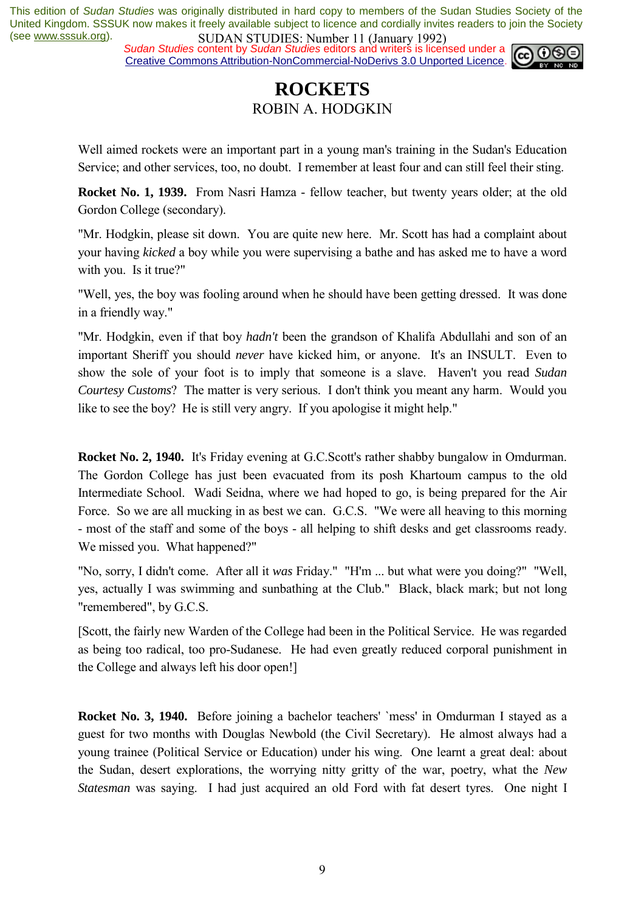This edition of *Sudan Studies* was originally distributed in hard copy to members of the Sudan Studies Society of the United Kingdom. SSSUK now makes it freely available subject to licence and cordially invites readers to join the Society (see www.sssuk.org).

*Sudan Studies* content by *Sudan Studies* editors and writers is licensed under a Creative Commons Attribution-NonCommercial-NoDerivs 3.0 Unported Licence.

# ROCKETS

ROBIN A. HODGKIN

Well aimed rockets were an important part in a young man's training in the Sudan's Education Service; and other services, too, no doubt. I remember at least four and can still feel their sting.

**Rocket No. 1, 1939.** From Nasri Hamza - fellow teacher, but twenty years older; at the old Gordon College (secondary).

"Mr. Hodgkin, please sit down. You are quite new here. Mr. Scott has had a complaint about your having *kicked* a boy while you were supervising a bathe and has asked me to have a word with you. Is it true?"

"Well, yes, the boy was fooling around when he should have been getting dressed. It was done in a friendly way."

"Mr. Hodgkin, even if that boy *hadn't* been the grandson of Khalifa Abdullahi and son of an important Sheriff you should *never* have kicked him, or anyone. It's an INSULT. Even to show the sole of your foot is to imply that someone is a slave. Haven't you read *Sudan Courtesy Customs*? The matter is very serious. I don't think you meant any harm. Would you like to see the boy? He is still very angry. If you apologise it might help."

**Rocket No. 2, 1940.** It's Friday evening at G.C.Scott's rather shabby bungalow in Omdurman. The Gordon College has just been evacuated from its posh Khartoum campus to the old Intermediate School. Wadi Seidna, where we had hoped to go, is being prepared for the Air Force. So we are all mucking in as best we can. G.C.S. "We were all heaving to this morning - most of the staff and some of the boys - all helping to shift desks and get classrooms ready. We missed you. What happened?"

"No, sorry, I didn't come. After all it *was* Friday." "H'm ... but what were you doing?" "Well, yes, actually I was swimming and sunbathing at the Club." Black, black mark; but not long "remembered", by G.C.S.

[Scott, the fairly new Warden of the College had been in the Political Service. He was regarded as being too radical, too pro-Sudanese. He had even greatly reduced corporal punishment in the College and always left his door open!]

**Rocket No. 3, 1940.** Before joining a bachelor teachers' `mess' in Omdurman I stayed as a guest for two months with Douglas Newbold (the Civil Secretary). He almost always had a young trainee (Political Service or Education) under his wing. One learnt a great deal: about the Sudan, desert explorations, the worrying nitty gritty of the war, poetry, what the *New Statesman* was saying. I had just acquired an old Ford with fat desert tyres. One night I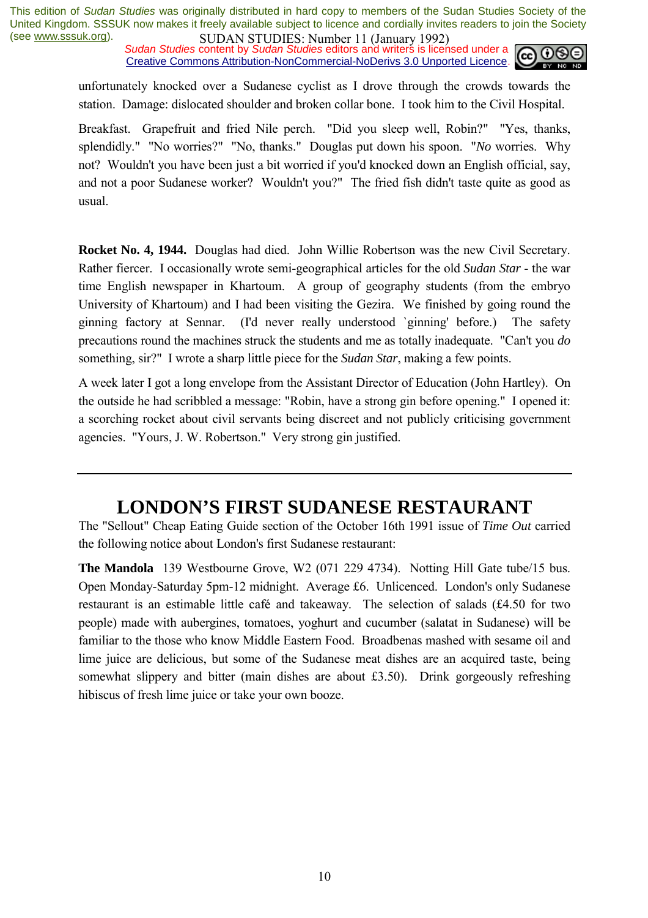unfortunately knocked over a Sudanese cyclist as I drove through the crowds towards the station. Damage: dislocated shoulder and broken collar bone. I took him to the Civil Hospital.

Breakfast. Grapefruit and fried Nile perch. "Did you sleep well, Robin?" "Yes, thanks, splendidly." "No worries?" "No, thanks." Douglas put down his spoon. "*No* worries. Why not? Wouldn't you have been just a bit worried if you'd knocked down an English official, say, and not a poor Sudanese worker? Wouldn't you?" The fried fish didn't taste quite as good as usual.

**Rocket No. 4, 1944.** Douglas had died. John Willie Robertson was the new Civil Secretary. Rather fiercer. I occasionally wrote semi-geographical articles for the old *Sudan Star* - the war time English newspaper in Khartoum. A group of geography students (from the embryo University of Khartoum) and I had been visiting the Gezira. We finished by going round the ginning factory at Sennar. (I'd never really understood `ginning' before.) The safety precautions round the machines struck the students and me as totally inadequate. "Can't you *do* something, sir?" I wrote a sharp little piece for the *Sudan Star*, making a few points.

A week later I got a long envelope from the Assistant Director of Education (John Hartley). On the outside he had scribbled a message: "Robin, have a strong gin before opening." I opened it: a scorching rocket about civil servants being discreet and not publicly criticising government agencies. "Yours, J. W. Robertson." Very strong gin justified.

---

# LONDON'S FIRST SUDANESE RESTAURANT

The "Sellout" Cheap Eating Guide section of the October 16th 1991 issue of *Time Out* carried the following notice about London's first Sudanese restaurant:

**The Mandola** 139 Westbourne Grove, W2 (071 229 4734). Notting Hill Gate tube/15 bus. Open Monday-Saturday 5pm-12 midnight. Average £6. Unlicenced. London's only Sudanese restaurant is an estimable little café and takeaway. The selection of salads (£4.50 for two people) made with aubergines, tomatoes, yoghurt and cucumber (salatat in Sudanese) will be familiar to the those who know Middle Eastern Food. Broadbenas mashed with sesame oil and lime juice are delicious, but some of the Sudanese meat dishes are an acquired taste, being somewhat slippery and bitter (main dishes are about £3.50). Drink gorgeously refreshing hibiscus of fresh lime juice or take your own booze.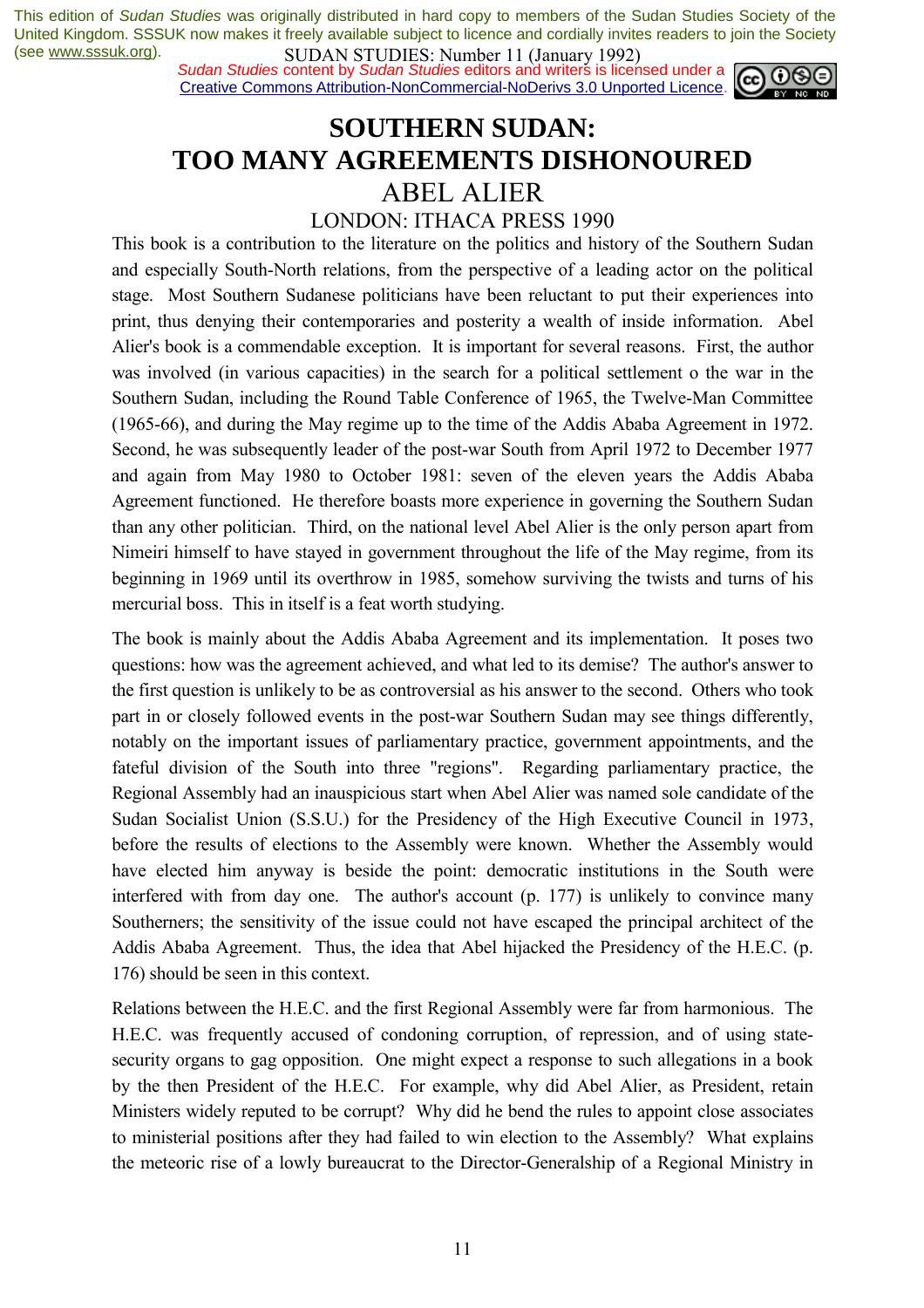This edition of *Sudan Studies* was originally distributed in hard copy to members of the Sudan Studies Society of the United Kingdom. SSSUK now makes it freely available subject to licence and cordially invites readers to join the Society (see www.sssuk.org).

*Sudan Studies* content by *Sudan Studies* editors and writers is licensed under a Creative Commons Attribution-NonCommercial-NoDerivs 3.0 Unported Licence.

# SOUTHERN SUDAN: TOO MANY AGREEMENTS DISHONOURED

## ABEL ALIER

### LONDON: ITHACA PRESS 1990

This book is a contribution to the literature on the politics and history of the Southern Sudan and especially South-North relations, from the perspective of a leading actor on the political stage. Most Southern Sudanese politicians have been reluctant to put their experiences into print, thus denying their contemporaries and posterity a wealth of inside information. Abel Alier's book is a commendable exception. It is important for several reasons. First, the author was involved (in various capacities) in the search for a political settlement o the war in the Southern Sudan, including the Round Table Conference of 1965, the Twelve-Man Committee (1965-66), and during the May regime up to the time of the Addis Ababa Agreement in 1972. Second, he was subsequently leader of the post-war South from April 1972 to December 1977 and again from May 1980 to October 1981: seven of the eleven years the Addis Ababa Agreement functioned. He therefore boasts more experience in governing the Southern Sudan than any other politician. Third, on the national level Abel Alier is the only person apart from Nimeiri himself to have stayed in government throughout the life of the May regime, from its beginning in 1969 until its overthrow in 1985, somehow surviving the twists and turns of his mercurial boss. This in itself is a feat worth studying.

The book is mainly about the Addis Ababa Agreement and its implementation. It poses two questions: how was the agreement achieved, and what led to its demise? The author's answer to the first question is unlikely to be as controversial as his answer to the second. Others who took part in or closely followed events in the post-war Southern Sudan may see things differently, notably on the important issues of parliamentary practice, government appointments, and the fateful division of the South into three "regions". Regarding parliamentary practice, the Regional Assembly had an inauspicious start when Abel Alier was named sole candidate of the Sudan Socialist Union (S.S.U.) for the Presidency of the High Executive Council in 1973, before the results of elections to the Assembly were known. Whether the Assembly would have elected him anyway is beside the point: democratic institutions in the South were interfered with from day one. The author's account (p. 177) is unlikely to convince many Southerners; the sensitivity of the issue could not have escaped the principal architect of the Addis Ababa Agreement. Thus, the idea that Abel hijacked the Presidency of the H.E.C. (p. 176) should be seen in this context.

Relations between the H.E.C. and the first Regional Assembly were far from harmonious. The H.E.C. was frequently accused of condoning corruption, of repression, and of using state-security organs to gag opposition. One might expect a response to such allegations in a book by the then President of the H.E.C. For example, why did Abel Alier, as President, retain Ministers widely reputed to be corrupt? Why did he bend the rules to appoint close associates to ministerial positions after they had failed to win election to the Assembly? What explains the meteoric rise of a lowly bureaucrat to the Director-Generalship of a Regional Ministry in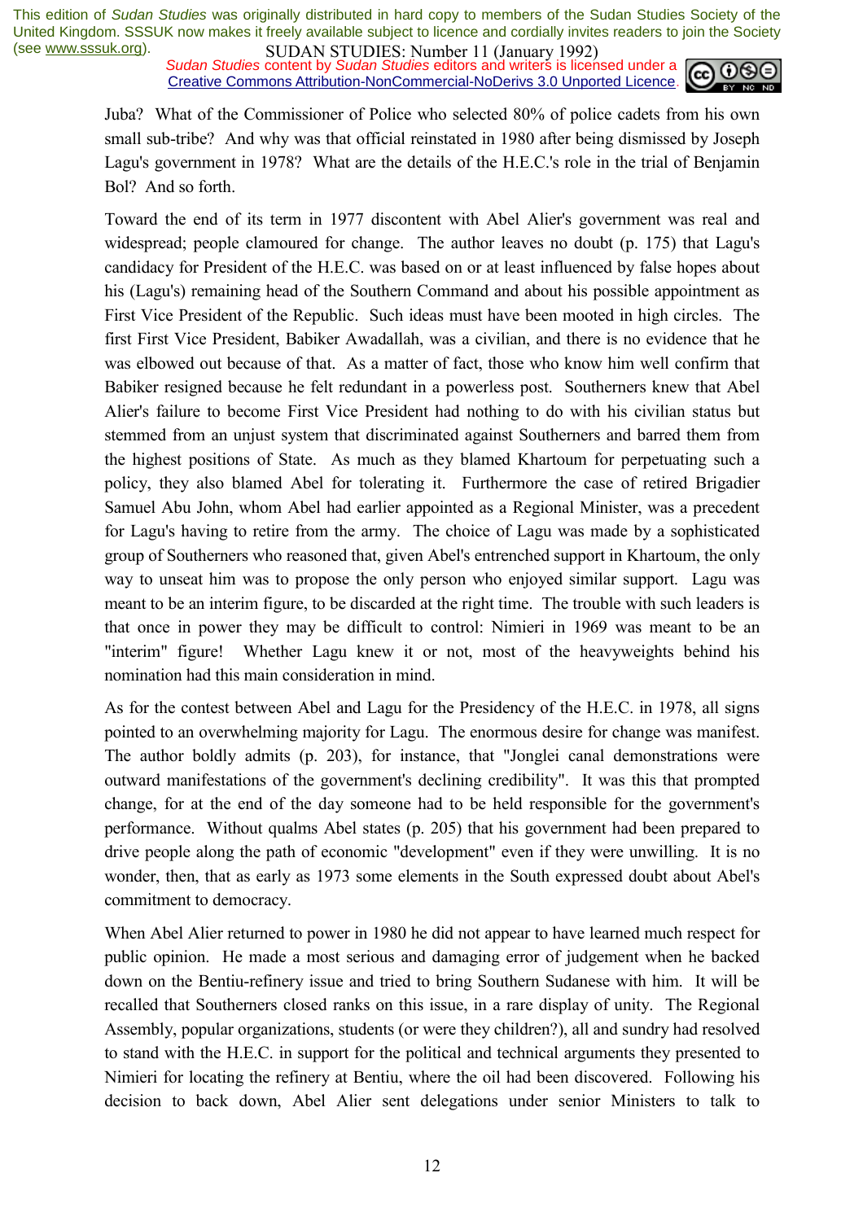Juba? What of the Commissioner of Police who selected 80% of police cadets from his own small sub-tribe? And why was that official reinstated in 1980 after being dismissed by Joseph Lagu's government in 1978? What are the details of the H.E.C.'s role in the trial of Benjamin Bol? And so forth.

Toward the end of its term in 1977 discontent with Abel Alier's government was real and widespread; people clamoured for change. The author leaves no doubt (p. 175) that Lagu's candidacy for President of the H.E.C. was based on or at least influenced by false hopes about his (Lagu's) remaining head of the Southern Command and about his possible appointment as First Vice President of the Republic. Such ideas must have been mooted in high circles. The first First Vice President, Babiker Awadallah, was a civilian, and there is no evidence that he was elbowed out because of that. As a matter of fact, those who know him well confirm that Babiker resigned because he felt redundant in a powerless post. Southerners knew that Abel Alier's failure to become First Vice President had nothing to do with his civilian status but stemmed from an unjust system that discriminated against Southerners and barred them from the highest positions of State. As much as they blamed Khartoum for perpetuating such a policy, they also blamed Abel for tolerating it. Furthermore the case of retired Brigadier Samuel Abu John, whom Abel had earlier appointed as a Regional Minister, was a precedent for Lagu's having to retire from the army. The choice of Lagu was made by a sophisticated group of Southerners who reasoned that, given Abel's entrenched support in Khartoum, the only way to unseat him was to propose the only person who enjoyed similar support. Lagu was meant to be an interim figure, to be discarded at the right time. The trouble with such leaders is that once in power they may be difficult to control: Nimieri in 1969 was meant to be an "interim" figure! Whether Lagu knew it or not, most of the heavyweights behind his nomination had this main consideration in mind.

As for the contest between Abel and Lagu for the Presidency of the H.E.C. in 1978, all signs pointed to an overwhelming majority for Lagu. The enormous desire for change was manifest. The author boldly admits (p. 203), for instance, that "Jonglei canal demonstrations were outward manifestations of the government's declining credibility". It was this that prompted change, for at the end of the day someone had to be held responsible for the government's performance. Without qualms Abel states (p. 205) that his government had been prepared to drive people along the path of economic "development" even if they were unwilling. It is no wonder, then, that as early as 1973 some elements in the South expressed doubt about Abel's commitment to democracy.

When Abel Alier returned to power in 1980 he did not appear to have learned much respect for public opinion. He made a most serious and damaging error of judgement when he backed down on the Bentiu-refinery issue and tried to bring Southern Sudanese with him. It will be recalled that Southerners closed ranks on this issue, in a rare display of unity. The Regional Assembly, popular organizations, students (or were they children?), all and sundry had resolved to stand with the H.E.C. in support for the political and technical arguments they presented to Nimieri for locating the refinery at Bentiu, where the oil had been discovered. Following his decision to back down, Abel Alier sent delegations under senior Ministers to talk to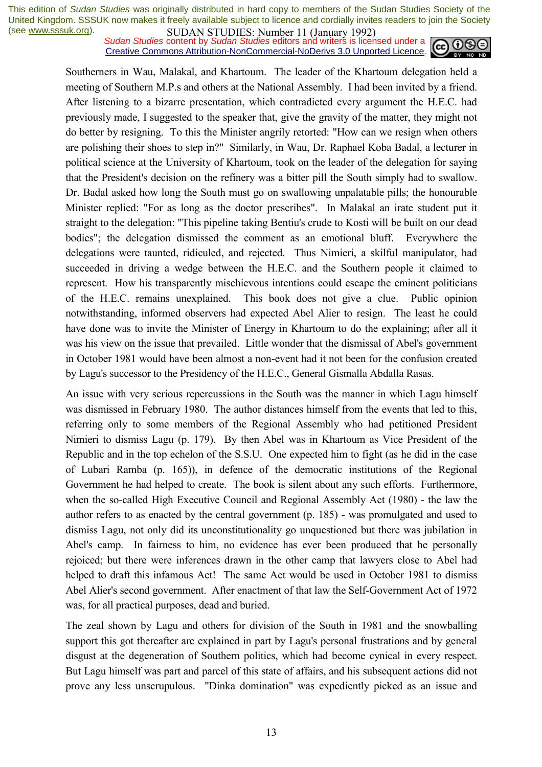Southerners in Wau, Malakal, and Khartoum. The leader of the Khartoum delegation held a meeting of Southern M.P.s and others at the National Assembly. I had been invited by a friend. After listening to a bizarre presentation, which contradicted every argument the H.E.C. had previously made, I suggested to the speaker that, give the gravity of the matter, they might not do better by resigning. To this the Minister angrily retorted: "How can we resign when others are polishing their shoes to step in?" Similarly, in Wau, Dr. Raphael Koba Badal, a lecturer in political science at the University of Khartoum, took on the leader of the delegation for saying that the President's decision on the refinery was a bitter pill the South simply had to swallow. Dr. Badal asked how long the South must go on swallowing unpalatable pills; the honourable Minister replied: "For as long as the doctor prescribes". In Malakal an irate student put it straight to the delegation: "This pipeline taking Bentiu's crude to Kosti will be built on our dead bodies"; the delegation dismissed the comment as an emotional bluff. Everywhere the delegations were taunted, ridiculed, and rejected. Thus Nimieri, a skilful manipulator, had succeeded in driving a wedge between the H.E.C. and the Southern people it claimed to represent. How his transparently mischievous intentions could escape the eminent politicians of the H.E.C. remains unexplained. This book does not give a clue. Public opinion notwithstanding, informed observers had expected Abel Alier to resign. The least he could have done was to invite the Minister of Energy in Khartoum to do the explaining; after all it was his view on the issue that prevailed. Little wonder that the dismissal of Abel's government in October 1981 would have been almost a non-event had it not been for the confusion created by Lagu's successor to the Presidency of the H.E.C., General Gismalla Abdalla Rasas.

An issue with very serious repercussions in the South was the manner in which Lagu himself was dismissed in February 1980. The author distances himself from the events that led to this, referring only to some members of the Regional Assembly who had petitioned President Nimieri to dismiss Lagu (p. 179). By then Abel was in Khartoum as Vice President of the Republic and in the top echelon of the S.S.U. One expected him to fight (as he did in the case of Lubari Ramba (p. 165)), in defence of the democratic institutions of the Regional Government he had helped to create. The book is silent about any such efforts. Furthermore, when the so-called High Executive Council and Regional Assembly Act (1980) - the law the author refers to as enacted by the central government (p. 185) - was promulgated and used to dismiss Lagu, not only did its unconstitutionality go unquestioned but there was jubilation in Abel's camp. In fairness to him, no evidence has ever been produced that he personally rejoiced; but there were inferences drawn in the other camp that lawyers close to Abel had helped to draft this infamous Act! The same Act would be used in October 1981 to dismiss Abel Alier's second government. After enactment of that law the Self-Government Act of 1972 was, for all practical purposes, dead and buried.

The zeal shown by Lagu and others for division of the South in 1981 and the snowballing support this got thereafter are explained in part by Lagu's personal frustrations and by general disgust at the degeneration of Southern politics, which had become cynical in every respect. But Lagu himself was part and parcel of this state of affairs, and his subsequent actions did not prove any less unscrupulous. "Dinka domination" was expediently picked as an issue and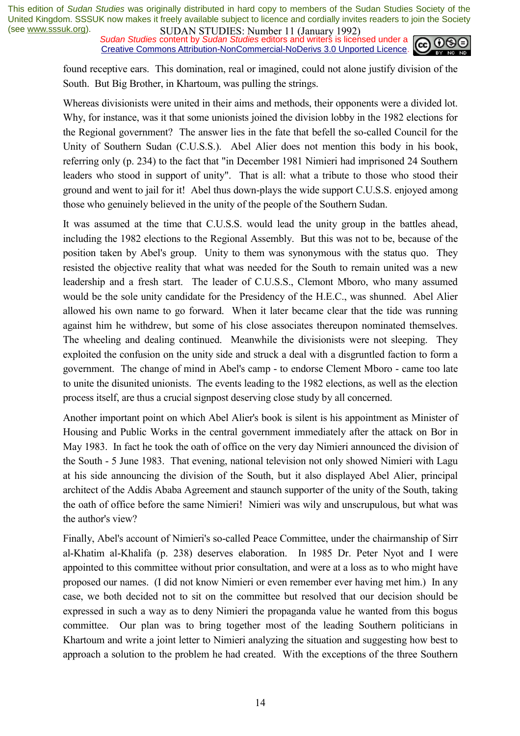found receptive ears. This domination, real or imagined, could not alone justify division of the South. But Big Brother, in Khartoum, was pulling the strings.

Whereas divisionists were united in their aims and methods, their opponents were a divided lot. Why, for instance, was it that some unionists joined the division lobby in the 1982 elections for the Regional government? The answer lies in the fate that befell the so-called Council for the Unity of Southern Sudan (C.U.S.S.). Abel Alier does not mention this body in his book, referring only (p. 234) to the fact that "in December 1981 Nimieri had imprisoned 24 Southern leaders who stood in support of unity". That is all: what a tribute to those who stood their ground and went to jail for it! Abel thus down-plays the wide support C.U.S.S. enjoyed among those who genuinely believed in the unity of the people of the Southern Sudan.

It was assumed at the time that C.U.S.S. would lead the unity group in the battles ahead, including the 1982 elections to the Regional Assembly. But this was not to be, because of the position taken by Abel's group. Unity to them was synonymous with the status quo. They resisted the objective reality that what was needed for the South to remain united was a new leadership and a fresh start. The leader of C.U.S.S., Clemont Mboro, who many assumed would be the sole unity candidate for the Presidency of the H.E.C., was shunned. Abel Alier allowed his own name to go forward. When it later became clear that the tide was running against him he withdrew, but some of his close associates thereupon nominated themselves. The wheeling and dealing continued. Meanwhile the divisionists were not sleeping. They exploited the confusion on the unity side and struck a deal with a disgruntled faction to form a government. The change of mind in Abel's camp - to endorse Clement Mboro - came too late to unite the disunited unionists. The events leading to the 1982 elections, as well as the election process itself, are thus a crucial signpost deserving close study by all concerned.

Another important point on which Abel Alier's book is silent is his appointment as Minister of Housing and Public Works in the central government immediately after the attack on Bor in May 1983. In fact he took the oath of office on the very day Nimieri announced the division of the South - 5 June 1983. That evening, national television not only showed Nimieri with Lagu at his side announcing the division of the South, but it also displayed Abel Alier, principal architect of the Addis Ababa Agreement and staunch supporter of the unity of the South, taking the oath of office before the same Nimieri! Nimieri was wily and unscrupulous, but what was the author's view?

Finally, Abel's account of Nimieri's so-called Peace Committee, under the chairmanship of Sirr al-Khatim al-Khalifa (p. 238) deserves elaboration. In 1985 Dr. Peter Nyot and I were appointed to this committee without prior consultation, and were at a loss as to who might have proposed our names. (I did not know Nimieri or even remember ever having met him.) In any case, we both decided not to sit on the committee but resolved that our decision should be expressed in such a way as to deny Nimieri the propaganda value he wanted from this bogus committee. Our plan was to bring together most of the leading Southern politicians in Khartoum and write a joint letter to Nimieri analyzing the situation and suggesting how best to approach a solution to the problem he had created. With the exceptions of the three Southern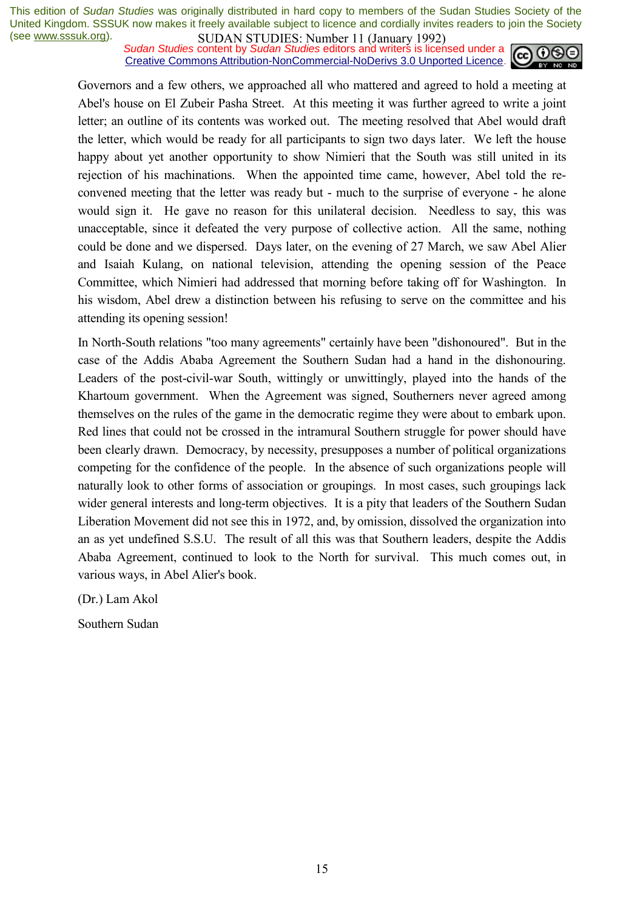Governors and a few others, we approached all who mattered and agreed to hold a meeting at Abel's house on El Zubeir Pasha Street. At this meeting it was further agreed to write a joint letter; an outline of its contents was worked out. The meeting resolved that Abel would draft the letter, which would be ready for all participants to sign two days later. We left the house happy about yet another opportunity to show Nimieri that the South was still united in its rejection of his machinations. When the appointed time came, however, Abel told the re-convened meeting that the letter was ready but - much to the surprise of everyone - he alone would sign it. He gave no reason for this unilateral decision. Needless to say, this was unacceptable, since it defeated the very purpose of collective action. All the same, nothing could be done and we dispersed. Days later, on the evening of 27 March, we saw Abel Alier and Isaiah Kulang, on national television, attending the opening session of the Peace Committee, which Nimieri had addressed that morning before taking off for Washington. In his wisdom, Abel drew a distinction between his refusing to serve on the committee and his attending its opening session!

In North-South relations "too many agreements" certainly have been "dishonoured". But in the case of the Addis Ababa Agreement the Southern Sudan had a hand in the dishonouring. Leaders of the post-civil-war South, wittingly or unwittingly, played into the hands of the Khartoum government. When the Agreement was signed, Southerners never agreed among themselves on the rules of the game in the democratic regime they were about to embark upon. Red lines that could not be crossed in the intramural Southern struggle for power should have been clearly drawn. Democracy, by necessity, presupposes a number of political organizations competing for the confidence of the people. In the absence of such organizations people will naturally look to other forms of association or groupings. In most cases, such groupings lack wider general interests and long-term objectives. It is a pity that leaders of the Southern Sudan Liberation Movement did not see this in 1972, and, by omission, dissolved the organization into an as yet undefined S.S.U. The result of all this was that Southern leaders, despite the Addis Ababa Agreement, continued to look to the North for survival. This much comes out, in various ways, in Abel Alier's book.

(Dr.) Lam Akol

Southern Sudan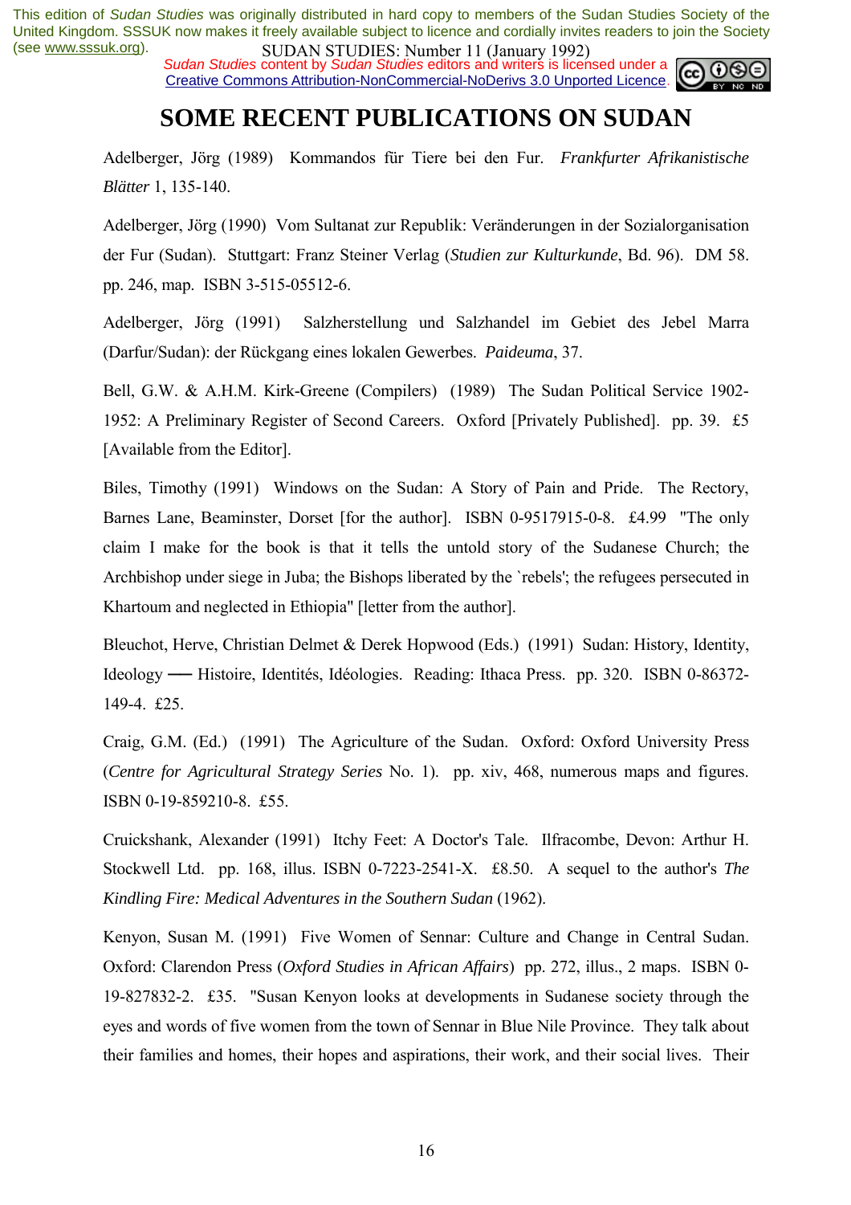# SOME RECENT PUBLICATIONS ON SUDAN

Adelberger, Jörg (1989) Kommandos für Tiere bei den Fur. *Frankfurter Afrikanistische Blätter* 1, 135-140.

Adelberger, Jörg (1990) Vom Sultanat zur Republik: Veränderungen in der Sozialorganisation der Fur (Sudan). Stuttgart: Franz Steiner Verlag (*Studien zur Kulturkunde*, Bd. 96). DM 58. pp. 246, map. ISBN 3-515-05512-6.

Adelberger, Jörg (1991) Salzherstellung und Salzhandel im Gebiet des Jebel Marra (Darfur/Sudan): der Rückgang eines lokalen Gewerbes. *Paideuma*, 37.

Bell, G.W. & A.H.M. Kirk-Greene (Compilers) (1989) The Sudan Political Service 1902-1952: A Preliminary Register of Second Careers. Oxford [Privately Published]. pp. 39. £5 [Available from the Editor].

Biles, Timothy (1991) Windows on the Sudan: A Story of Pain and Pride. The Rectory, Barnes Lane, Beaminster, Dorset [for the author]. ISBN 0-9517915-0-8. £4.99 "The only claim I make for the book is that it tells the untold story of the Sudanese Church; the Archbishop under siege in Juba; the Bishops liberated by the `rebels'; the refugees persecuted in Khartoum and neglected in Ethiopia" [letter from the author].

Bleuchot, Herve, Christian Delmet & Derek Hopwood (Eds.) (1991) Sudan: History, Identity, Ideology — Histoire, Identités, Idéologies. Reading: Ithaca Press. pp. 320. ISBN 0-86372-149-4. £25.

Craig, G.M. (Ed.) (1991) The Agriculture of the Sudan. Oxford: Oxford University Press (*Centre for Agricultural Strategy Series* No. 1). pp. xiv, 468, numerous maps and figures. ISBN 0-19-859210-8. £55.

Cruickshank, Alexander (1991) Itchy Feet: A Doctor's Tale. Ilfracombe, Devon: Arthur H. Stockwell Ltd. pp. 168, illus. ISBN 0-7223-2541-X. £8.50. A sequel to the author's *The Kindling Fire: Medical Adventures in the Southern Sudan* (1962).

Kenyon, Susan M. (1991) Five Women of Sennar: Culture and Change in Central Sudan. Oxford: Clarendon Press (*Oxford Studies in African Affairs*) pp. 272, illus., 2 maps. ISBN 0-19-827832-2. £35. "Susan Kenyon looks at developments in Sudanese society through the eyes and words of five women from the town of Sennar in Blue Nile Province. They talk about their families and homes, their hopes and aspirations, their work, and their social lives. Their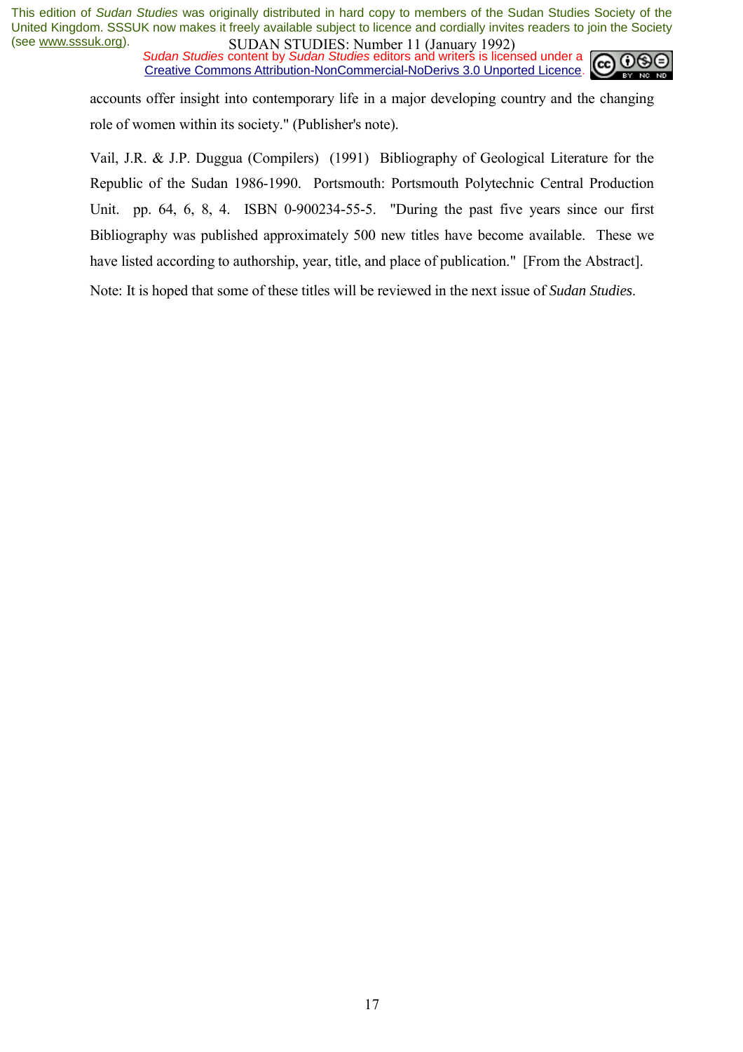accounts offer insight into contemporary life in a major developing country and the changing role of women within its society." (Publisher's note).

Vail, J.R. & J.P. Duggua (Compilers) (1991) Bibliography of Geological Literature for the Republic of the Sudan 1986-1990. Portsmouth: Portsmouth Polytechnic Central Production Unit. pp. 64, 6, 8, 4. ISBN 0-900234-55-5. "During the past five years since our first Bibliography was published approximately 500 new titles have become available. These we have listed according to authorship, year, title, and place of publication." [From the Abstract].

Note: It is hoped that some of these titles will be reviewed in the next issue of *Sudan Studies*.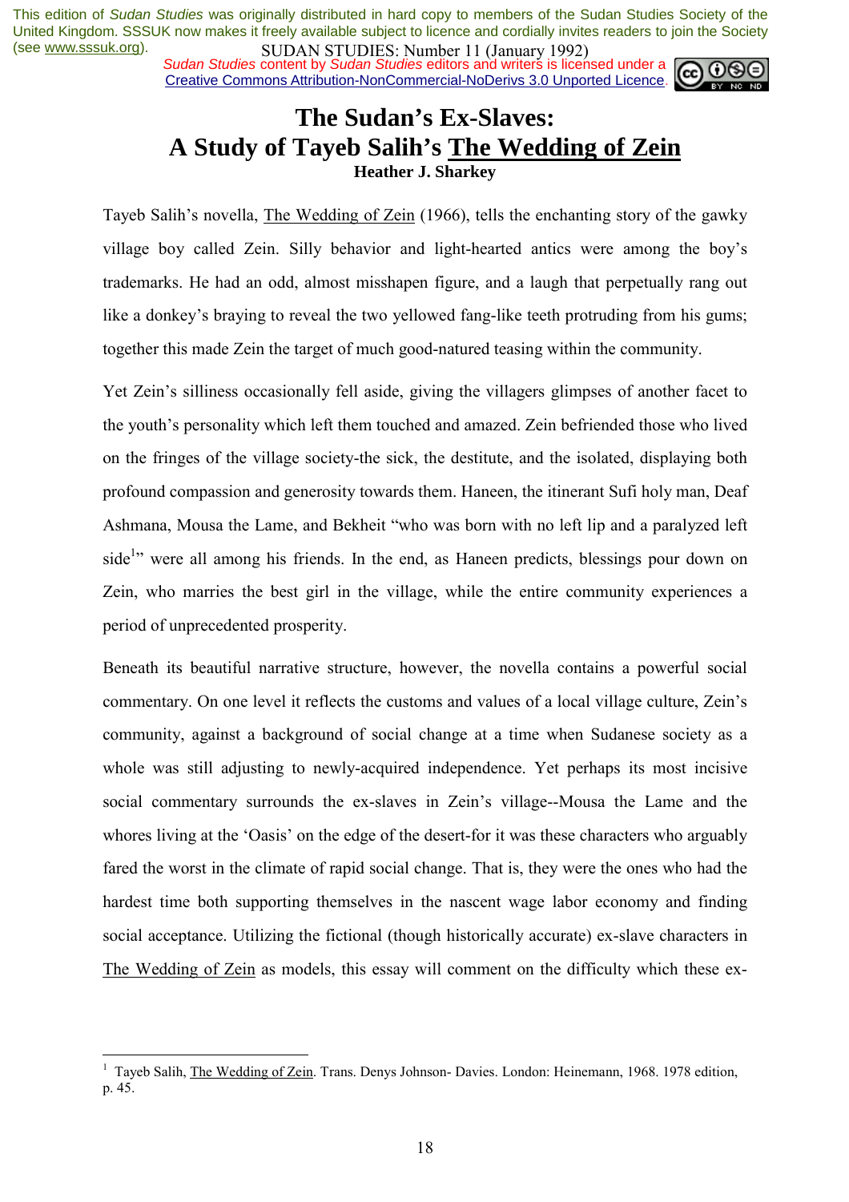This edition of *Sudan Studies* was originally distributed in hard copy to members of the Sudan Studies Society of the United Kingdom. SSSUK now makes it freely available subject to licence and cordially invites readers to join the Society (see www.sssuk.org).

SUDAN STUDIES: Number 11 (January 1992)

*Sudan Studies* content by *Sudan Studies* editors and writers is licensed under a Creative Commons Attribution-NonCommercial-NoDerivs 3.0 Unported Licence.

# The Sudan's Ex-Slaves: A Study of Tayeb Salih's The Wedding of Zein

**Heather J. Sharkey**

Tayeb Salih's novella, The Wedding of Zein (1966), tells the enchanting story of the gawky village boy called Zein. Silly behavior and light-hearted antics were among the boy's trademarks. He had an odd, almost misshapen figure, and a laugh that perpetually rang out like a donkey's braying to reveal the two yellowed fang-like teeth protruding from his gums; together this made Zein the target of much good-natured teasing within the community.

Yet Zein's silliness occasionally fell aside, giving the villagers glimpses of another facet to the youth's personality which left them touched and amazed. Zein befriended those who lived on the fringes of the village society-the sick, the destitute, and the isolated, displaying both profound compassion and generosity towards them. Haneen, the itinerant Sufi holy man, Deaf Ashmana, Mousa the Lame, and Bekheit "who was born with no left lip and a paralyzed left side[1]" were all among his friends. In the end, as Haneen predicts, blessings pour down on Zein, who marries the best girl in the village, while the entire community experiences a period of unprecedented prosperity.

Beneath its beautiful narrative structure, however, the novella contains a powerful social commentary. On one level it reflects the customs and values of a local village culture, Zein's community, against a background of social change at a time when Sudanese society as a whole was still adjusting to newly-acquired independence. Yet perhaps its most incisive social commentary surrounds the ex-slaves in Zein's village--Mousa the Lame and the whores living at the 'Oasis' on the edge of the desert-for it was these characters who arguably fared the worst in the climate of rapid social change. That is, they were the ones who had the hardest time both supporting themselves in the nascent wage labor economy and finding social acceptance. Utilizing the fictional (though historically accurate) ex-slave characters in The Wedding of Zein as models, this essay will comment on the difficulty which these ex-

---

[1] Tayeb Salih, The Wedding of Zein. Trans. Denys Johnson- Davies. London: Heinemann, 1968. 1978 edition, p. 45.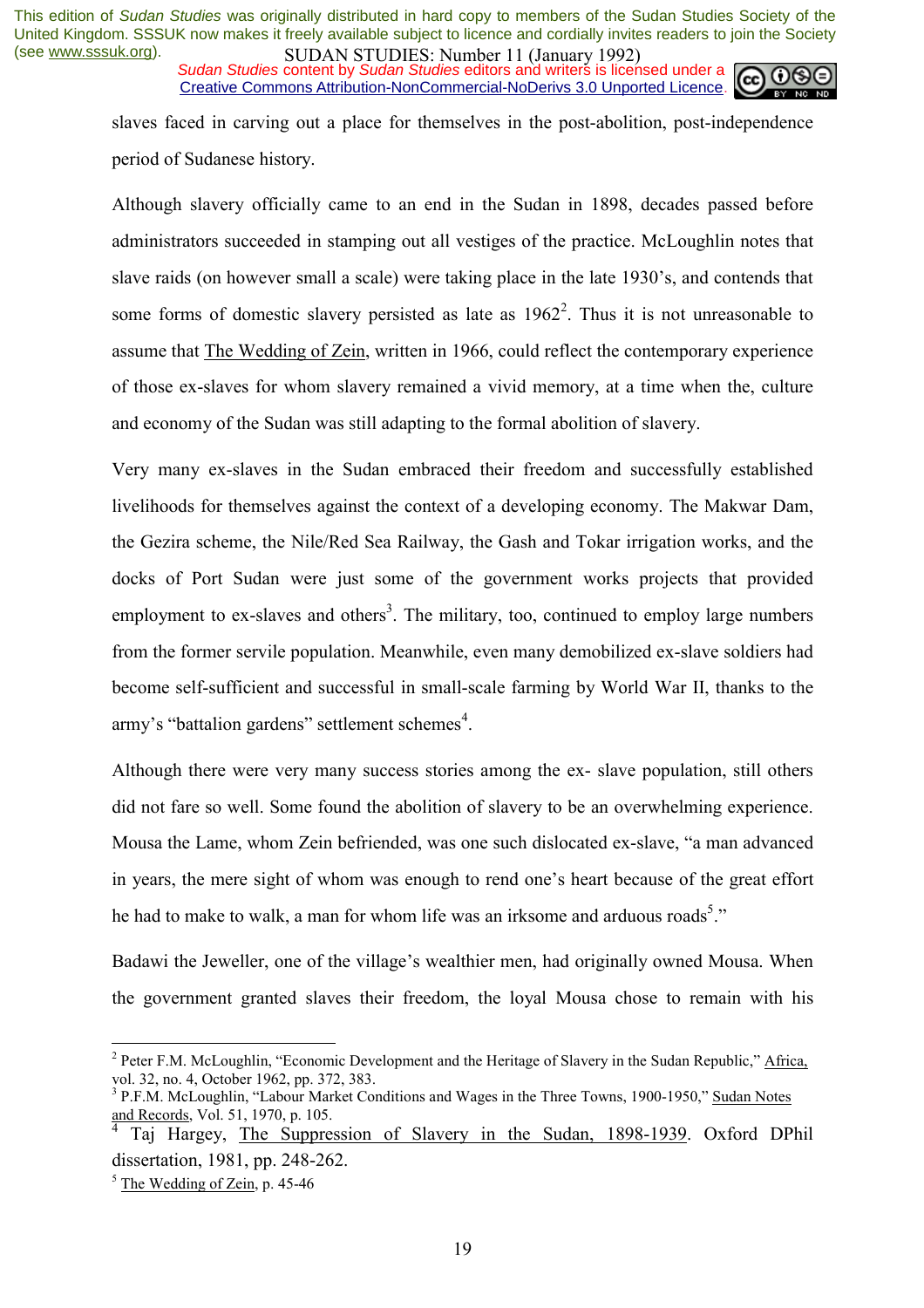slaves faced in carving out a place for themselves in the post-abolition, post-independence period of Sudanese history.

Although slavery officially came to an end in the Sudan in 1898, decades passed before administrators succeeded in stamping out all vestiges of the practice. McLoughlin notes that slave raids (on however small a scale) were taking place in the late 1930's, and contends that some forms of domestic slavery persisted as late as 1962[2]. Thus it is not unreasonable to assume that The Wedding of Zein, written in 1966, could reflect the contemporary experience of those ex-slaves for whom slavery remained a vivid memory, at a time when the, culture and economy of the Sudan was still adapting to the formal abolition of slavery.

Very many ex-slaves in the Sudan embraced their freedom and successfully established livelihoods for themselves against the context of a developing economy. The Makwar Dam, the Gezira scheme, the Nile/Red Sea Railway, the Gash and Tokar irrigation works, and the docks of Port Sudan were just some of the government works projects that provided employment to ex-slaves and others[3]. The military, too, continued to employ large numbers from the former servile population. Meanwhile, even many demobilized ex-slave soldiers had become self-sufficient and successful in small-scale farming by World War II, thanks to the army's "battalion gardens" settlement schemes[4].

Although there were very many success stories among the ex- slave population, still others did not fare so well. Some found the abolition of slavery to be an overwhelming experience. Mousa the Lame, whom Zein befriended, was one such dislocated ex-slave, "a man advanced in years, the mere sight of whom was enough to rend one's heart because of the great effort he had to make to walk, a man for whom life was an irksome and arduous roads[5]."

Badawi the Jeweller, one of the village's wealthier men, had originally owned Mousa. When the government granted slaves their freedom, the loyal Mousa chose to remain with his

---

[2] Peter F.M. McLoughlin, "Economic Development and the Heritage of Slavery in the Sudan Republic," Africa, vol. 32, no. 4, October 1962, pp. 372, 383.

[3] P.F.M. McLoughlin, "Labour Market Conditions and Wages in the Three Towns, 1900-1950," Sudan Notes and Records, Vol. 51, 1970, p. 105.

[4] Taj Hargey, The Suppression of Slavery in the Sudan, 1898-1939. Oxford DPhil dissertation, 1981, pp. 248-262.

[5] The Wedding of Zein, p. 45-46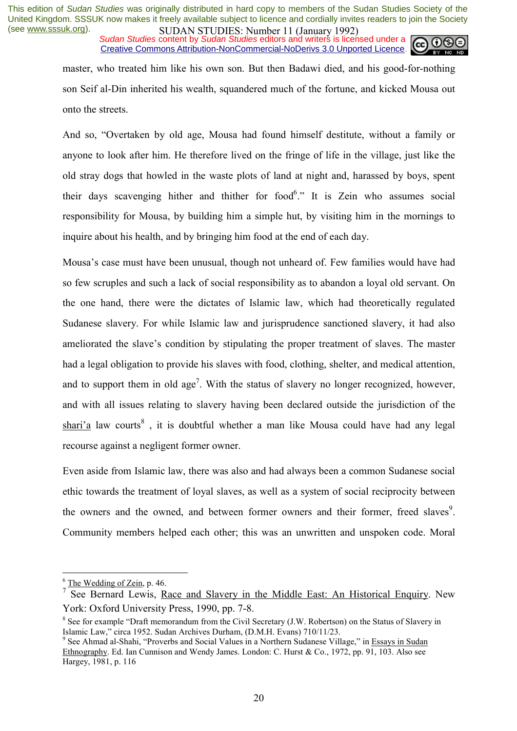master, who treated him like his own son. But then Badawi died, and his good-for-nothing son Seif al-Din inherited his wealth, squandered much of the fortune, and kicked Mousa out onto the streets.

And so, "Overtaken by old age, Mousa had found himself destitute, without a family or anyone to look after him. He therefore lived on the fringe of life in the village, just like the old stray dogs that howled in the waste plots of land at night and, harassed by boys, spent their days scavenging hither and thither for food[6]." It is Zein who assumes social responsibility for Mousa, by building him a simple hut, by visiting him in the mornings to inquire about his health, and by bringing him food at the end of each day.

Mousa's case must have been unusual, though not unheard of. Few families would have had so few scruples and such a lack of social responsibility as to abandon a loyal old servant. On the one hand, there were the dictates of Islamic law, which had theoretically regulated Sudanese slavery. For while Islamic law and jurisprudence sanctioned slavery, it had also ameliorated the slave's condition by stipulating the proper treatment of slaves. The master had a legal obligation to provide his slaves with food, clothing, shelter, and medical attention, and to support them in old age[7]. With the status of slavery no longer recognized, however, and with all issues relating to slavery having been declared outside the jurisdiction of the shari'a law courts[8], it is doubtful whether a man like Mousa could have had any legal recourse against a negligent former owner.

Even aside from Islamic law, there was also and had always been a common Sudanese social ethic towards the treatment of loyal slaves, as well as a system of social reciprocity between the owners and the owned, and between former owners and their former, freed slaves[9]. Community members helped each other; this was an unwritten and unspoken code. Moral

---

[6] The Wedding of Zein, p. 46.

[7] See Bernard Lewis, Race and Slavery in the Middle East: An Historical Enquiry. New York: Oxford University Press, 1990, pp. 7-8.

[8] See for example "Draft memorandum from the Civil Secretary (J.W. Robertson) on the Status of Slavery in Islamic Law," circa 1952. Sudan Archives Durham, (D.M.H. Evans) 710/11/23.

[9] See Ahmad al-Shahi, "Proverbs and Social Values in a Northern Sudanese Village," in Essays in Sudan Ethnography. Ed. Ian Cunnison and Wendy James. London: C. Hurst & Co., 1972, pp. 91, 103. Also see Hargey, 1981, p. 116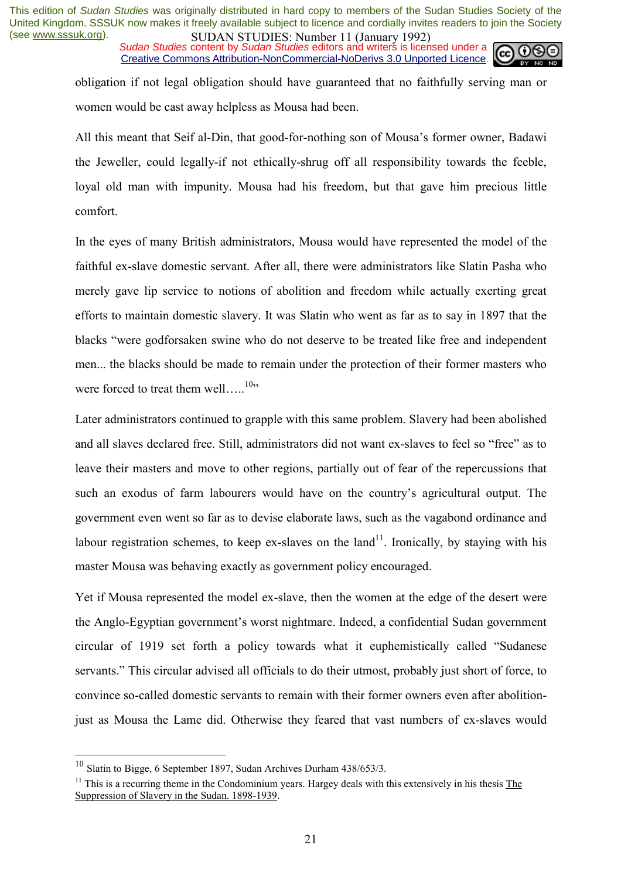obligation if not legal obligation should have guaranteed that no faithfully serving man or women would be cast away helpless as Mousa had been.

All this meant that Seif al-Din, that good-for-nothing son of Mousa's former owner, Badawi the Jeweller, could legally-if not ethically-shrug off all responsibility towards the feeble, loyal old man with impunity. Mousa had his freedom, but that gave him precious little comfort.

In the eyes of many British administrators, Mousa would have represented the model of the faithful ex-slave domestic servant. After all, there were administrators like Slatin Pasha who merely gave lip service to notions of abolition and freedom while actually exerting great efforts to maintain domestic slavery. It was Slatin who went as far as to say in 1897 that the blacks "were godforsaken swine who do not deserve to be treated like free and independent men... the blacks should be made to remain under the protection of their former masters who were forced to treat them well…..[10]"

Later administrators continued to grapple with this same problem. Slavery had been abolished and all slaves declared free. Still, administrators did not want ex-slaves to feel so "free" as to leave their masters and move to other regions, partially out of fear of the repercussions that such an exodus of farm labourers would have on the country's agricultural output. The government even went so far as to devise elaborate laws, such as the vagabond ordinance and labour registration schemes, to keep ex-slaves on the land[11]. Ironically, by staying with his master Mousa was behaving exactly as government policy encouraged.

Yet if Mousa represented the model ex-slave, then the women at the edge of the desert were the Anglo-Egyptian government's worst nightmare. Indeed, a confidential Sudan government circular of 1919 set forth a policy towards what it euphemistically called "Sudanese servants." This circular advised all officials to do their utmost, probably just short of force, to convince so-called domestic servants to remain with their former owners even after abolition-just as Mousa the Lame did. Otherwise they feared that vast numbers of ex-slaves would

---

[10] Slatin to Bigge, 6 September 1897, Sudan Archives Durham 438/653/3.

[11] This is a recurring theme in the Condominium years. Hargey deals with this extensively in his thesis The Suppression of Slavery in the Sudan. 1898-1939.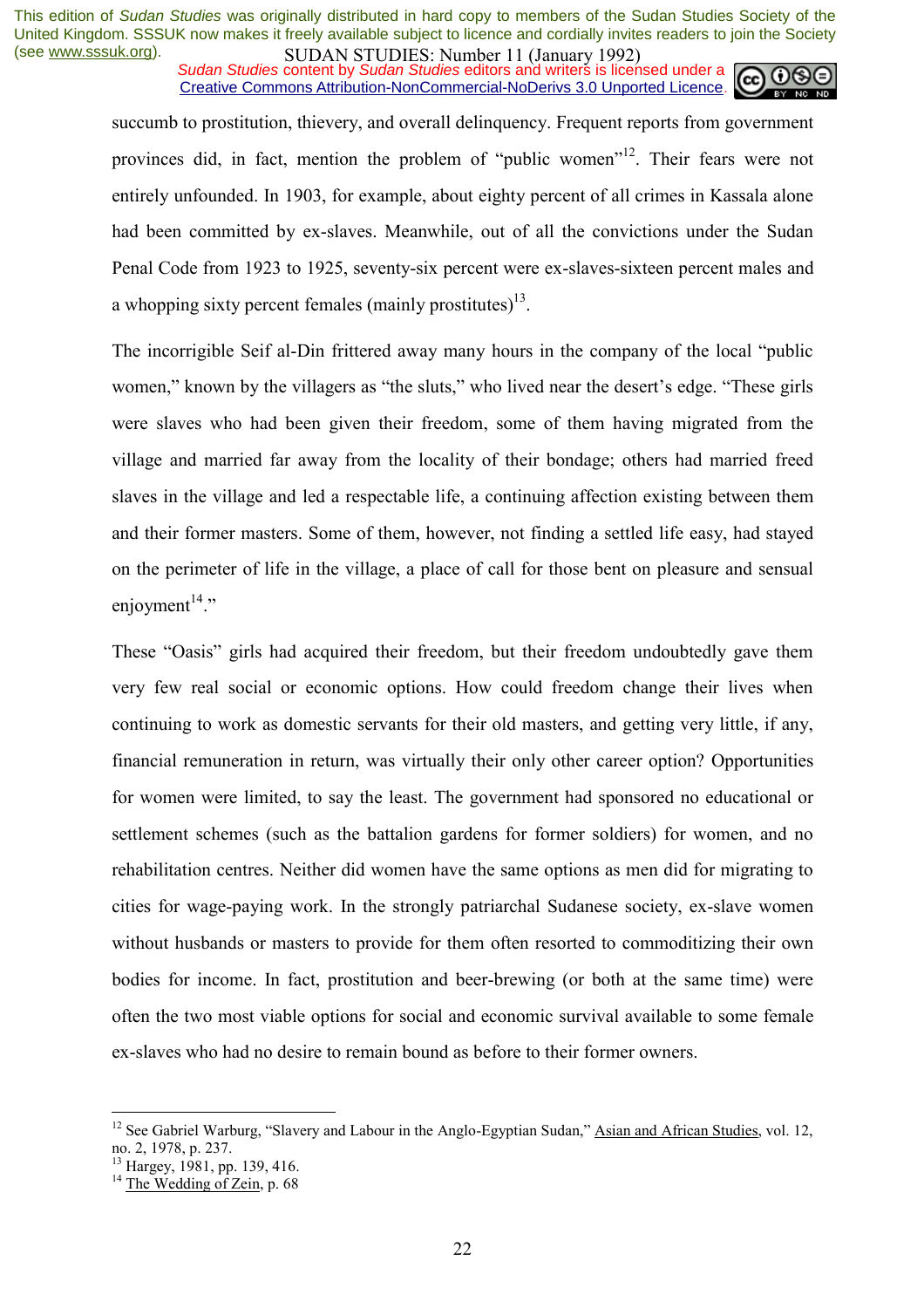succumb to prostitution, thievery, and overall delinquency. Frequent reports from government provinces did, in fact, mention the problem of "public women"[12]. Their fears were not entirely unfounded. In 1903, for example, about eighty percent of all crimes in Kassala alone had been committed by ex-slaves. Meanwhile, out of all the convictions under the Sudan Penal Code from 1923 to 1925, seventy-six percent were ex-slaves-sixteen percent males and a whopping sixty percent females (mainly prostitutes)[13].

The incorrigible Seif al-Din frittered away many hours in the company of the local "public women," known by the villagers as "the sluts," who lived near the desert's edge. "These girls were slaves who had been given their freedom, some of them having migrated from the village and married far away from the locality of their bondage; others had married freed slaves in the village and led a respectable life, a continuing affection existing between them and their former masters. Some of them, however, not finding a settled life easy, had stayed on the perimeter of life in the village, a place of call for those bent on pleasure and sensual enjoyment[14]."

These "Oasis" girls had acquired their freedom, but their freedom undoubtedly gave them very few real social or economic options. How could freedom change their lives when continuing to work as domestic servants for their old masters, and getting very little, if any, financial remuneration in return, was virtually their only other career option? Opportunities for women were limited, to say the least. The government had sponsored no educational or settlement schemes (such as the battalion gardens for former soldiers) for women, and no rehabilitation centres. Neither did women have the same options as men did for migrating to cities for wage-paying work. In the strongly patriarchal Sudanese society, ex-slave women without husbands or masters to provide for them often resorted to commoditizing their own bodies for income. In fact, prostitution and beer-brewing (or both at the same time) were often the two most viable options for social and economic survival available to some female ex-slaves who had no desire to remain bound as before to their former owners.

---

[12] See Gabriel Warburg, "Slavery and Labour in the Anglo-Egyptian Sudan," Asian and African Studies, vol. 12, no. 2, 1978, p. 237.

[13] Hargey, 1981, pp. 139, 416.

[14] The Wedding of Zein, p. 68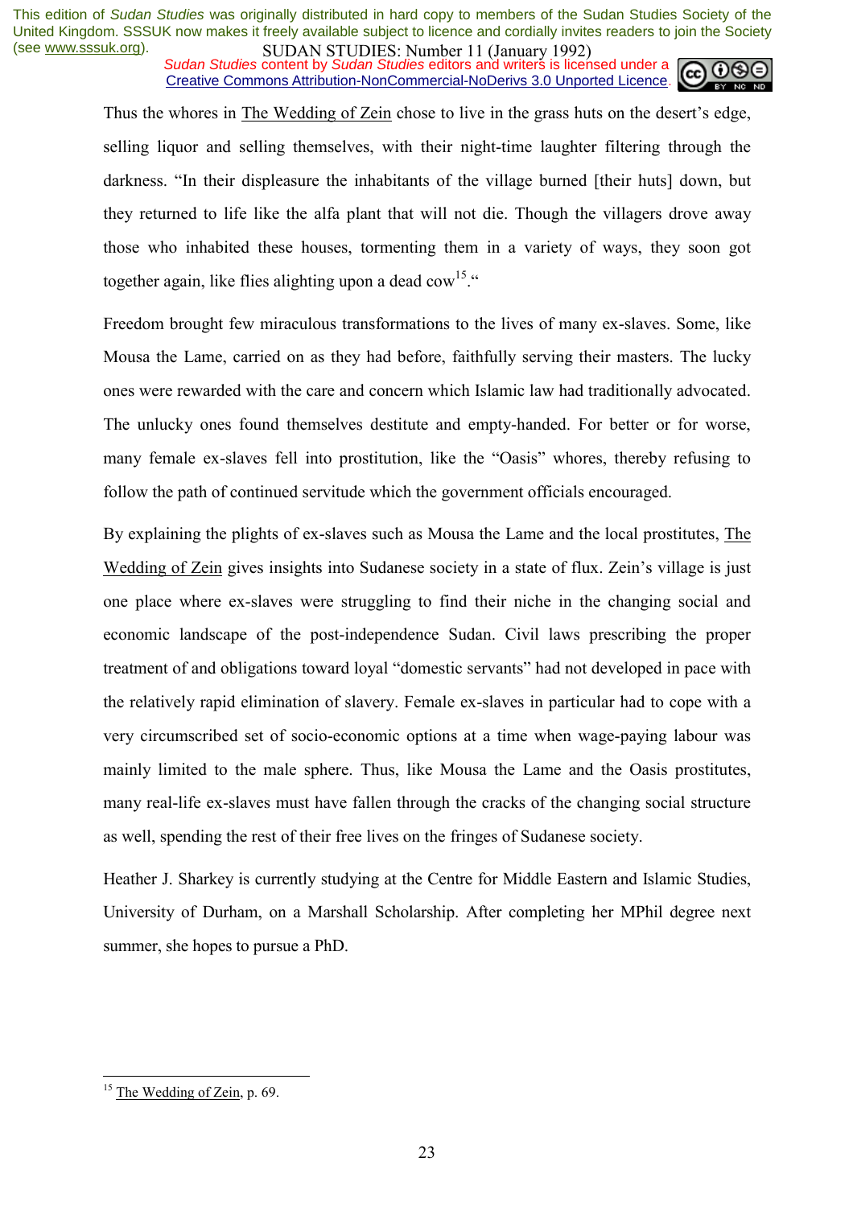Thus the whores in The Wedding of Zein chose to live in the grass huts on the desert's edge, selling liquor and selling themselves, with their night-time laughter filtering through the darkness. "In their displeasure the inhabitants of the village burned [their huts] down, but they returned to life like the alfa plant that will not die. Though the villagers drove away those who inhabited these houses, tormenting them in a variety of ways, they soon got together again, like flies alighting upon a dead cow[15]."

Freedom brought few miraculous transformations to the lives of many ex-slaves. Some, like Mousa the Lame, carried on as they had before, faithfully serving their masters. The lucky ones were rewarded with the care and concern which Islamic law had traditionally advocated. The unlucky ones found themselves destitute and empty-handed. For better or for worse, many female ex-slaves fell into prostitution, like the "Oasis" whores, thereby refusing to follow the path of continued servitude which the government officials encouraged.

By explaining the plights of ex-slaves such as Mousa the Lame and the local prostitutes, The Wedding of Zein gives insights into Sudanese society in a state of flux. Zein's village is just one place where ex-slaves were struggling to find their niche in the changing social and economic landscape of the post-independence Sudan. Civil laws prescribing the proper treatment of and obligations toward loyal "domestic servants" had not developed in pace with the relatively rapid elimination of slavery. Female ex-slaves in particular had to cope with a very circumscribed set of socio-economic options at a time when wage-paying labour was mainly limited to the male sphere. Thus, like Mousa the Lame and the Oasis prostitutes, many real-life ex-slaves must have fallen through the cracks of the changing social structure as well, spending the rest of their free lives on the fringes of Sudanese society.

Heather J. Sharkey is currently studying at the Centre for Middle Eastern and Islamic Studies, University of Durham, on a Marshall Scholarship. After completing her MPhil degree next summer, she hopes to pursue a PhD.

---

[15] The Wedding of Zein, p. 69.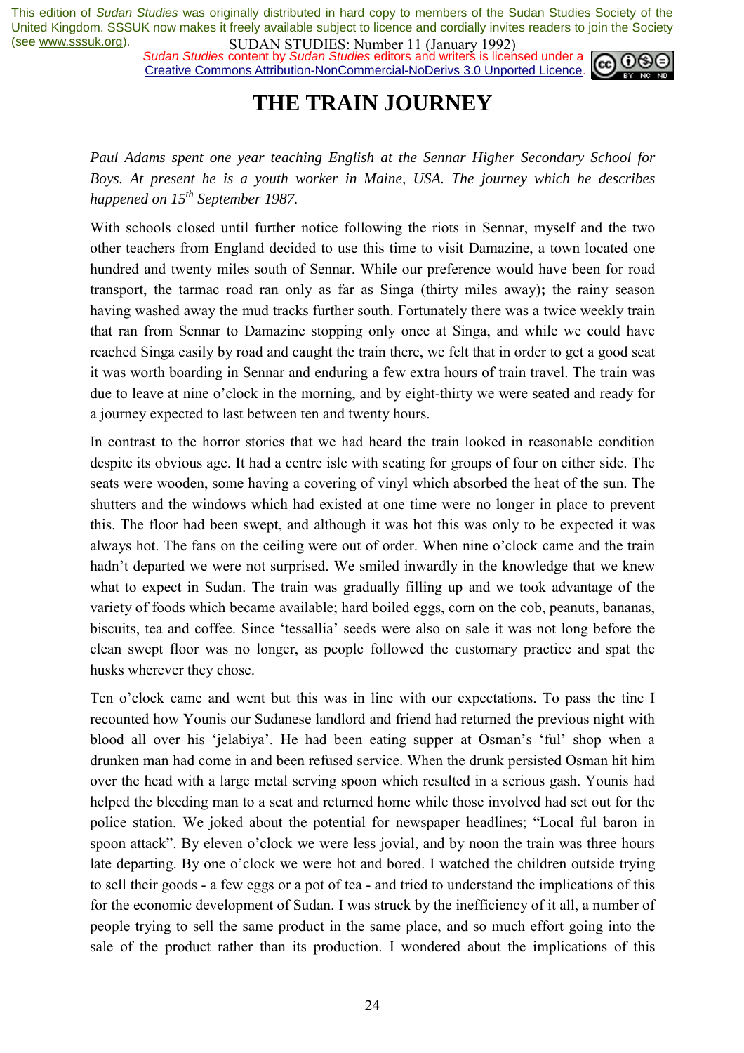# THE TRAIN JOURNEY

*Paul Adams spent one year teaching English at the Sennar Higher Secondary School for Boys. At present he is a youth worker in Maine, USA. The journey which he describes happened on 15th September 1987.*

With schools closed until further notice following the riots in Sennar, myself and the two other teachers from England decided to use this time to visit Damazine, a town located one hundred and twenty miles south of Sennar. While our preference would have been for road transport, the tarmac road ran only as far as Singa (thirty miles away)**;** the rainy season having washed away the mud tracks further south. Fortunately there was a twice weekly train that ran from Sennar to Damazine stopping only once at Singa, and while we could have reached Singa easily by road and caught the train there, we felt that in order to get a good seat it was worth boarding in Sennar and enduring a few extra hours of train travel. The train was due to leave at nine o'clock in the morning, and by eight-thirty we were seated and ready for a journey expected to last between ten and twenty hours.

In contrast to the horror stories that we had heard the train looked in reasonable condition despite its obvious age. It had a centre isle with seating for groups of four on either side. The seats were wooden, some having a covering of vinyl which absorbed the heat of the sun. The shutters and the windows which had existed at one time were no longer in place to prevent this. The floor had been swept, and although it was hot this was only to be expected it was always hot. The fans on the ceiling were out of order. When nine o'clock came and the train hadn't departed we were not surprised. We smiled inwardly in the knowledge that we knew what to expect in Sudan. The train was gradually filling up and we took advantage of the variety of foods which became available; hard boiled eggs, corn on the cob, peanuts, bananas, biscuits, tea and coffee. Since 'tessallia' seeds were also on sale it was not long before the clean swept floor was no longer, as people followed the customary practice and spat the husks wherever they chose.

Ten o'clock came and went but this was in line with our expectations. To pass the tine I recounted how Younis our Sudanese landlord and friend had returned the previous night with blood all over his 'jelabiya'. He had been eating supper at Osman's 'ful' shop when a drunken man had come in and been refused service. When the drunk persisted Osman hit him over the head with a large metal serving spoon which resulted in a serious gash. Younis had helped the bleeding man to a seat and returned home while those involved had set out for the police station. We joked about the potential for newspaper headlines; "Local ful baron in spoon attack". By eleven o'clock we were less jovial, and by noon the train was three hours late departing. By one o'clock we were hot and bored. I watched the children outside trying to sell their goods - a few eggs or a pot of tea - and tried to understand the implications of this for the economic development of Sudan. I was struck by the inefficiency of it all, a number of people trying to sell the same product in the same place, and so much effort going into the sale of the product rather than its production. I wondered about the implications of this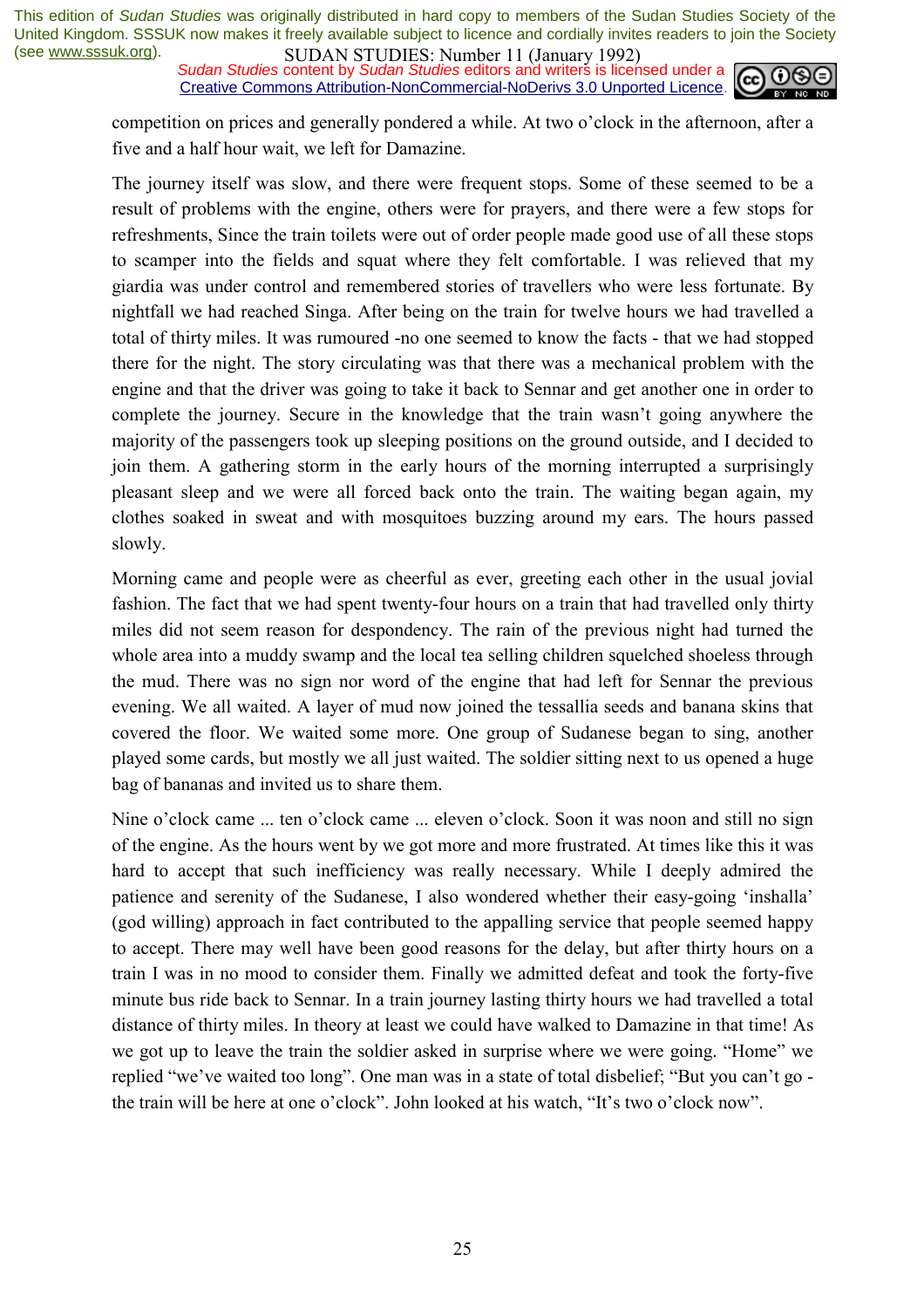competition on prices and generally pondered a while. At two o'clock in the afternoon, after a five and a half hour wait, we left for Damazine.

The journey itself was slow, and there were frequent stops. Some of these seemed to be a result of problems with the engine, others were for prayers, and there were a few stops for refreshments, Since the train toilets were out of order people made good use of all these stops to scamper into the fields and squat where they felt comfortable. I was relieved that my giardia was under control and remembered stories of travellers who were less fortunate. By nightfall we had reached Singa. After being on the train for twelve hours we had travelled a total of thirty miles. It was rumoured -no one seemed to know the facts - that we had stopped there for the night. The story circulating was that there was a mechanical problem with the engine and that the driver was going to take it back to Sennar and get another one in order to complete the journey. Secure in the knowledge that the train wasn't going anywhere the majority of the passengers took up sleeping positions on the ground outside, and I decided to join them. A gathering storm in the early hours of the morning interrupted a surprisingly pleasant sleep and we were all forced back onto the train. The waiting began again, my clothes soaked in sweat and with mosquitoes buzzing around my ears. The hours passed slowly.

Morning came and people were as cheerful as ever, greeting each other in the usual jovial fashion. The fact that we had spent twenty-four hours on a train that had travelled only thirty miles did not seem reason for despondency. The rain of the previous night had turned the whole area into a muddy swamp and the local tea selling children squelched shoeless through the mud. There was no sign nor word of the engine that had left for Sennar the previous evening. We all waited. A layer of mud now joined the tessallia seeds and banana skins that covered the floor. We waited some more. One group of Sudanese began to sing, another played some cards, but mostly we all just waited. The soldier sitting next to us opened a huge bag of bananas and invited us to share them.

Nine o'clock came ... ten o'clock came ... eleven o'clock. Soon it was noon and still no sign of the engine. As the hours went by we got more and more frustrated. At times like this it was hard to accept that such inefficiency was really necessary. While I deeply admired the patience and serenity of the Sudanese, I also wondered whether their easy-going 'inshalla' (god willing) approach in fact contributed to the appalling service that people seemed happy to accept. There may well have been good reasons for the delay, but after thirty hours on a train I was in no mood to consider them. Finally we admitted defeat and took the forty-five minute bus ride back to Sennar. In a train journey lasting thirty hours we had travelled a total distance of thirty miles. In theory at least we could have walked to Damazine in that time! As we got up to leave the train the soldier asked in surprise where we were going. "Home" we replied "we've waited too long". One man was in a state of total disbelief; "But you can't go - the train will be here at one o'clock". John looked at his watch, "It's two o'clock now".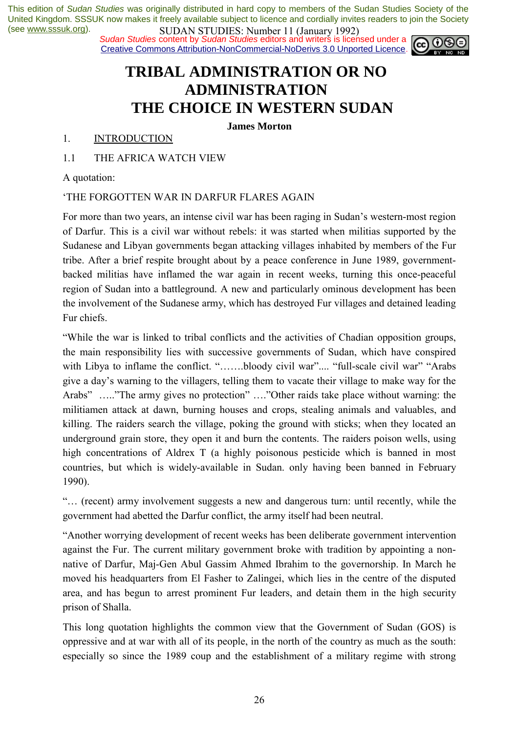This edition of *Sudan Studies* was originally distributed in hard copy to members of the Sudan Studies Society of the United Kingdom. SSSUK now makes it freely available subject to licence and cordially invites readers to join the Society (see www.sssuk.org).

*Sudan Studies* content by *Sudan Studies* editors and writers is licensed under a Creative Commons Attribution-NonCommercial-NoDerivs 3.0 Unported Licence.

# TRIBAL ADMINISTRATION OR NO ADMINISTRATION THE CHOICE IN WESTERN SUDAN

**James Morton**

## 1. INTRODUCTION

### 1.1 THE AFRICA WATCH VIEW

A quotation:

'THE FORGOTTEN WAR IN DARFUR FLARES AGAIN

For more than two years, an intense civil war has been raging in Sudan's western-most region of Darfur. This is a civil war without rebels: it was started when militias supported by the Sudanese and Libyan governments began attacking villages inhabited by members of the Fur tribe. After a brief respite brought about by a peace conference in June 1989, government-backed militias have inflamed the war again in recent weeks, turning this once-peaceful region of Sudan into a battleground. A new and particularly ominous development has been the involvement of the Sudanese army, which has destroyed Fur villages and detained leading Fur chiefs.

"While the war is linked to tribal conflicts and the activities of Chadian opposition groups, the main responsibility lies with successive governments of Sudan, which have conspired with Libya to inflame the conflict. "…….bloody civil war".... "full-scale civil war" "Arabs give a day's warning to the villagers, telling them to vacate their village to make way for the Arabs" ….."The army gives no protection" …."Other raids take place without warning: the militiamen attack at dawn, burning houses and crops, stealing animals and valuables, and killing. The raiders search the village, poking the ground with sticks; when they located an underground grain store, they open it and burn the contents. The raiders poison wells, using high concentrations of Aldrex T (a highly poisonous pesticide which is banned in most countries, but which is widely-available in Sudan. only having been banned in February 1990).

"… (recent) army involvement suggests a new and dangerous turn: until recently, while the government had abetted the Darfur conflict, the army itself had been neutral.

"Another worrying development of recent weeks has been deliberate government intervention against the Fur. The current military government broke with tradition by appointing a non-native of Darfur, Maj-Gen Abul Gassim Ahmed Ibrahim to the governorship. In March he moved his headquarters from El Fasher to Zalingei, which lies in the centre of the disputed area, and has begun to arrest prominent Fur leaders, and detain them in the high security prison of Shalla.

This long quotation highlights the common view that the Government of Sudan (GOS) is oppressive and at war with all of its people, in the north of the country as much as the south: especially so since the 1989 coup and the establishment of a military regime with strong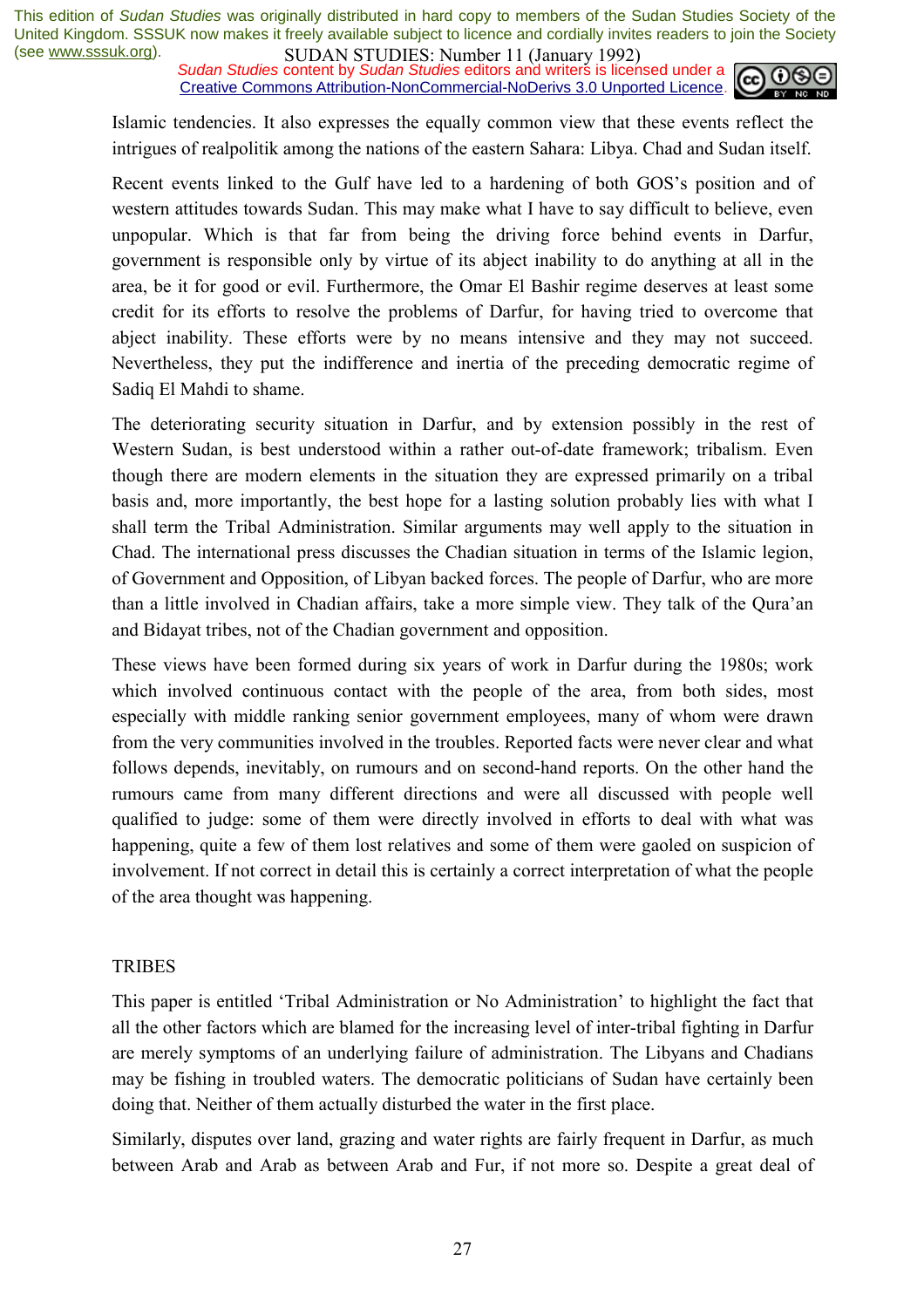Islamic tendencies. It also expresses the equally common view that these events reflect the intrigues of realpolitik among the nations of the eastern Sahara: Libya. Chad and Sudan itself.

Recent events linked to the Gulf have led to a hardening of both GOS's position and of western attitudes towards Sudan. This may make what I have to say difficult to believe, even unpopular. Which is that far from being the driving force behind events in Darfur, government is responsible only by virtue of its abject inability to do anything at all in the area, be it for good or evil. Furthermore, the Omar El Bashir regime deserves at least some credit for its efforts to resolve the problems of Darfur, for having tried to overcome that abject inability. These efforts were by no means intensive and they may not succeed. Nevertheless, they put the indifference and inertia of the preceding democratic regime of Sadiq El Mahdi to shame.

The deteriorating security situation in Darfur, and by extension possibly in the rest of Western Sudan, is best understood within a rather out-of-date framework; tribalism. Even though there are modern elements in the situation they are expressed primarily on a tribal basis and, more importantly, the best hope for a lasting solution probably lies with what I shall term the Tribal Administration. Similar arguments may well apply to the situation in Chad. The international press discusses the Chadian situation in terms of the Islamic legion, of Government and Opposition, of Libyan backed forces. The people of Darfur, who are more than a little involved in Chadian affairs, take a more simple view. They talk of the Qura'an and Bidayat tribes, not of the Chadian government and opposition.

These views have been formed during six years of work in Darfur during the 1980s; work which involved continuous contact with the people of the area, from both sides, most especially with middle ranking senior government employees, many of whom were drawn from the very communities involved in the troubles. Reported facts were never clear and what follows depends, inevitably, on rumours and on second-hand reports. On the other hand the rumours came from many different directions and were all discussed with people well qualified to judge: some of them were directly involved in efforts to deal with what was happening, quite a few of them lost relatives and some of them were gaoled on suspicion of involvement. If not correct in detail this is certainly a correct interpretation of what the people of the area thought was happening.

## TRIBES

This paper is entitled 'Tribal Administration or No Administration' to highlight the fact that all the other factors which are blamed for the increasing level of inter-tribal fighting in Darfur are merely symptoms of an underlying failure of administration. The Libyans and Chadians may be fishing in troubled waters. The democratic politicians of Sudan have certainly been doing that. Neither of them actually disturbed the water in the first place.

Similarly, disputes over land, grazing and water rights are fairly frequent in Darfur, as much between Arab and Arab as between Arab and Fur, if not more so. Despite a great deal of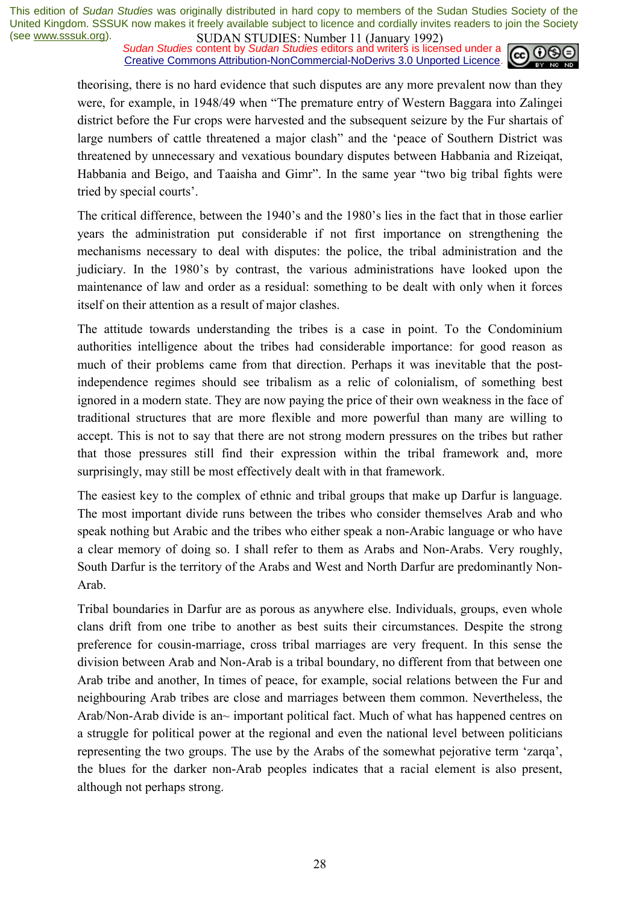theorising, there is no hard evidence that such disputes are any more prevalent now than they were, for example, in 1948/49 when "The premature entry of Western Baggara into Zalingei district before the Fur crops were harvested and the subsequent seizure by the Fur shartais of large numbers of cattle threatened a major clash" and the 'peace of Southern District was threatened by unnecessary and vexatious boundary disputes between Habbania and Rizeiqat, Habbania and Beigo, and Taaisha and Gimr". In the same year "two big tribal fights were tried by special courts'.

The critical difference, between the 1940's and the 1980's lies in the fact that in those earlier years the administration put considerable if not first importance on strengthening the mechanisms necessary to deal with disputes: the police, the tribal administration and the judiciary. In the 1980's by contrast, the various administrations have looked upon the maintenance of law and order as a residual: something to be dealt with only when it forces itself on their attention as a result of major clashes.

The attitude towards understanding the tribes is a case in point. To the Condominium authorities intelligence about the tribes had considerable importance: for good reason as much of their problems came from that direction. Perhaps it was inevitable that the post-independence regimes should see tribalism as a relic of colonialism, of something best ignored in a modern state. They are now paying the price of their own weakness in the face of traditional structures that are more flexible and more powerful than many are willing to accept. This is not to say that there are not strong modern pressures on the tribes but rather that those pressures still find their expression within the tribal framework and, more surprisingly, may still be most effectively dealt with in that framework.

The easiest key to the complex of ethnic and tribal groups that make up Darfur is language. The most important divide runs between the tribes who consider themselves Arab and who speak nothing but Arabic and the tribes who either speak a non-Arabic language or who have a clear memory of doing so. I shall refer to them as Arabs and Non-Arabs. Very roughly, South Darfur is the territory of the Arabs and West and North Darfur are predominantly Non-Arab.

Tribal boundaries in Darfur are as porous as anywhere else. Individuals, groups, even whole clans drift from one tribe to another as best suits their circumstances. Despite the strong preference for cousin-marriage, cross tribal marriages are very frequent. In this sense the division between Arab and Non-Arab is a tribal boundary, no different from that between one Arab tribe and another, In times of peace, for example, social relations between the Fur and neighbouring Arab tribes are close and marriages between them common. Nevertheless, the Arab/Non-Arab divide is an~ important political fact. Much of what has happened centres on a struggle for political power at the regional and even the national level between politicians representing the two groups. The use by the Arabs of the somewhat pejorative term 'zarqa', the blues for the darker non-Arab peoples indicates that a racial element is also present, although not perhaps strong.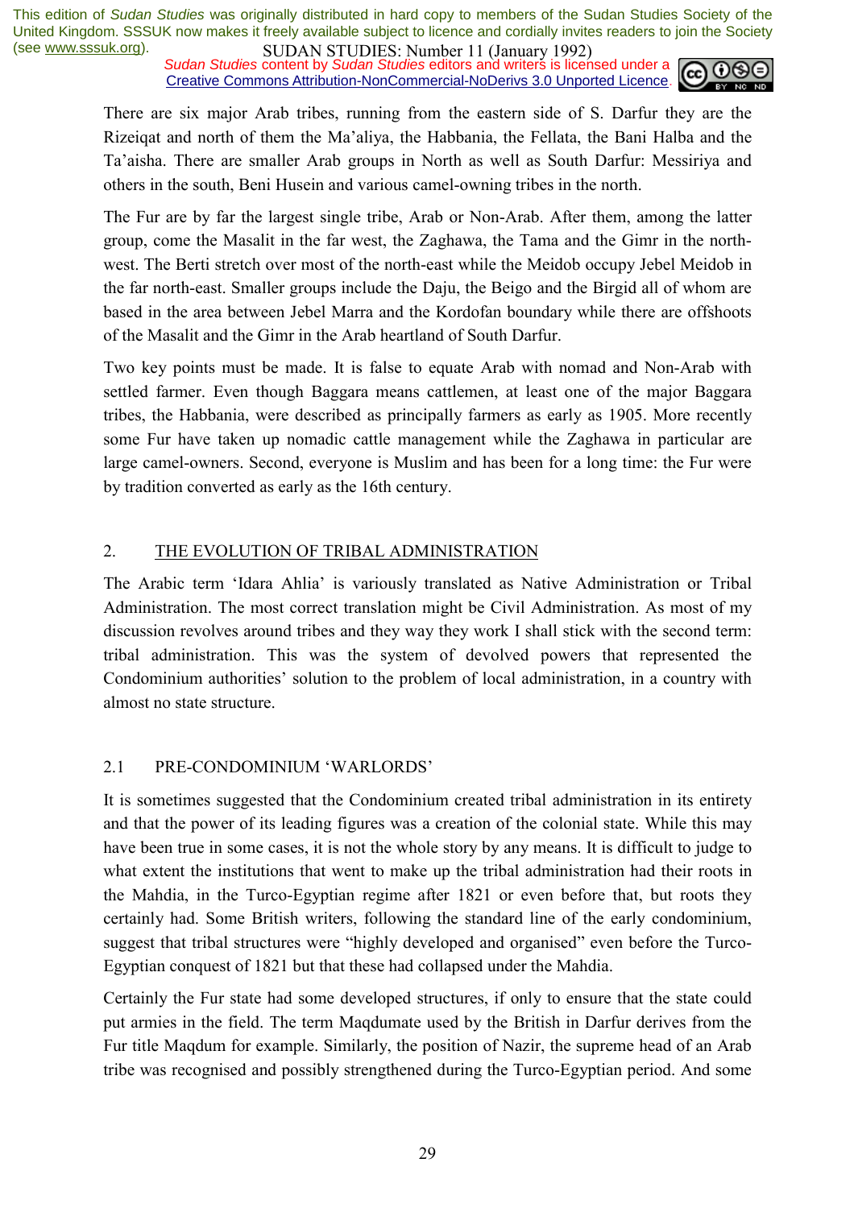There are six major Arab tribes, running from the eastern side of S. Darfur they are the Rizeiqat and north of them the Ma'aliya, the Habbania, the Fellata, the Bani Halba and the Ta'aisha. There are smaller Arab groups in North as well as South Darfur: Messiriya and others in the south, Beni Husein and various camel-owning tribes in the north.

The Fur are by far the largest single tribe, Arab or Non-Arab. After them, among the latter group, come the Masalit in the far west, the Zaghawa, the Tama and the Gimr in the north-west. The Berti stretch over most of the north-east while the Meidob occupy Jebel Meidob in the far north-east. Smaller groups include the Daju, the Beigo and the Birgid all of whom are based in the area between Jebel Marra and the Kordofan boundary while there are offshoots of the Masalit and the Gimr in the Arab heartland of South Darfur.

Two key points must be made. It is false to equate Arab with nomad and Non-Arab with settled farmer. Even though Baggara means cattlemen, at least one of the major Baggara tribes, the Habbania, were described as principally farmers as early as 1905. More recently some Fur have taken up nomadic cattle management while the Zaghawa in particular are large camel-owners. Second, everyone is Muslim and has been for a long time: the Fur were by tradition converted as early as the 16th century.

## 2. THE EVOLUTION OF TRIBAL ADMINISTRATION

The Arabic term 'Idara Ahlia' is variously translated as Native Administration or Tribal Administration. The most correct translation might be Civil Administration. As most of my discussion revolves around tribes and they way they work I shall stick with the second term: tribal administration. This was the system of devolved powers that represented the Condominium authorities' solution to the problem of local administration, in a country with almost no state structure.

### 2.1 PRE-CONDOMINIUM 'WARLORDS'

It is sometimes suggested that the Condominium created tribal administration in its entirety and that the power of its leading figures was a creation of the colonial state. While this may have been true in some cases, it is not the whole story by any means. It is difficult to judge to what extent the institutions that went to make up the tribal administration had their roots in the Mahdia, in the Turco-Egyptian regime after 1821 or even before that, but roots they certainly had. Some British writers, following the standard line of the early condominium, suggest that tribal structures were "highly developed and organised" even before the Turco-Egyptian conquest of 1821 but that these had collapsed under the Mahdia.

Certainly the Fur state had some developed structures, if only to ensure that the state could put armies in the field. The term Maqdumate used by the British in Darfur derives from the Fur title Maqdum for example. Similarly, the position of Nazir, the supreme head of an Arab tribe was recognised and possibly strengthened during the Turco-Egyptian period. And some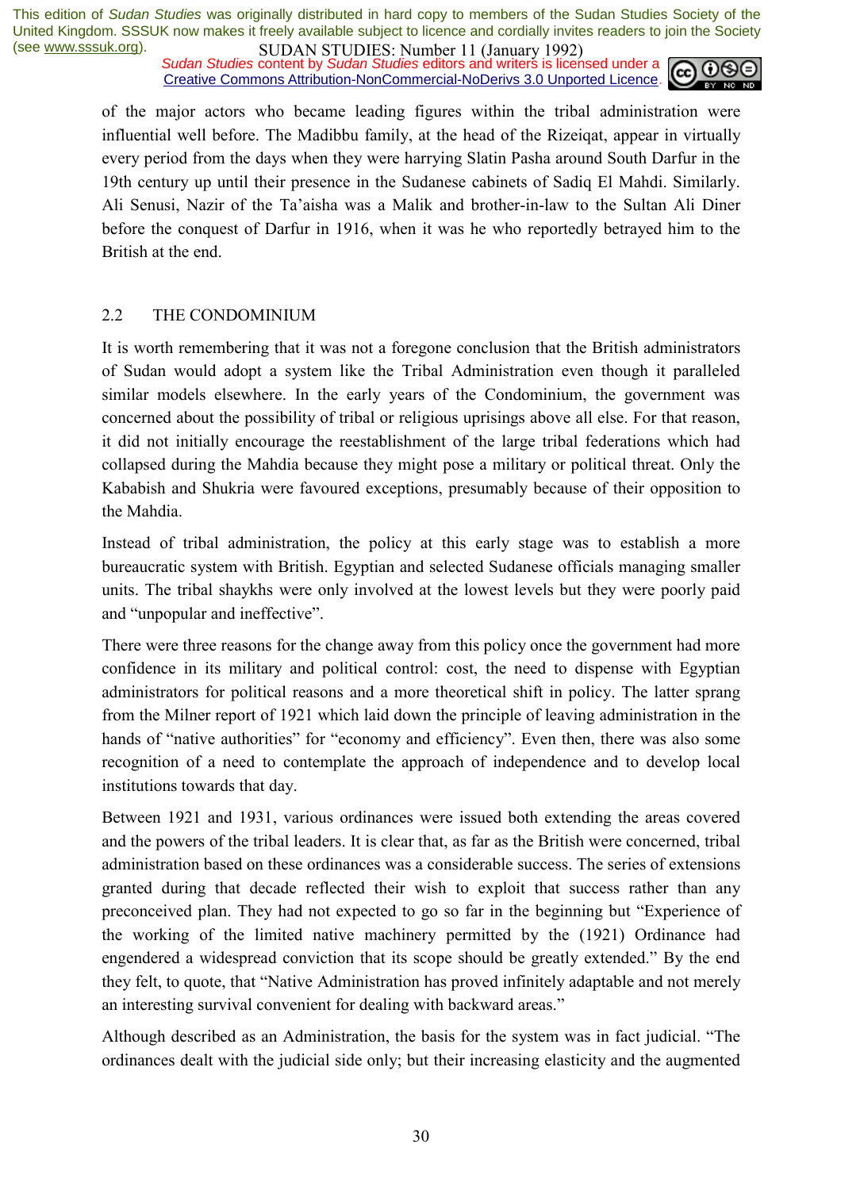of the major actors who became leading figures within the tribal administration were influential well before. The Madibbu family, at the head of the Rizeiqat, appear in virtually every period from the days when they were harrying Slatin Pasha around South Darfur in the 19th century up until their presence in the Sudanese cabinets of Sadiq El Mahdi. Similarly. Ali Senusi, Nazir of the Ta'aisha was a Malik and brother-in-law to the Sultan Ali Diner before the conquest of Darfur in 1916, when it was he who reportedly betrayed him to the British at the end.

## 2.2 THE CONDOMINIUM

It is worth remembering that it was not a foregone conclusion that the British administrators of Sudan would adopt a system like the Tribal Administration even though it paralleled similar models elsewhere. In the early years of the Condominium, the government was concerned about the possibility of tribal or religious uprisings above all else. For that reason, it did not initially encourage the reestablishment of the large tribal federations which had collapsed during the Mahdia because they might pose a military or political threat. Only the Kababish and Shukria were favoured exceptions, presumably because of their opposition to the Mahdia.

Instead of tribal administration, the policy at this early stage was to establish a more bureaucratic system with British. Egyptian and selected Sudanese officials managing smaller units. The tribal shaykhs were only involved at the lowest levels but they were poorly paid and "unpopular and ineffective".

There were three reasons for the change away from this policy once the government had more confidence in its military and political control: cost, the need to dispense with Egyptian administrators for political reasons and a more theoretical shift in policy. The latter sprang from the Milner report of 1921 which laid down the principle of leaving administration in the hands of "native authorities" for "economy and efficiency". Even then, there was also some recognition of a need to contemplate the approach of independence and to develop local institutions towards that day.

Between 1921 and 1931, various ordinances were issued both extending the areas covered and the powers of the tribal leaders. It is clear that, as far as the British were concerned, tribal administration based on these ordinances was a considerable success. The series of extensions granted during that decade reflected their wish to exploit that success rather than any preconceived plan. They had not expected to go so far in the beginning but "Experience of the working of the limited native machinery permitted by the (1921) Ordinance had engendered a widespread conviction that its scope should be greatly extended." By the end they felt, to quote, that "Native Administration has proved infinitely adaptable and not merely an interesting survival convenient for dealing with backward areas."

Although described as an Administration, the basis for the system was in fact judicial. "The ordinances dealt with the judicial side only; but their increasing elasticity and the augmented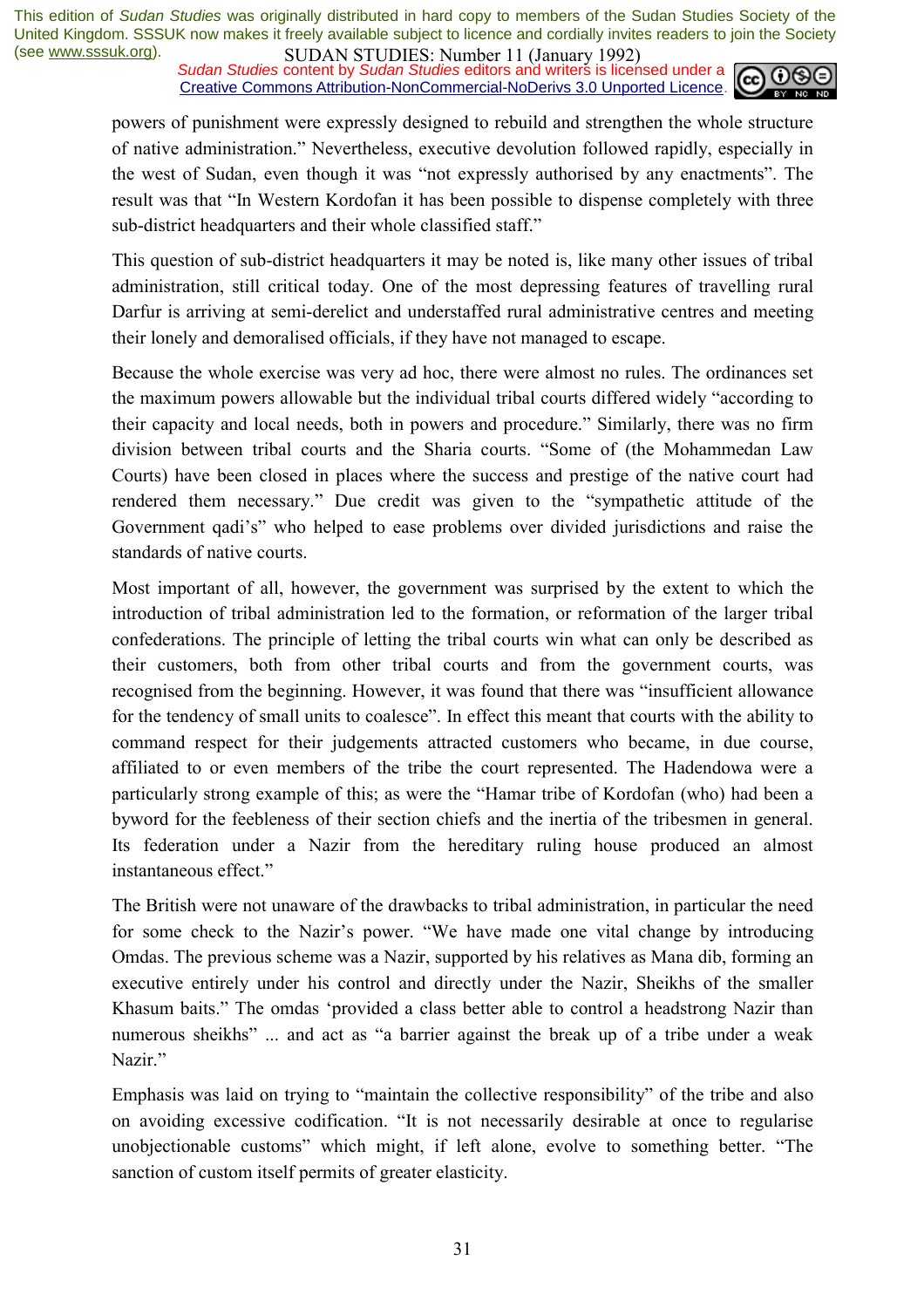powers of punishment were expressly designed to rebuild and strengthen the whole structure of native administration." Nevertheless, executive devolution followed rapidly, especially in the west of Sudan, even though it was "not expressly authorised by any enactments". The result was that "In Western Kordofan it has been possible to dispense completely with three sub-district headquarters and their whole classified staff."

This question of sub-district headquarters it may be noted is, like many other issues of tribal administration, still critical today. One of the most depressing features of travelling rural Darfur is arriving at semi-derelict and understaffed rural administrative centres and meeting their lonely and demoralised officials, if they have not managed to escape.

Because the whole exercise was very ad hoc, there were almost no rules. The ordinances set the maximum powers allowable but the individual tribal courts differed widely "according to their capacity and local needs, both in powers and procedure." Similarly, there was no firm division between tribal courts and the Sharia courts. "Some of (the Mohammedan Law Courts) have been closed in places where the success and prestige of the native court had rendered them necessary." Due credit was given to the "sympathetic attitude of the Government qadi's" who helped to ease problems over divided jurisdictions and raise the standards of native courts.

Most important of all, however, the government was surprised by the extent to which the introduction of tribal administration led to the formation, or reformation of the larger tribal confederations. The principle of letting the tribal courts win what can only be described as their customers, both from other tribal courts and from the government courts, was recognised from the beginning. However, it was found that there was "insufficient allowance for the tendency of small units to coalesce". In effect this meant that courts with the ability to command respect for their judgements attracted customers who became, in due course, affiliated to or even members of the tribe the court represented. The Hadendowa were a particularly strong example of this; as were the "Hamar tribe of Kordofan (who) had been a byword for the feebleness of their section chiefs and the inertia of the tribesmen in general. Its federation under a Nazir from the hereditary ruling house produced an almost instantaneous effect."

The British were not unaware of the drawbacks to tribal administration, in particular the need for some check to the Nazir's power. "We have made one vital change by introducing Omdas. The previous scheme was a Nazir, supported by his relatives as Mana dib, forming an executive entirely under his control and directly under the Nazir, Sheikhs of the smaller Khasum baits." The omdas 'provided a class better able to control a headstrong Nazir than numerous sheikhs" ... and act as "a barrier against the break up of a tribe under a weak Nazir."

Emphasis was laid on trying to "maintain the collective responsibility" of the tribe and also on avoiding excessive codification. "It is not necessarily desirable at once to regularise unobjectionable customs" which might, if left alone, evolve to something better. "The sanction of custom itself permits of greater elasticity.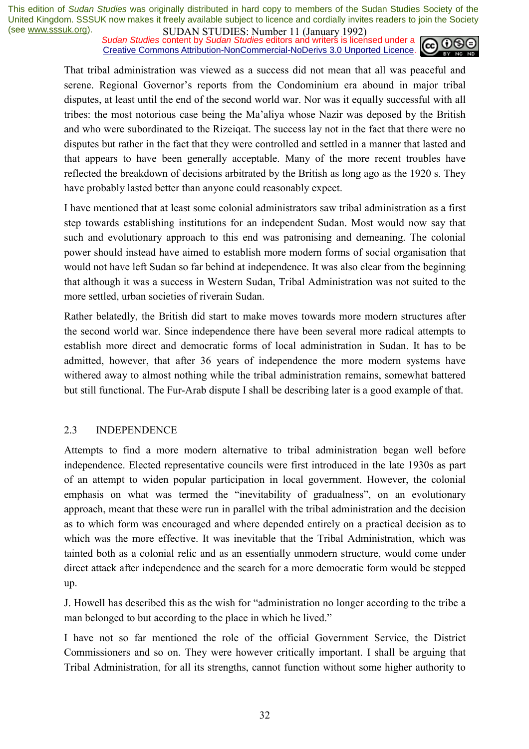That tribal administration was viewed as a success did not mean that all was peaceful and serene. Regional Governor's reports from the Condominium era abound in major tribal disputes, at least until the end of the second world war. Nor was it equally successful with all tribes: the most notorious case being the Ma'aliya whose Nazir was deposed by the British and who were subordinated to the Rizeiqat. The success lay not in the fact that there were no disputes but rather in the fact that they were controlled and settled in a manner that lasted and that appears to have been generally acceptable. Many of the more recent troubles have reflected the breakdown of decisions arbitrated by the British as long ago as the 1920 s. They have probably lasted better than anyone could reasonably expect.

I have mentioned that at least some colonial administrators saw tribal administration as a first step towards establishing institutions for an independent Sudan. Most would now say that such and evolutionary approach to this end was patronising and demeaning. The colonial power should instead have aimed to establish more modern forms of social organisation that would not have left Sudan so far behind at independence. It was also clear from the beginning that although it was a success in Western Sudan, Tribal Administration was not suited to the more settled, urban societies of riverain Sudan.

Rather belatedly, the British did start to make moves towards more modern structures after the second world war. Since independence there have been several more radical attempts to establish more direct and democratic forms of local administration in Sudan. It has to be admitted, however, that after 36 years of independence the more modern systems have withered away to almost nothing while the tribal administration remains, somewhat battered but still functional. The Fur-Arab dispute I shall be describing later is a good example of that.

## 2.3 INDEPENDENCE

Attempts to find a more modern alternative to tribal administration began well before independence. Elected representative councils were first introduced in the late 1930s as part of an attempt to widen popular participation in local government. However, the colonial emphasis on what was termed the "inevitability of gradualness", on an evolutionary approach, meant that these were run in parallel with the tribal administration and the decision as to which form was encouraged and where depended entirely on a practical decision as to which was the more effective. It was inevitable that the Tribal Administration, which was tainted both as a colonial relic and as an essentially unmodern structure, would come under direct attack after independence and the search for a more democratic form would be stepped up.

J. Howell has described this as the wish for "administration no longer according to the tribe a man belonged to but according to the place in which he lived."

I have not so far mentioned the role of the official Government Service, the District Commissioners and so on. They were however critically important. I shall be arguing that Tribal Administration, for all its strengths, cannot function without some higher authority to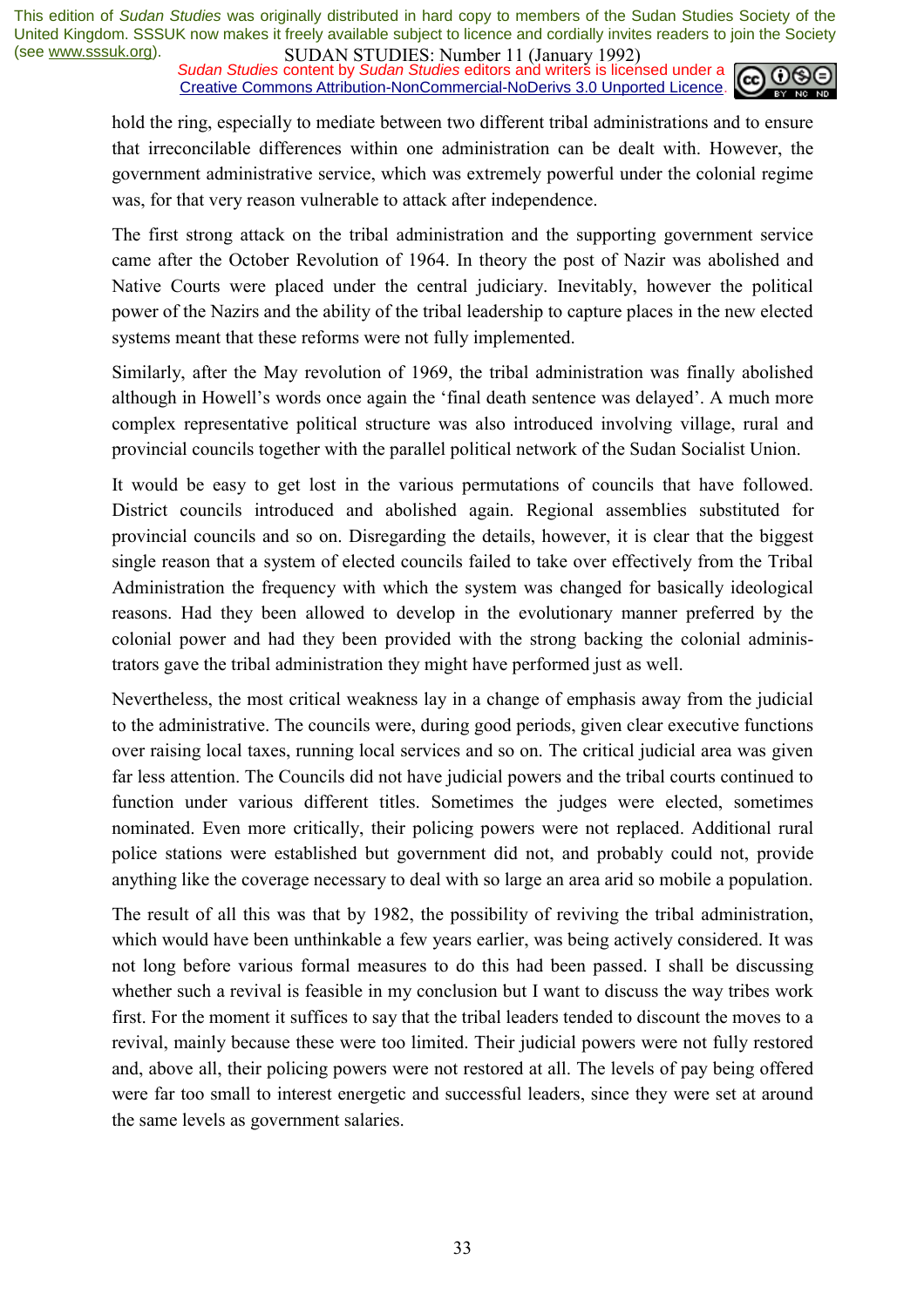hold the ring, especially to mediate between two different tribal administrations and to ensure that irreconcilable differences within one administration can be dealt with. However, the government administrative service, which was extremely powerful under the colonial regime was, for that very reason vulnerable to attack after independence.

The first strong attack on the tribal administration and the supporting government service came after the October Revolution of 1964. In theory the post of Nazir was abolished and Native Courts were placed under the central judiciary. Inevitably, however the political power of the Nazirs and the ability of the tribal leadership to capture places in the new elected systems meant that these reforms were not fully implemented.

Similarly, after the May revolution of 1969, the tribal administration was finally abolished although in Howell's words once again the 'final death sentence was delayed'. A much more complex representative political structure was also introduced involving village, rural and provincial councils together with the parallel political network of the Sudan Socialist Union.

It would be easy to get lost in the various permutations of councils that have followed. District councils introduced and abolished again. Regional assemblies substituted for provincial councils and so on. Disregarding the details, however, it is clear that the biggest single reason that a system of elected councils failed to take over effectively from the Tribal Administration the frequency with which the system was changed for basically ideological reasons. Had they been allowed to develop in the evolutionary manner preferred by the colonial power and had they been provided with the strong backing the colonial administrators gave the tribal administration they might have performed just as well.

Nevertheless, the most critical weakness lay in a change of emphasis away from the judicial to the administrative. The councils were, during good periods, given clear executive functions over raising local taxes, running local services and so on. The critical judicial area was given far less attention. The Councils did not have judicial powers and the tribal courts continued to function under various different titles. Sometimes the judges were elected, sometimes nominated. Even more critically, their policing powers were not replaced. Additional rural police stations were established but government did not, and probably could not, provide anything like the coverage necessary to deal with so large an area arid so mobile a population.

The result of all this was that by 1982, the possibility of reviving the tribal administration, which would have been unthinkable a few years earlier, was being actively considered. It was not long before various formal measures to do this had been passed. I shall be discussing whether such a revival is feasible in my conclusion but I want to discuss the way tribes work first. For the moment it suffices to say that the tribal leaders tended to discount the moves to a revival, mainly because these were too limited. Their judicial powers were not fully restored and, above all, their policing powers were not restored at all. The levels of pay being offered were far too small to interest energetic and successful leaders, since they were set at around the same levels as government salaries.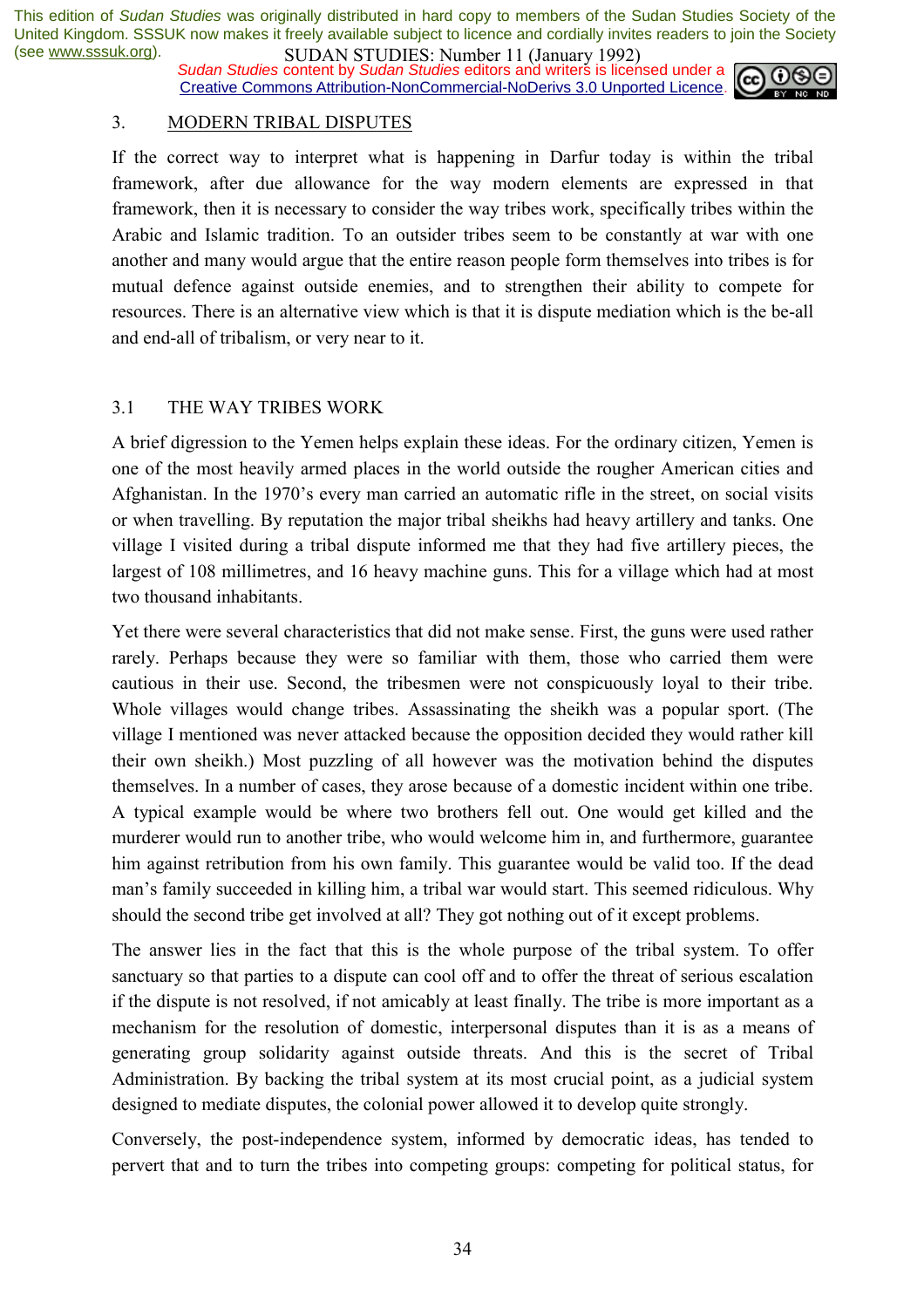## 3. MODERN TRIBAL DISPUTES

If the correct way to interpret what is happening in Darfur today is within the tribal framework, after due allowance for the way modern elements are expressed in that framework, then it is necessary to consider the way tribes work, specifically tribes within the Arabic and Islamic tradition. To an outsider tribes seem to be constantly at war with one another and many would argue that the entire reason people form themselves into tribes is for mutual defence against outside enemies, and to strengthen their ability to compete for resources. There is an alternative view which is that it is dispute mediation which is the be-all and end-all of tribalism, or very near to it.

### 3.1 THE WAY TRIBES WORK

A brief digression to the Yemen helps explain these ideas. For the ordinary citizen, Yemen is one of the most heavily armed places in the world outside the rougher American cities and Afghanistan. In the 1970's every man carried an automatic rifle in the street, on social visits or when travelling. By reputation the major tribal sheikhs had heavy artillery and tanks. One village I visited during a tribal dispute informed me that they had five artillery pieces, the largest of 108 millimetres, and 16 heavy machine guns. This for a village which had at most two thousand inhabitants.

Yet there were several characteristics that did not make sense. First, the guns were used rather rarely. Perhaps because they were so familiar with them, those who carried them were cautious in their use. Second, the tribesmen were not conspicuously loyal to their tribe. Whole villages would change tribes. Assassinating the sheikh was a popular sport. (The village I mentioned was never attacked because the opposition decided they would rather kill their own sheikh.) Most puzzling of all however was the motivation behind the disputes themselves. In a number of cases, they arose because of a domestic incident within one tribe. A typical example would be where two brothers fell out. One would get killed and the murderer would run to another tribe, who would welcome him in, and furthermore, guarantee him against retribution from his own family. This guarantee would be valid too. If the dead man's family succeeded in killing him, a tribal war would start. This seemed ridiculous. Why should the second tribe get involved at all? They got nothing out of it except problems.

The answer lies in the fact that this is the whole purpose of the tribal system. To offer sanctuary so that parties to a dispute can cool off and to offer the threat of serious escalation if the dispute is not resolved, if not amicably at least finally. The tribe is more important as a mechanism for the resolution of domestic, interpersonal disputes than it is as a means of generating group solidarity against outside threats. And this is the secret of Tribal Administration. By backing the tribal system at its most crucial point, as a judicial system designed to mediate disputes, the colonial power allowed it to develop quite strongly.

Conversely, the post-independence system, informed by democratic ideas, has tended to pervert that and to turn the tribes into competing groups: competing for political status, for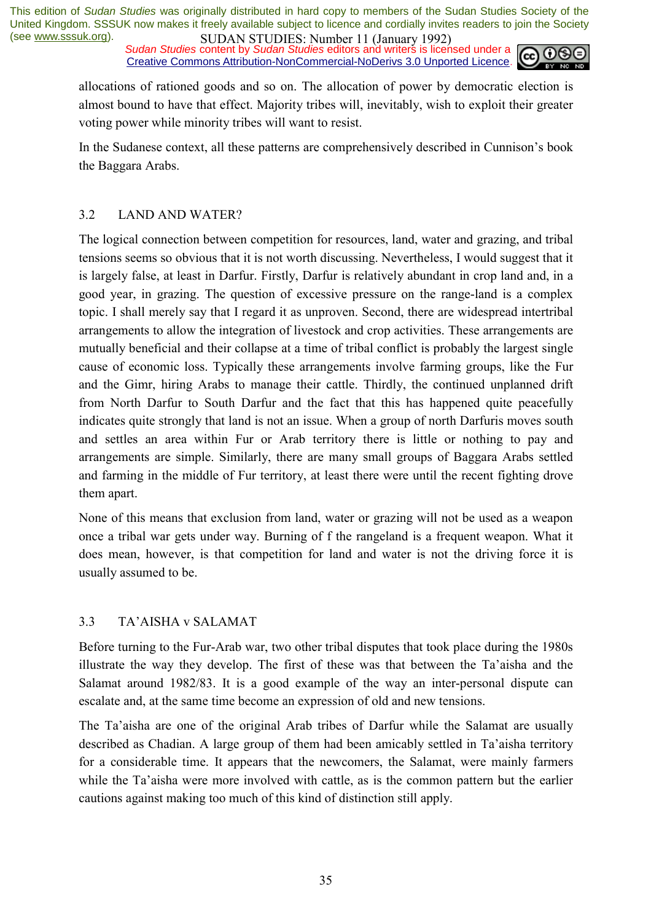allocations of rationed goods and so on. The allocation of power by democratic election is almost bound to have that effect. Majority tribes will, inevitably, wish to exploit their greater voting power while minority tribes will want to resist.

In the Sudanese context, all these patterns are comprehensively described in Cunnison's book the Baggara Arabs.

## 3.2 LAND AND WATER?

The logical connection between competition for resources, land, water and grazing, and tribal tensions seems so obvious that it is not worth discussing. Nevertheless, I would suggest that it is largely false, at least in Darfur. Firstly, Darfur is relatively abundant in crop land and, in a good year, in grazing. The question of excessive pressure on the range-land is a complex topic. I shall merely say that I regard it as unproven. Second, there are widespread intertribal arrangements to allow the integration of livestock and crop activities. These arrangements are mutually beneficial and their collapse at a time of tribal conflict is probably the largest single cause of economic loss. Typically these arrangements involve farming groups, like the Fur and the Gimr, hiring Arabs to manage their cattle. Thirdly, the continued unplanned drift from North Darfur to South Darfur and the fact that this has happened quite peacefully indicates quite strongly that land is not an issue. When a group of north Darfuris moves south and settles an area within Fur or Arab territory there is little or nothing to pay and arrangements are simple. Similarly, there are many small groups of Baggara Arabs settled and farming in the middle of Fur territory, at least there were until the recent fighting drove them apart.

None of this means that exclusion from land, water or grazing will not be used as a weapon once a tribal war gets under way. Burning of f the rangeland is a frequent weapon. What it does mean, however, is that competition for land and water is not the driving force it is usually assumed to be.

## 3.3 TA'AISHA v SALAMAT

Before turning to the Fur-Arab war, two other tribal disputes that took place during the 1980s illustrate the way they develop. The first of these was that between the Ta'aisha and the Salamat around 1982/83. It is a good example of the way an inter-personal dispute can escalate and, at the same time become an expression of old and new tensions.

The Ta'aisha are one of the original Arab tribes of Darfur while the Salamat are usually described as Chadian. A large group of them had been amicably settled in Ta'aisha territory for a considerable time. It appears that the newcomers, the Salamat, were mainly farmers while the Ta'aisha were more involved with cattle, as is the common pattern but the earlier cautions against making too much of this kind of distinction still apply.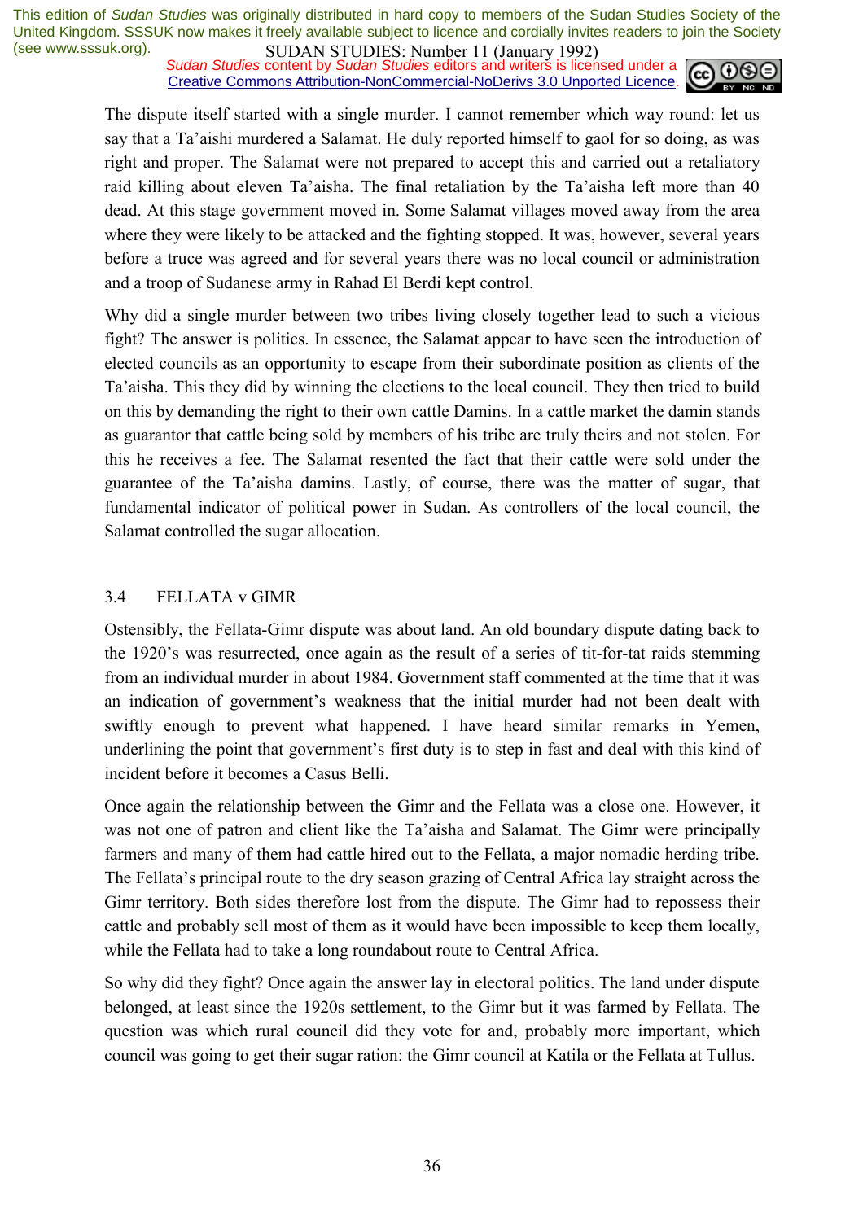The dispute itself started with a single murder. I cannot remember which way round: let us say that a Ta'aishi murdered a Salamat. He duly reported himself to gaol for so doing, as was right and proper. The Salamat were not prepared to accept this and carried out a retaliatory raid killing about eleven Ta'aisha. The final retaliation by the Ta'aisha left more than 40 dead. At this stage government moved in. Some Salamat villages moved away from the area where they were likely to be attacked and the fighting stopped. It was, however, several years before a truce was agreed and for several years there was no local council or administration and a troop of Sudanese army in Rahad El Berdi kept control.

Why did a single murder between two tribes living closely together lead to such a vicious fight? The answer is politics. In essence, the Salamat appear to have seen the introduction of elected councils as an opportunity to escape from their subordinate position as clients of the Ta'aisha. This they did by winning the elections to the local council. They then tried to build on this by demanding the right to their own cattle Damins. In a cattle market the damin stands as guarantor that cattle being sold by members of his tribe are truly theirs and not stolen. For this he receives a fee. The Salamat resented the fact that their cattle were sold under the guarantee of the Ta'aisha damins. Lastly, of course, there was the matter of sugar, that fundamental indicator of political power in Sudan. As controllers of the local council, the Salamat controlled the sugar allocation.

### 3.4 FELLATA v GIMR

Ostensibly, the Fellata-Gimr dispute was about land. An old boundary dispute dating back to the 1920's was resurrected, once again as the result of a series of tit-for-tat raids stemming from an individual murder in about 1984. Government staff commented at the time that it was an indication of government's weakness that the initial murder had not been dealt with swiftly enough to prevent what happened. I have heard similar remarks in Yemen, underlining the point that government's first duty is to step in fast and deal with this kind of incident before it becomes a Casus Belli.

Once again the relationship between the Gimr and the Fellata was a close one. However, it was not one of patron and client like the Ta'aisha and Salamat. The Gimr were principally farmers and many of them had cattle hired out to the Fellata, a major nomadic herding tribe. The Fellata's principal route to the dry season grazing of Central Africa lay straight across the Gimr territory. Both sides therefore lost from the dispute. The Gimr had to repossess their cattle and probably sell most of them as it would have been impossible to keep them locally, while the Fellata had to take a long roundabout route to Central Africa.

So why did they fight? Once again the answer lay in electoral politics. The land under dispute belonged, at least since the 1920s settlement, to the Gimr but it was farmed by Fellata. The question was which rural council did they vote for and, probably more important, which council was going to get their sugar ration: the Gimr council at Katila or the Fellata at Tullus.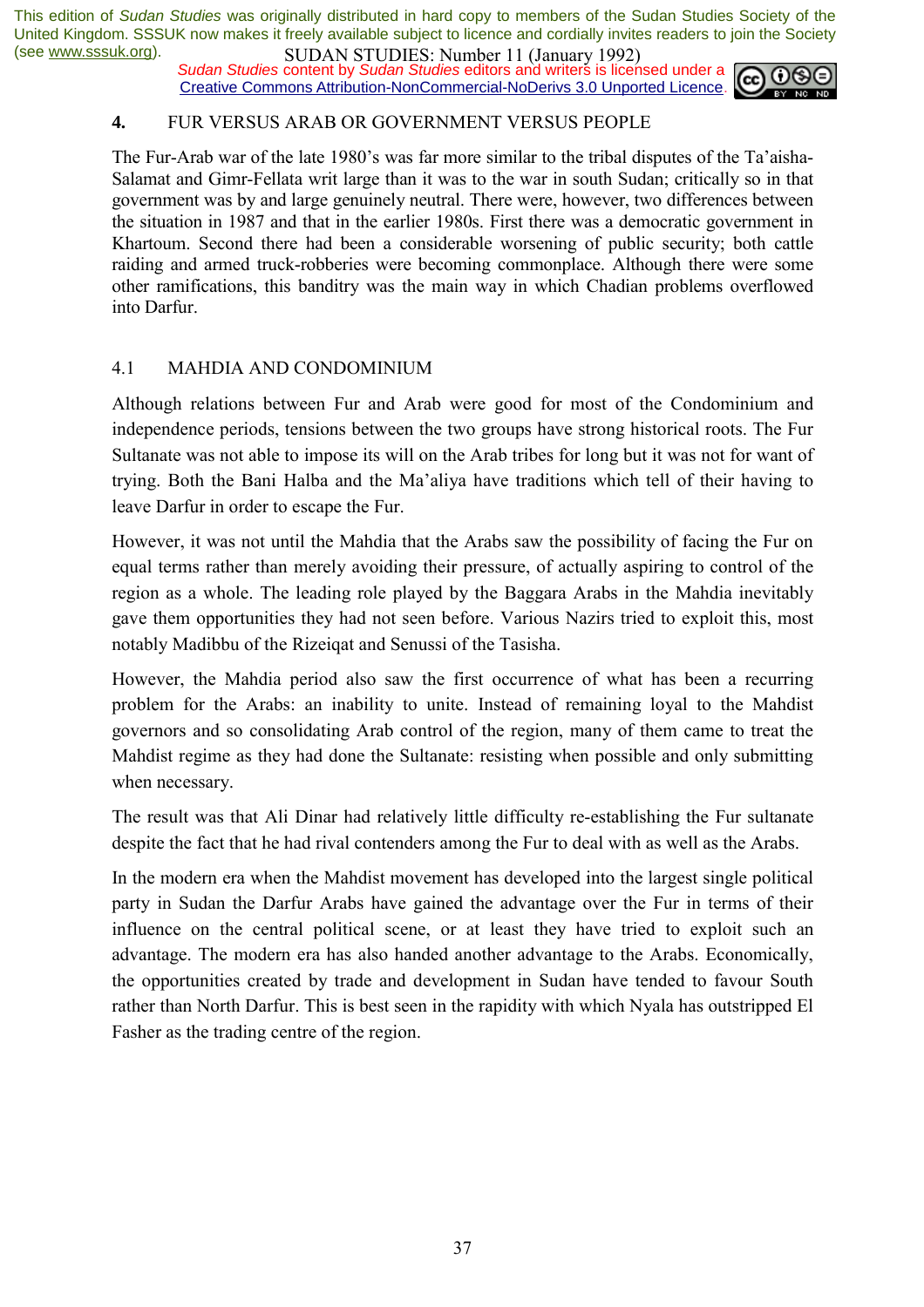## 4. FUR VERSUS ARAB OR GOVERNMENT VERSUS PEOPLE

The Fur-Arab war of the late 1980's was far more similar to the tribal disputes of the Ta'aisha-Salamat and Gimr-Fellata writ large than it was to the war in south Sudan; critically so in that government was by and large genuinely neutral. There were, however, two differences between the situation in 1987 and that in the earlier 1980s. First there was a democratic government in Khartoum. Second there had been a considerable worsening of public security; both cattle raiding and armed truck-robberies were becoming commonplace. Although there were some other ramifications, this banditry was the main way in which Chadian problems overflowed into Darfur.

### 4.1 MAHDIA AND CONDOMINIUM

Although relations between Fur and Arab were good for most of the Condominium and independence periods, tensions between the two groups have strong historical roots. The Fur Sultanate was not able to impose its will on the Arab tribes for long but it was not for want of trying. Both the Bani Halba and the Ma'aliya have traditions which tell of their having to leave Darfur in order to escape the Fur.

However, it was not until the Mahdia that the Arabs saw the possibility of facing the Fur on equal terms rather than merely avoiding their pressure, of actually aspiring to control of the region as a whole. The leading role played by the Baggara Arabs in the Mahdia inevitably gave them opportunities they had not seen before. Various Nazirs tried to exploit this, most notably Madibbu of the Rizeiqat and Senussi of the Tasisha.

However, the Mahdia period also saw the first occurrence of what has been a recurring problem for the Arabs: an inability to unite. Instead of remaining loyal to the Mahdist governors and so consolidating Arab control of the region, many of them came to treat the Mahdist regime as they had done the Sultanate: resisting when possible and only submitting when necessary.

The result was that Ali Dinar had relatively little difficulty re-establishing the Fur sultanate despite the fact that he had rival contenders among the Fur to deal with as well as the Arabs.

In the modern era when the Mahdist movement has developed into the largest single political party in Sudan the Darfur Arabs have gained the advantage over the Fur in terms of their influence on the central political scene, or at least they have tried to exploit such an advantage. The modern era has also handed another advantage to the Arabs. Economically, the opportunities created by trade and development in Sudan have tended to favour South rather than North Darfur. This is best seen in the rapidity with which Nyala has outstripped El Fasher as the trading centre of the region.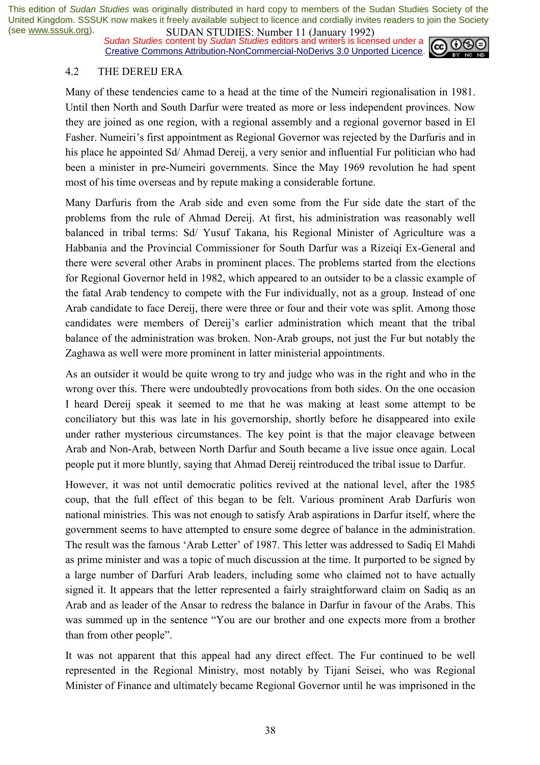## 4.2 THE DEREIJ ERA

Many of these tendencies came to a head at the time of the Numeiri regionalisation in 1981. Until then North and South Darfur were treated as more or less independent provinces. Now they are joined as one region, with a regional assembly and a regional governor based in El Fasher. Numeiri's first appointment as Regional Governor was rejected by the Darfuris and in his place he appointed Sd/ Ahmad Dereij, a very senior and influential Fur politician who had been a minister in pre-Numeiri governments. Since the May 1969 revolution he had spent most of his time overseas and by repute making a considerable fortune.

Many Darfuris from the Arab side and even some from the Fur side date the start of the problems from the rule of Ahmad Dereij. At first, his administration was reasonably well balanced in tribal terms: Sd/ Yusuf Takana, his Regional Minister of Agriculture was a Habbania and the Provincial Commissioner for South Darfur was a Rizeiqi Ex-General and there were several other Arabs in prominent places. The problems started from the elections for Regional Governor held in 1982, which appeared to an outsider to be a classic example of the fatal Arab tendency to compete with the Fur individually, not as a group. Instead of one Arab candidate to face Dereij, there were three or four and their vote was split. Among those candidates were members of Dereij's earlier administration which meant that the tribal balance of the administration was broken. Non-Arab groups, not just the Fur but notably the Zaghawa as well were more prominent in latter ministerial appointments.

As an outsider it would be quite wrong to try and judge who was in the right and who in the wrong over this. There were undoubtedly provocations from both sides. On the one occasion I heard Dereij speak it seemed to me that he was making at least some attempt to be conciliatory but this was late in his governorship, shortly before he disappeared into exile under rather mysterious circumstances. The key point is that the major cleavage between Arab and Non-Arab, between North Darfur and South became a live issue once again. Local people put it more bluntly, saying that Ahmad Dereij reintroduced the tribal issue to Darfur.

However, it was not until democratic politics revived at the national level, after the 1985 coup, that the full effect of this began to be felt. Various prominent Arab Darfuris won national ministries. This was not enough to satisfy Arab aspirations in Darfur itself, where the government seems to have attempted to ensure some degree of balance in the administration. The result was the famous 'Arab Letter' of 1987. This letter was addressed to Sadiq El Mahdi as prime minister and was a topic of much discussion at the time. It purported to be signed by a large number of Darfuri Arab leaders, including some who claimed not to have actually signed it. It appears that the letter represented a fairly straightforward claim on Sadiq as an Arab and as leader of the Ansar to redress the balance in Darfur in favour of the Arabs. This was summed up in the sentence "You are our brother and one expects more from a brother than from other people".

It was not apparent that this appeal had any direct effect. The Fur continued to be well represented in the Regional Ministry, most notably by Tijani Seisei, who was Regional Minister of Finance and ultimately became Regional Governor until he was imprisoned in the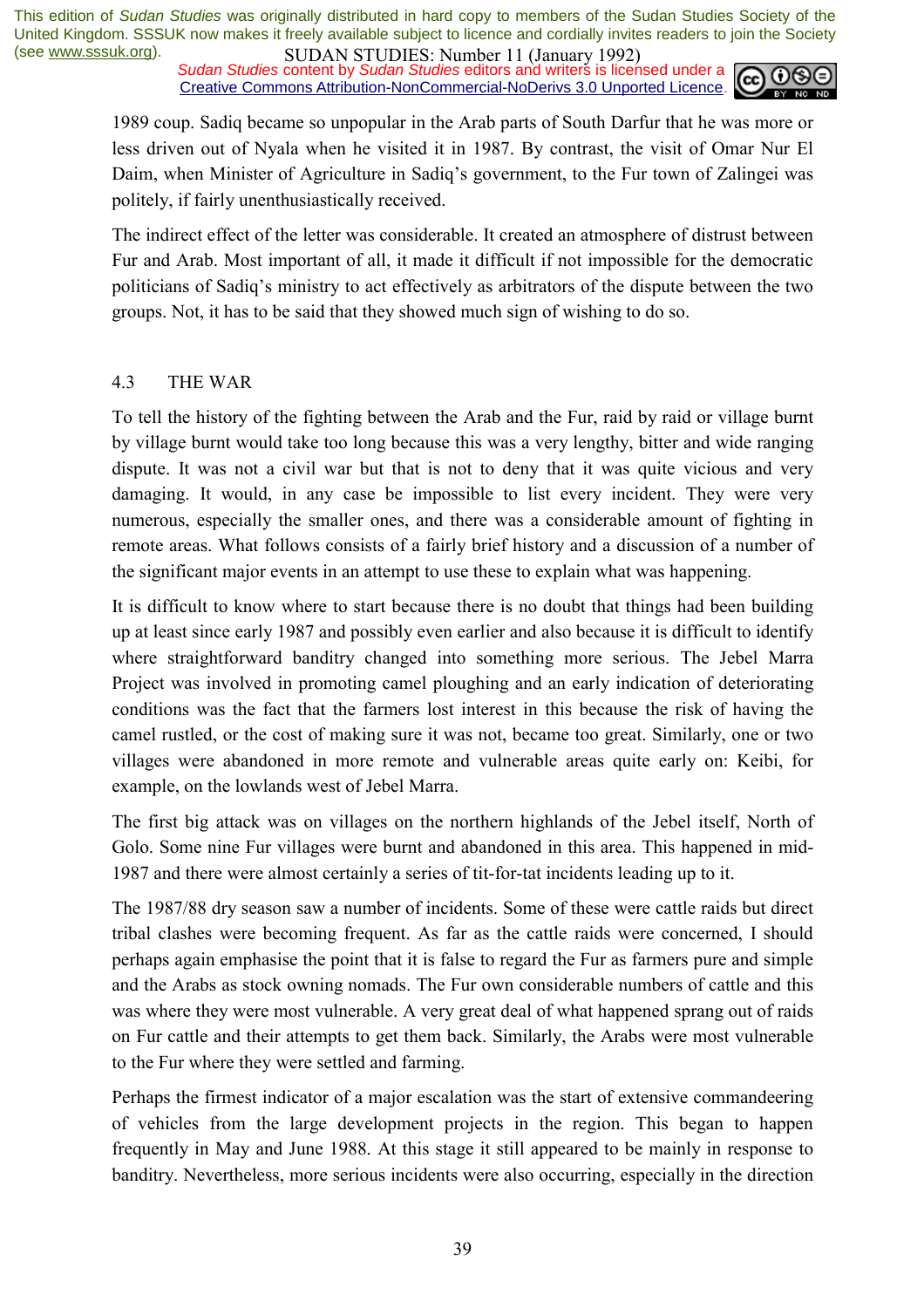1989 coup. Sadiq became so unpopular in the Arab parts of South Darfur that he was more or less driven out of Nyala when he visited it in 1987. By contrast, the visit of Omar Nur El Daim, when Minister of Agriculture in Sadiq's government, to the Fur town of Zalingei was politely, if fairly unenthusiastically received.

The indirect effect of the letter was considerable. It created an atmosphere of distrust between Fur and Arab. Most important of all, it made it difficult if not impossible for the democratic politicians of Sadiq's ministry to act effectively as arbitrators of the dispute between the two groups. Not, it has to be said that they showed much sign of wishing to do so.

## 4.3 THE WAR

To tell the history of the fighting between the Arab and the Fur, raid by raid or village burnt by village burnt would take too long because this was a very lengthy, bitter and wide ranging dispute. It was not a civil war but that is not to deny that it was quite vicious and very damaging. It would, in any case be impossible to list every incident. They were very numerous, especially the smaller ones, and there was a considerable amount of fighting in remote areas. What follows consists of a fairly brief history and a discussion of a number of the significant major events in an attempt to use these to explain what was happening.

It is difficult to know where to start because there is no doubt that things had been building up at least since early 1987 and possibly even earlier and also because it is difficult to identify where straightforward banditry changed into something more serious. The Jebel Marra Project was involved in promoting camel ploughing and an early indication of deteriorating conditions was the fact that the farmers lost interest in this because the risk of having the camel rustled, or the cost of making sure it was not, became too great. Similarly, one or two villages were abandoned in more remote and vulnerable areas quite early on: Keibi, for example, on the lowlands west of Jebel Marra.

The first big attack was on villages on the northern highlands of the Jebel itself, North of Golo. Some nine Fur villages were burnt and abandoned in this area. This happened in mid-1987 and there were almost certainly a series of tit-for-tat incidents leading up to it.

The 1987/88 dry season saw a number of incidents. Some of these were cattle raids but direct tribal clashes were becoming frequent. As far as the cattle raids were concerned, I should perhaps again emphasise the point that it is false to regard the Fur as farmers pure and simple and the Arabs as stock owning nomads. The Fur own considerable numbers of cattle and this was where they were most vulnerable. A very great deal of what happened sprang out of raids on Fur cattle and their attempts to get them back. Similarly, the Arabs were most vulnerable to the Fur where they were settled and farming.

Perhaps the firmest indicator of a major escalation was the start of extensive commandeering of vehicles from the large development projects in the region. This began to happen frequently in May and June 1988. At this stage it still appeared to be mainly in response to banditry. Nevertheless, more serious incidents were also occurring, especially in the direction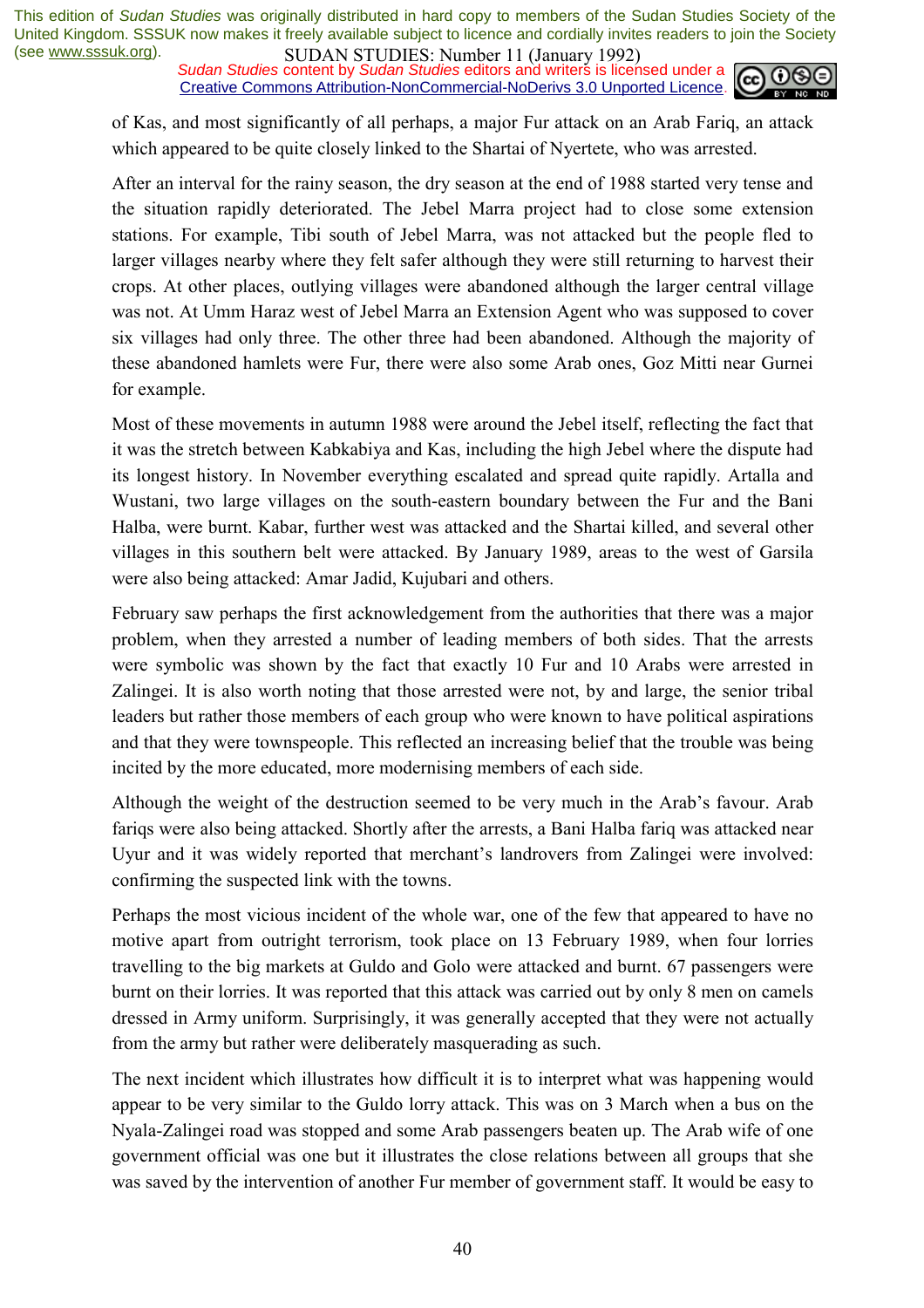of Kas, and most significantly of all perhaps, a major Fur attack on an Arab Fariq, an attack which appeared to be quite closely linked to the Shartai of Nyertete, who was arrested.

After an interval for the rainy season, the dry season at the end of 1988 started very tense and the situation rapidly deteriorated. The Jebel Marra project had to close some extension stations. For example, Tibi south of Jebel Marra, was not attacked but the people fled to larger villages nearby where they felt safer although they were still returning to harvest their crops. At other places, outlying villages were abandoned although the larger central village was not. At Umm Haraz west of Jebel Marra an Extension Agent who was supposed to cover six villages had only three. The other three had been abandoned. Although the majority of these abandoned hamlets were Fur, there were also some Arab ones, Goz Mitti near Gurnei for example.

Most of these movements in autumn 1988 were around the Jebel itself, reflecting the fact that it was the stretch between Kabkabiya and Kas, including the high Jebel where the dispute had its longest history. In November everything escalated and spread quite rapidly. Artalla and Wustani, two large villages on the south-eastern boundary between the Fur and the Bani Halba, were burnt. Kabar, further west was attacked and the Shartai killed, and several other villages in this southern belt were attacked. By January 1989, areas to the west of Garsila were also being attacked: Amar Jadid, Kujubari and others.

February saw perhaps the first acknowledgement from the authorities that there was a major problem, when they arrested a number of leading members of both sides. That the arrests were symbolic was shown by the fact that exactly 10 Fur and 10 Arabs were arrested in Zalingei. It is also worth noting that those arrested were not, by and large, the senior tribal leaders but rather those members of each group who were known to have political aspirations and that they were townspeople. This reflected an increasing belief that the trouble was being incited by the more educated, more modernising members of each side.

Although the weight of the destruction seemed to be very much in the Arab's favour. Arab fariqs were also being attacked. Shortly after the arrests, a Bani Halba fariq was attacked near Uyur and it was widely reported that merchant's landrovers from Zalingei were involved: confirming the suspected link with the towns.

Perhaps the most vicious incident of the whole war, one of the few that appeared to have no motive apart from outright terrorism, took place on 13 February 1989, when four lorries travelling to the big markets at Guldo and Golo were attacked and burnt. 67 passengers were burnt on their lorries. It was reported that this attack was carried out by only 8 men on camels dressed in Army uniform. Surprisingly, it was generally accepted that they were not actually from the army but rather were deliberately masquerading as such.

The next incident which illustrates how difficult it is to interpret what was happening would appear to be very similar to the Guldo lorry attack. This was on 3 March when a bus on the Nyala-Zalingei road was stopped and some Arab passengers beaten up. The Arab wife of one government official was one but it illustrates the close relations between all groups that she was saved by the intervention of another Fur member of government staff. It would be easy to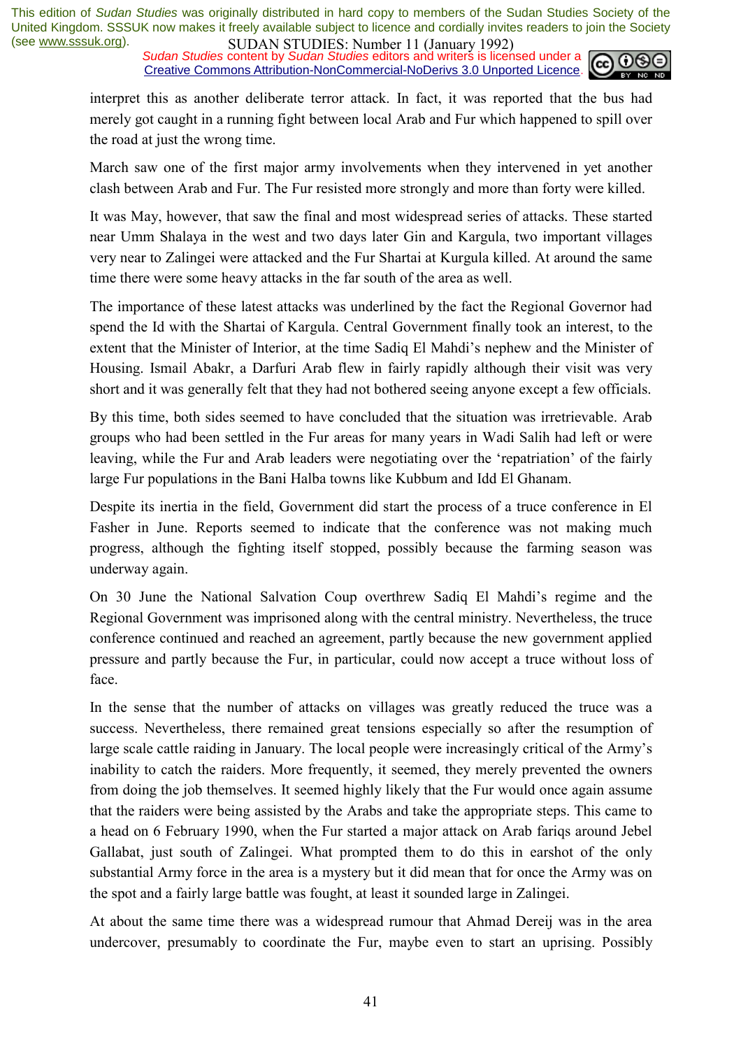interpret this as another deliberate terror attack. In fact, it was reported that the bus had merely got caught in a running fight between local Arab and Fur which happened to spill over the road at just the wrong time.

March saw one of the first major army involvements when they intervened in yet another clash between Arab and Fur. The Fur resisted more strongly and more than forty were killed.

It was May, however, that saw the final and most widespread series of attacks. These started near Umm Shalaya in the west and two days later Gin and Kargula, two important villages very near to Zalingei were attacked and the Fur Shartai at Kurgula killed. At around the same time there were some heavy attacks in the far south of the area as well.

The importance of these latest attacks was underlined by the fact the Regional Governor had spend the Id with the Shartai of Kargula. Central Government finally took an interest, to the extent that the Minister of Interior, at the time Sadiq El Mahdi's nephew and the Minister of Housing. Ismail Abakr, a Darfuri Arab flew in fairly rapidly although their visit was very short and it was generally felt that they had not bothered seeing anyone except a few officials.

By this time, both sides seemed to have concluded that the situation was irretrievable. Arab groups who had been settled in the Fur areas for many years in Wadi Salih had left or were leaving, while the Fur and Arab leaders were negotiating over the 'repatriation' of the fairly large Fur populations in the Bani Halba towns like Kubbum and Idd El Ghanam.

Despite its inertia in the field, Government did start the process of a truce conference in El Fasher in June. Reports seemed to indicate that the conference was not making much progress, although the fighting itself stopped, possibly because the farming season was underway again.

On 30 June the National Salvation Coup overthrew Sadiq El Mahdi's regime and the Regional Government was imprisoned along with the central ministry. Nevertheless, the truce conference continued and reached an agreement, partly because the new government applied pressure and partly because the Fur, in particular, could now accept a truce without loss of face.

In the sense that the number of attacks on villages was greatly reduced the truce was a success. Nevertheless, there remained great tensions especially so after the resumption of large scale cattle raiding in January. The local people were increasingly critical of the Army's inability to catch the raiders. More frequently, it seemed, they merely prevented the owners from doing the job themselves. It seemed highly likely that the Fur would once again assume that the raiders were being assisted by the Arabs and take the appropriate steps. This came to a head on 6 February 1990, when the Fur started a major attack on Arab fariqs around Jebel Gallabat, just south of Zalingei. What prompted them to do this in earshot of the only substantial Army force in the area is a mystery but it did mean that for once the Army was on the spot and a fairly large battle was fought, at least it sounded large in Zalingei.

At about the same time there was a widespread rumour that Ahmad Dereij was in the area undercover, presumably to coordinate the Fur, maybe even to start an uprising. Possibly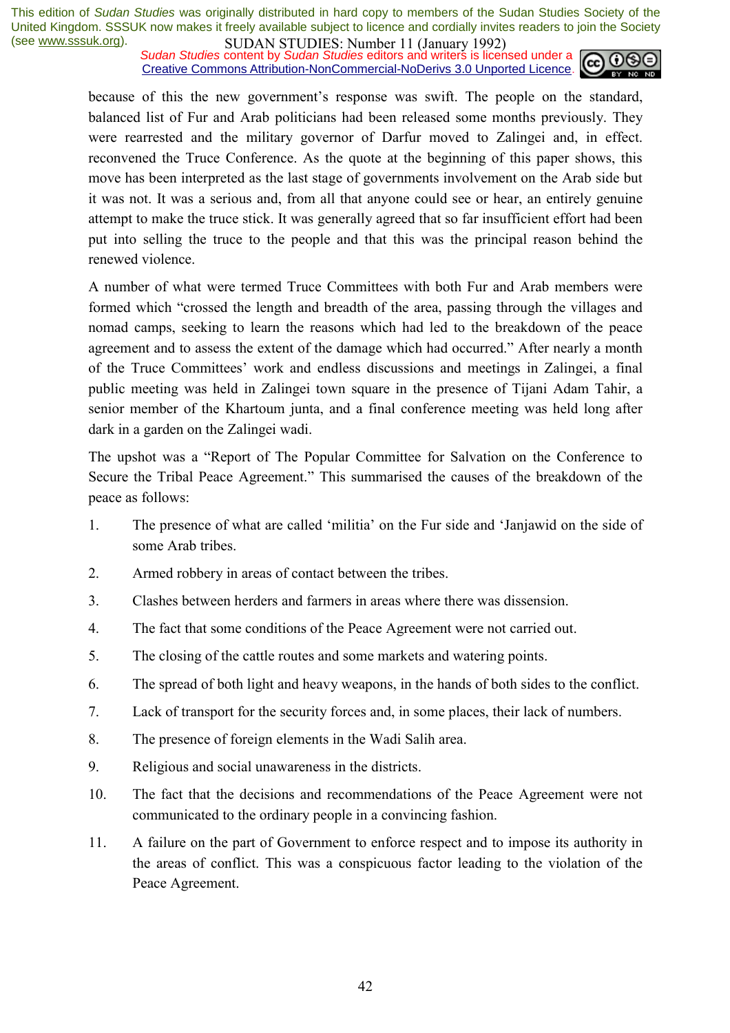because of this the new government's response was swift. The people on the standard, balanced list of Fur and Arab politicians had been released some months previously. They were rearrested and the military governor of Darfur moved to Zalingei and, in effect. reconvened the Truce Conference. As the quote at the beginning of this paper shows, this move has been interpreted as the last stage of governments involvement on the Arab side but it was not. It was a serious and, from all that anyone could see or hear, an entirely genuine attempt to make the truce stick. It was generally agreed that so far insufficient effort had been put into selling the truce to the people and that this was the principal reason behind the renewed violence.

A number of what were termed Truce Committees with both Fur and Arab members were formed which "crossed the length and breadth of the area, passing through the villages and nomad camps, seeking to learn the reasons which had led to the breakdown of the peace agreement and to assess the extent of the damage which had occurred." After nearly a month of the Truce Committees' work and endless discussions and meetings in Zalingei, a final public meeting was held in Zalingei town square in the presence of Tijani Adam Tahir, a senior member of the Khartoum junta, and a final conference meeting was held long after dark in a garden on the Zalingei wadi.

The upshot was a "Report of The Popular Committee for Salvation on the Conference to Secure the Tribal Peace Agreement." This summarised the causes of the breakdown of the peace as follows:

1. The presence of what are called 'militia' on the Fur side and 'Janjawid on the side of some Arab tribes.
2. Armed robbery in areas of contact between the tribes.
3. Clashes between herders and farmers in areas where there was dissension.
4. The fact that some conditions of the Peace Agreement were not carried out.
5. The closing of the cattle routes and some markets and watering points.
6. The spread of both light and heavy weapons, in the hands of both sides to the conflict.
7. Lack of transport for the security forces and, in some places, their lack of numbers.
8. The presence of foreign elements in the Wadi Salih area.
9. Religious and social unawareness in the districts.
10. The fact that the decisions and recommendations of the Peace Agreement were not communicated to the ordinary people in a convincing fashion.
11. A failure on the part of Government to enforce respect and to impose its authority in the areas of conflict. This was a conspicuous factor leading to the violation of the Peace Agreement.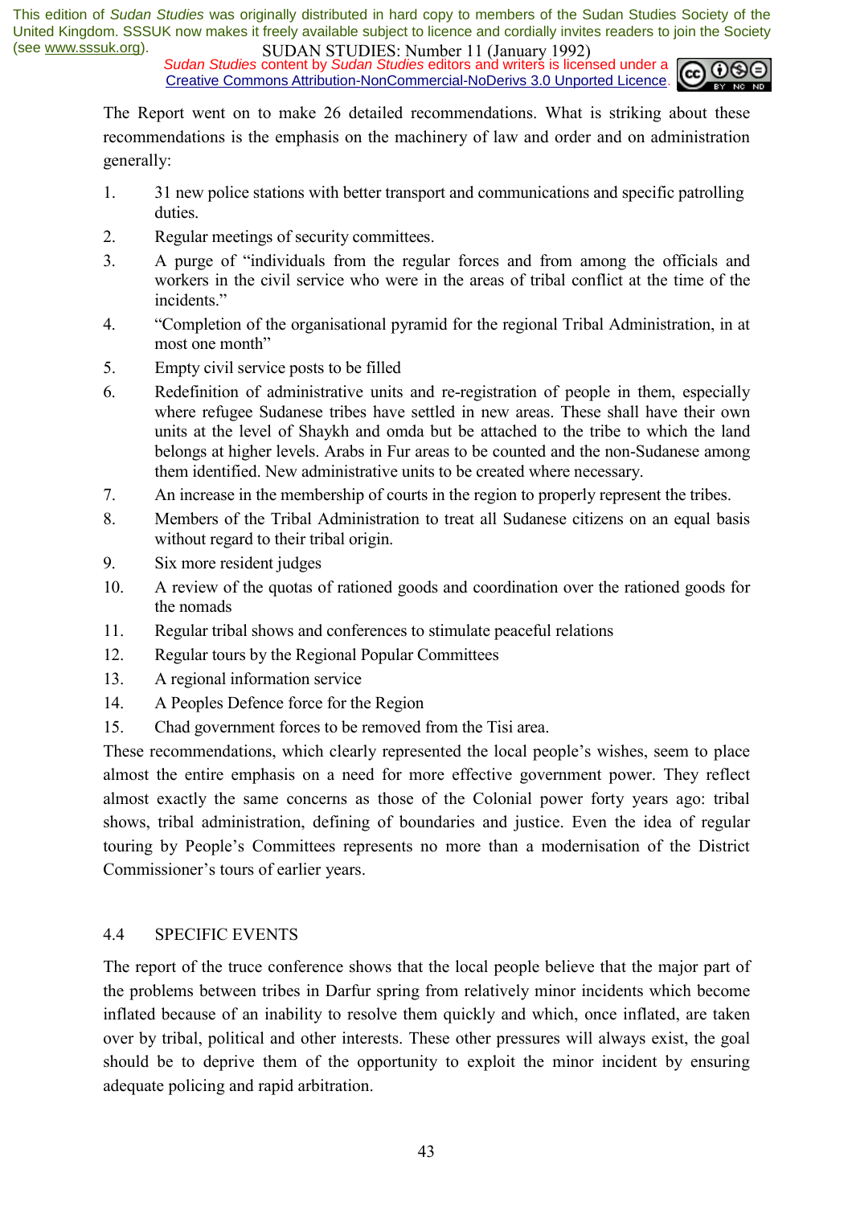The Report went on to make 26 detailed recommendations. What is striking about these recommendations is the emphasis on the machinery of law and order and on administration generally:

1. 31 new police stations with better transport and communications and specific patrolling duties.
2. Regular meetings of security committees.
3. A purge of "individuals from the regular forces and from among the officials and workers in the civil service who were in the areas of tribal conflict at the time of the incidents."
4. "Completion of the organisational pyramid for the regional Tribal Administration, in at most one month"
5. Empty civil service posts to be filled
6. Redefinition of administrative units and re-registration of people in them, especially where refugee Sudanese tribes have settled in new areas. These shall have their own units at the level of Shaykh and omda but be attached to the tribe to which the land belongs at higher levels. Arabs in Fur areas to be counted and the non-Sudanese among them identified. New administrative units to be created where necessary.
7. An increase in the membership of courts in the region to properly represent the tribes.
8. Members of the Tribal Administration to treat all Sudanese citizens on an equal basis without regard to their tribal origin.
9. Six more resident judges
10. A review of the quotas of rationed goods and coordination over the rationed goods for the nomads
11. Regular tribal shows and conferences to stimulate peaceful relations
12. Regular tours by the Regional Popular Committees
13. A regional information service
14. A Peoples Defence force for the Region
15. Chad government forces to be removed from the Tisi area.

These recommendations, which clearly represented the local people's wishes, seem to place almost the entire emphasis on a need for more effective government power. They reflect almost exactly the same concerns as those of the Colonial power forty years ago: tribal shows, tribal administration, defining of boundaries and justice. Even the idea of regular touring by People's Committees represents no more than a modernisation of the District Commissioner's tours of earlier years.

## 4.4 SPECIFIC EVENTS

The report of the truce conference shows that the local people believe that the major part of the problems between tribes in Darfur spring from relatively minor incidents which become inflated because of an inability to resolve them quickly and which, once inflated, are taken over by tribal, political and other interests. These other pressures will always exist, the goal should be to deprive them of the opportunity to exploit the minor incident by ensuring adequate policing and rapid arbitration.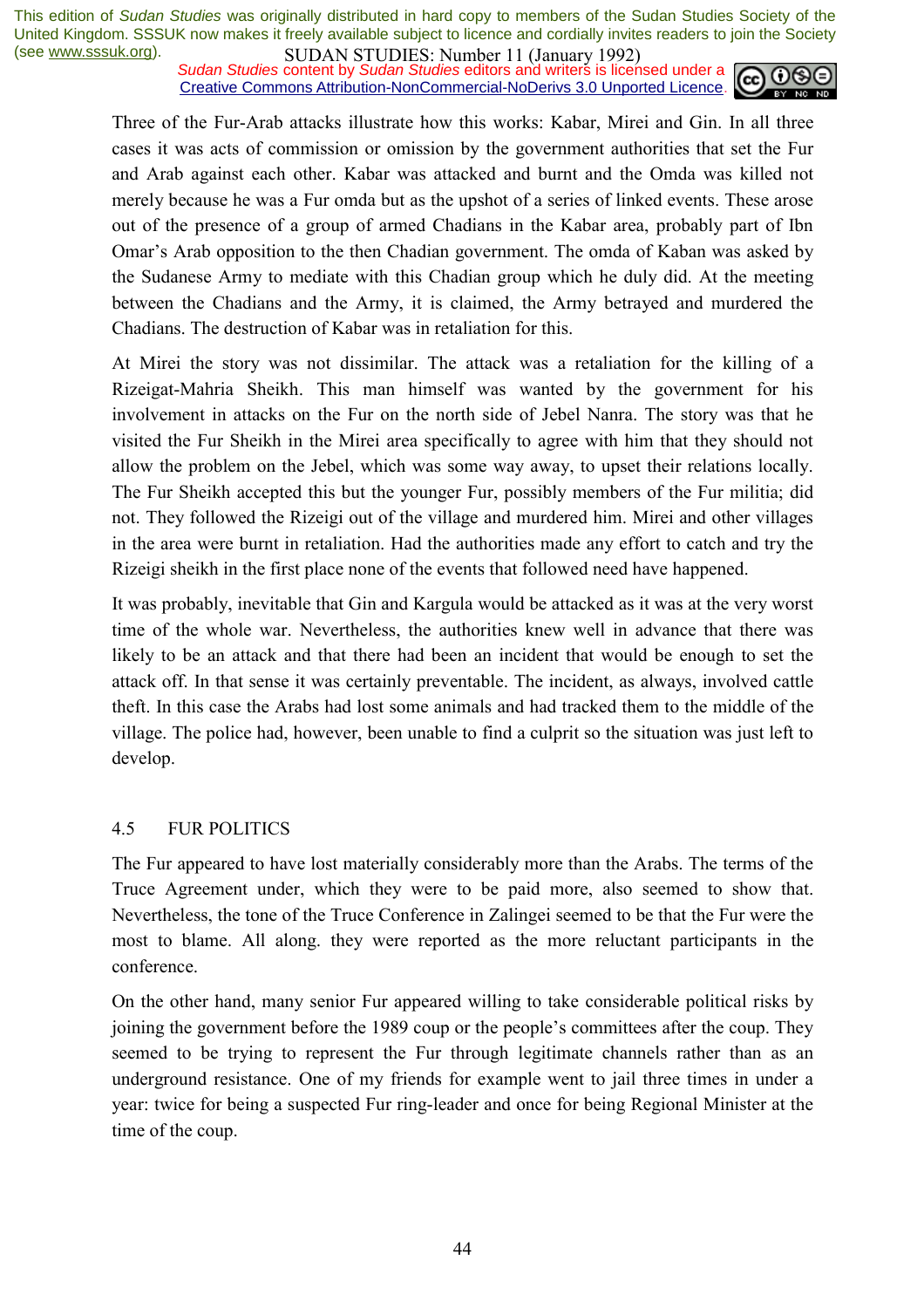Three of the Fur-Arab attacks illustrate how this works: Kabar, Mirei and Gin. In all three cases it was acts of commission or omission by the government authorities that set the Fur and Arab against each other. Kabar was attacked and burnt and the Omda was killed not merely because he was a Fur omda but as the upshot of a series of linked events. These arose out of the presence of a group of armed Chadians in the Kabar area, probably part of Ibn Omar's Arab opposition to the then Chadian government. The omda of Kaban was asked by the Sudanese Army to mediate with this Chadian group which he duly did. At the meeting between the Chadians and the Army, it is claimed, the Army betrayed and murdered the Chadians. The destruction of Kabar was in retaliation for this.

At Mirei the story was not dissimilar. The attack was a retaliation for the killing of a Rizeigat-Mahria Sheikh. This man himself was wanted by the government for his involvement in attacks on the Fur on the north side of Jebel Nanra. The story was that he visited the Fur Sheikh in the Mirei area specifically to agree with him that they should not allow the problem on the Jebel, which was some way away, to upset their relations locally. The Fur Sheikh accepted this but the younger Fur, possibly members of the Fur militia; did not. They followed the Rizeigi out of the village and murdered him. Mirei and other villages in the area were burnt in retaliation. Had the authorities made any effort to catch and try the Rizeigi sheikh in the first place none of the events that followed need have happened.

It was probably, inevitable that Gin and Kargula would be attacked as it was at the very worst time of the whole war. Nevertheless, the authorities knew well in advance that there was likely to be an attack and that there had been an incident that would be enough to set the attack off. In that sense it was certainly preventable. The incident, as always, involved cattle theft. In this case the Arabs had lost some animals and had tracked them to the middle of the village. The police had, however, been unable to find a culprit so the situation was just left to develop.

## 4.5 FUR POLITICS

The Fur appeared to have lost materially considerably more than the Arabs. The terms of the Truce Agreement under, which they were to be paid more, also seemed to show that. Nevertheless, the tone of the Truce Conference in Zalingei seemed to be that the Fur were the most to blame. All along. they were reported as the more reluctant participants in the conference.

On the other hand, many senior Fur appeared willing to take considerable political risks by joining the government before the 1989 coup or the people's committees after the coup. They seemed to be trying to represent the Fur through legitimate channels rather than as an underground resistance. One of my friends for example went to jail three times in under a year: twice for being a suspected Fur ring-leader and once for being Regional Minister at the time of the coup.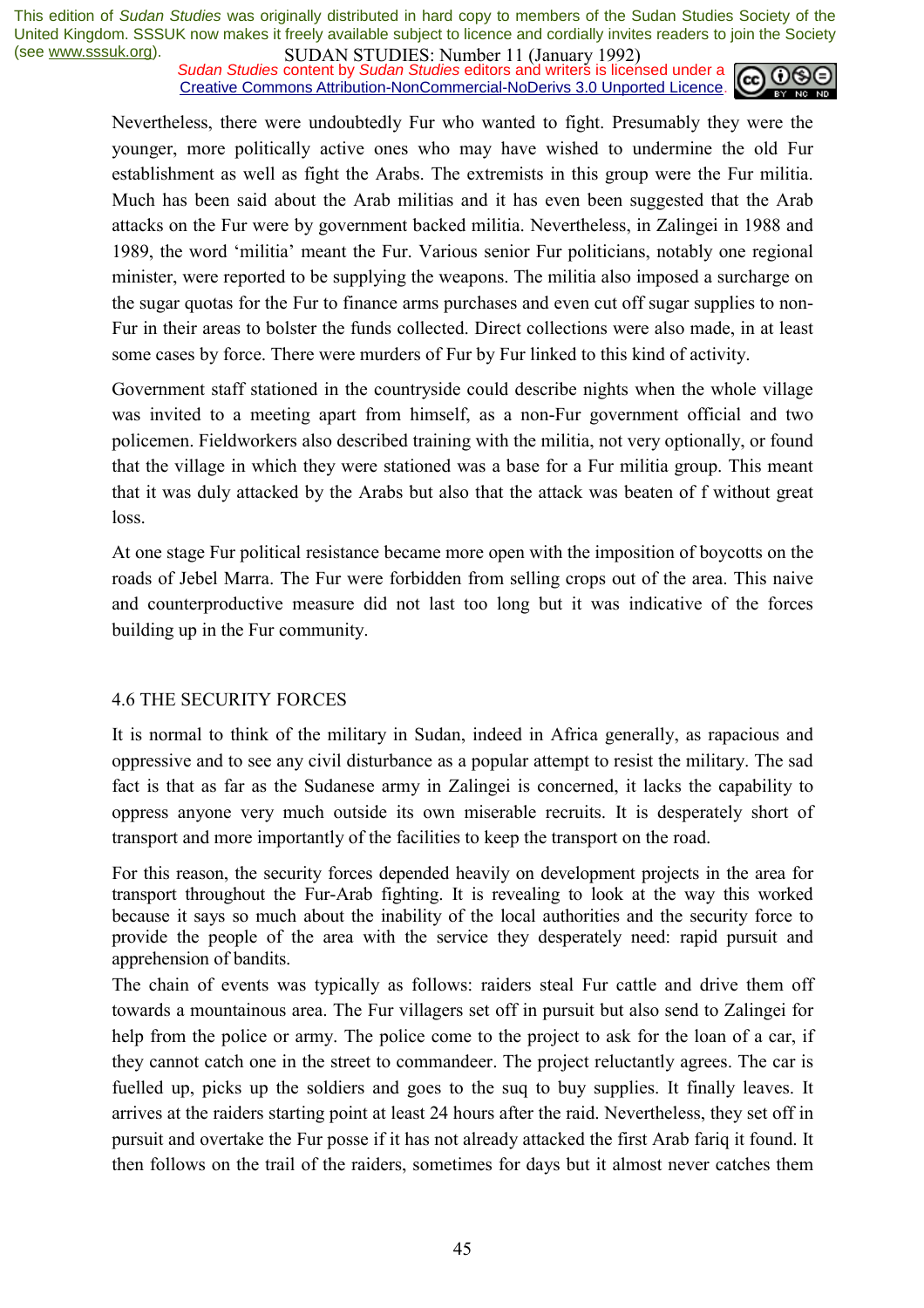Nevertheless, there were undoubtedly Fur who wanted to fight. Presumably they were the younger, more politically active ones who may have wished to undermine the old Fur establishment as well as fight the Arabs. The extremists in this group were the Fur militia. Much has been said about the Arab militias and it has even been suggested that the Arab attacks on the Fur were by government backed militia. Nevertheless, in Zalingei in 1988 and 1989, the word 'militia' meant the Fur. Various senior Fur politicians, notably one regional minister, were reported to be supplying the weapons. The militia also imposed a surcharge on the sugar quotas for the Fur to finance arms purchases and even cut off sugar supplies to non-Fur in their areas to bolster the funds collected. Direct collections were also made, in at least some cases by force. There were murders of Fur by Fur linked to this kind of activity.

Government staff stationed in the countryside could describe nights when the whole village was invited to a meeting apart from himself, as a non-Fur government official and two policemen. Fieldworkers also described training with the militia, not very optionally, or found that the village in which they were stationed was a base for a Fur militia group. This meant that it was duly attacked by the Arabs but also that the attack was beaten of f without great loss.

At one stage Fur political resistance became more open with the imposition of boycotts on the roads of Jebel Marra. The Fur were forbidden from selling crops out of the area. This naive and counterproductive measure did not last too long but it was indicative of the forces building up in the Fur community.

## 4.6 THE SECURITY FORCES

It is normal to think of the military in Sudan, indeed in Africa generally, as rapacious and oppressive and to see any civil disturbance as a popular attempt to resist the military. The sad fact is that as far as the Sudanese army in Zalingei is concerned, it lacks the capability to oppress anyone very much outside its own miserable recruits. It is desperately short of transport and more importantly of the facilities to keep the transport on the road.

For this reason, the security forces depended heavily on development projects in the area for transport throughout the Fur-Arab fighting. It is revealing to look at the way this worked because it says so much about the inability of the local authorities and the security force to provide the people of the area with the service they desperately need: rapid pursuit and apprehension of bandits.

The chain of events was typically as follows: raiders steal Fur cattle and drive them off towards a mountainous area. The Fur villagers set off in pursuit but also send to Zalingei for help from the police or army. The police come to the project to ask for the loan of a car, if they cannot catch one in the street to commandeer. The project reluctantly agrees. The car is fuelled up, picks up the soldiers and goes to the suq to buy supplies. It finally leaves. It arrives at the raiders starting point at least 24 hours after the raid. Nevertheless, they set off in pursuit and overtake the Fur posse if it has not already attacked the first Arab fariq it found. It then follows on the trail of the raiders, sometimes for days but it almost never catches them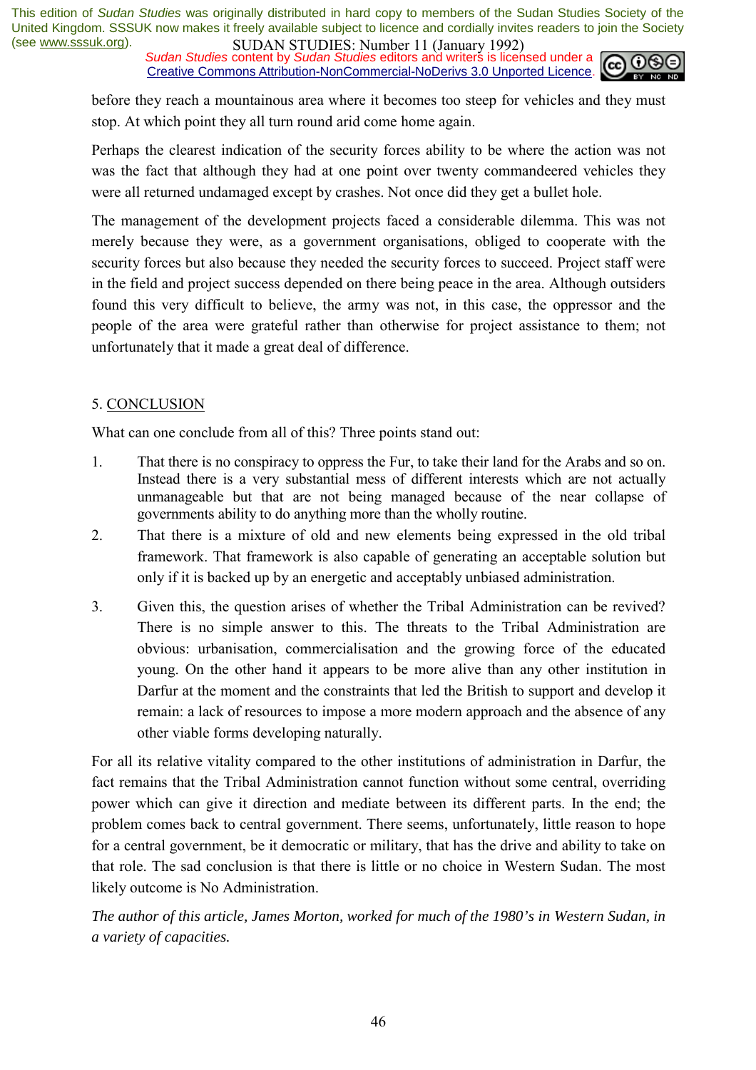before they reach a mountainous area where it becomes too steep for vehicles and they must stop. At which point they all turn round arid come home again.

Perhaps the clearest indication of the security forces ability to be where the action was not was the fact that although they had at one point over twenty commandeered vehicles they were all returned undamaged except by crashes. Not once did they get a bullet hole.

The management of the development projects faced a considerable dilemma. This was not merely because they were, as a government organisations, obliged to cooperate with the security forces but also because they needed the security forces to succeed. Project staff were in the field and project success depended on there being peace in the area. Although outsiders found this very difficult to believe, the army was not, in this case, the oppressor and the people of the area were grateful rather than otherwise for project assistance to them; not unfortunately that it made a great deal of difference.

## 5. CONCLUSION

What can one conclude from all of this? Three points stand out:

1. That there is no conspiracy to oppress the Fur, to take their land for the Arabs and so on. Instead there is a very substantial mess of different interests which are not actually unmanageable but that are not being managed because of the near collapse of governments ability to do anything more than the wholly routine.
2. That there is a mixture of old and new elements being expressed in the old tribal framework. That framework is also capable of generating an acceptable solution but only if it is backed up by an energetic and acceptably unbiased administration.
3. Given this, the question arises of whether the Tribal Administration can be revived? There is no simple answer to this. The threats to the Tribal Administration are obvious: urbanisation, commercialisation and the growing force of the educated young. On the other hand it appears to be more alive than any other institution in Darfur at the moment and the constraints that led the British to support and develop it remain: a lack of resources to impose a more modern approach and the absence of any other viable forms developing naturally.

For all its relative vitality compared to the other institutions of administration in Darfur, the fact remains that the Tribal Administration cannot function without some central, overriding power which can give it direction and mediate between its different parts. In the end; the problem comes back to central government. There seems, unfortunately, little reason to hope for a central government, be it democratic or military, that has the drive and ability to take on that role. The sad conclusion is that there is little or no choice in Western Sudan. The most likely outcome is No Administration.

*The author of this article, James Morton, worked for much of the 1980's in Western Sudan, in a variety of capacities.*